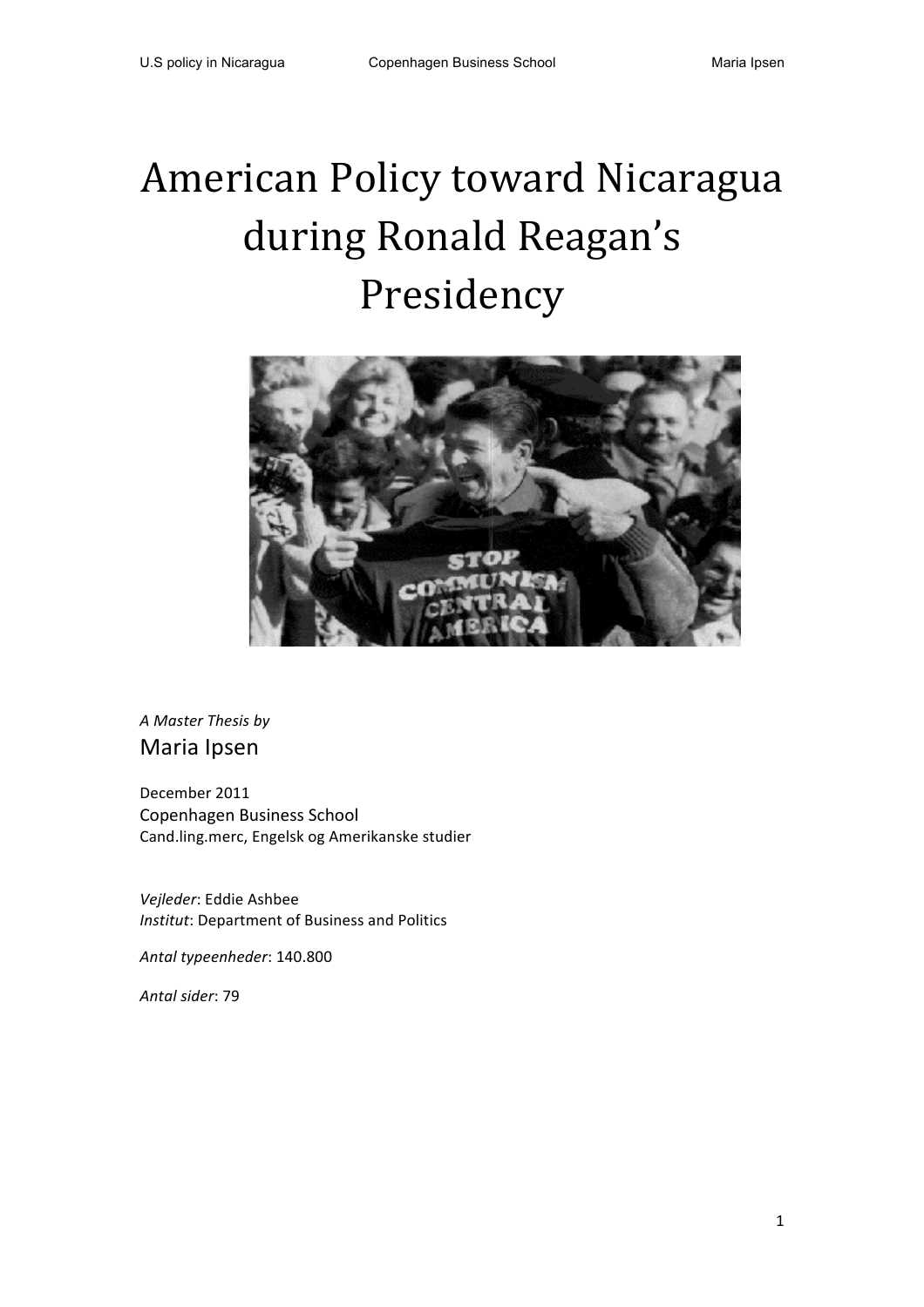# American Policy toward Nicaragua during Ronald Reagan's Presidency

*A Master Thesis by*

Maria Ipsen

December 2011

Copenhagen Business School

Cand.ling.merc, Engelsk og Amerikanske studier

*Vejleder*: Eddie Ashbee

*Institut*: Department of Business and Politics

*Antal typeenheder*: 140.800

*Antal sider*: 79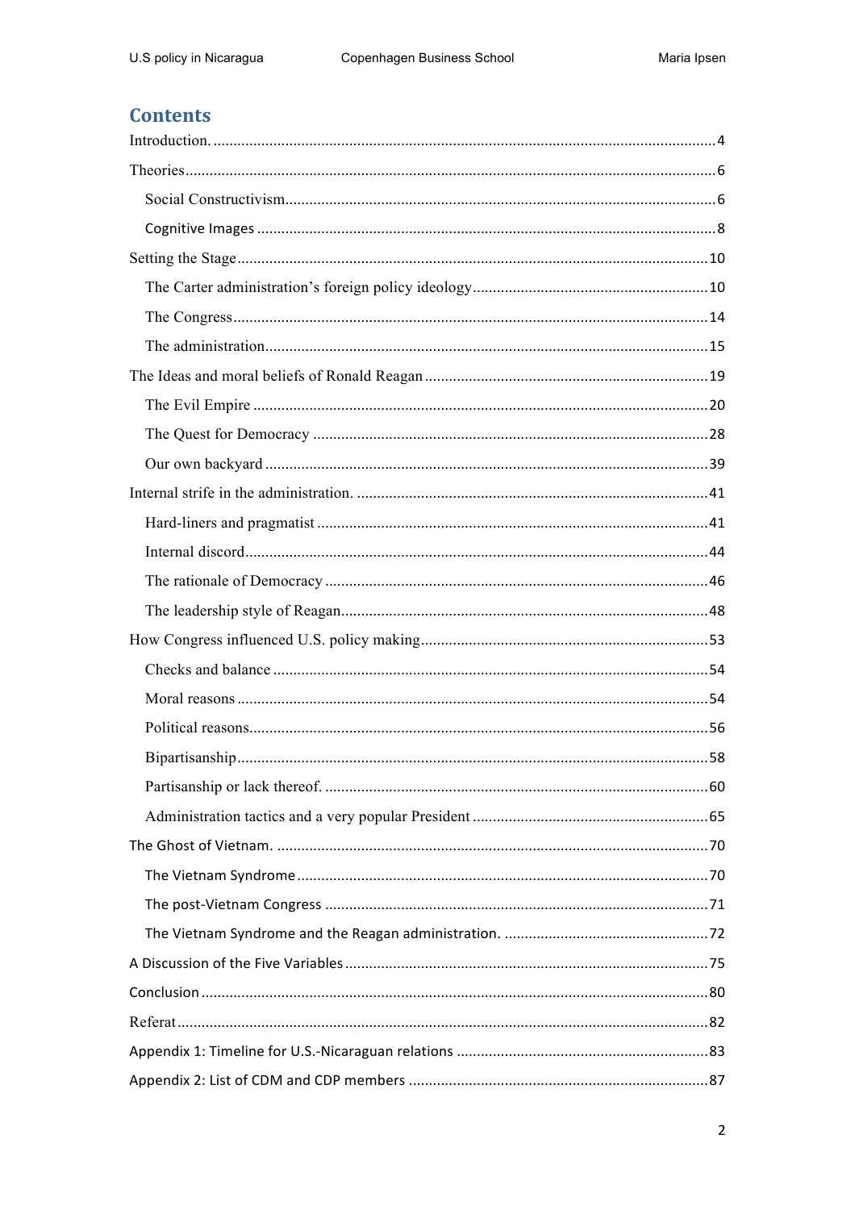# Contents

Introduction. ..... 4

Theories ..... 6

- Social Constructivism ..... 6
- Cognitive Images ..... 8

Setting the Stage ..... 10

- The Carter administration's foreign policy ideology ..... 10
- The Congress ..... 14
- The administration ..... 15

The Ideas and moral beliefs of Ronald Reagan ..... 19

- The Evil Empire ..... 20
- The Quest for Democracy ..... 28
- Our own backyard ..... 39

Internal strife in the administration. ..... 41

- Hard-liners and pragmatist ..... 41
- Internal discord ..... 44
- The rationale of Democracy ..... 46
- The leadership style of Reagan ..... 48

How Congress influenced U.S. policy making ..... 53

- Checks and balance ..... 54
- Moral reasons ..... 54
- Political reasons ..... 56
- Bipartisanship ..... 58
- Partisanship or lack thereof. ..... 60
- Administration tactics and a very popular President ..... 65

The Ghost of Vietnam. ..... 70

- The Vietnam Syndrome ..... 70
- The post-Vietnam Congress ..... 71
- The Vietnam Syndrome and the Reagan administration. ..... 72

A Discussion of the Five Variables ..... 75

Conclusion ..... 80

Referat ..... 82

Appendix 1: Timeline for U.S.-Nicaraguan relations ..... 83

Appendix 2: List of CDM and CDP members ..... 87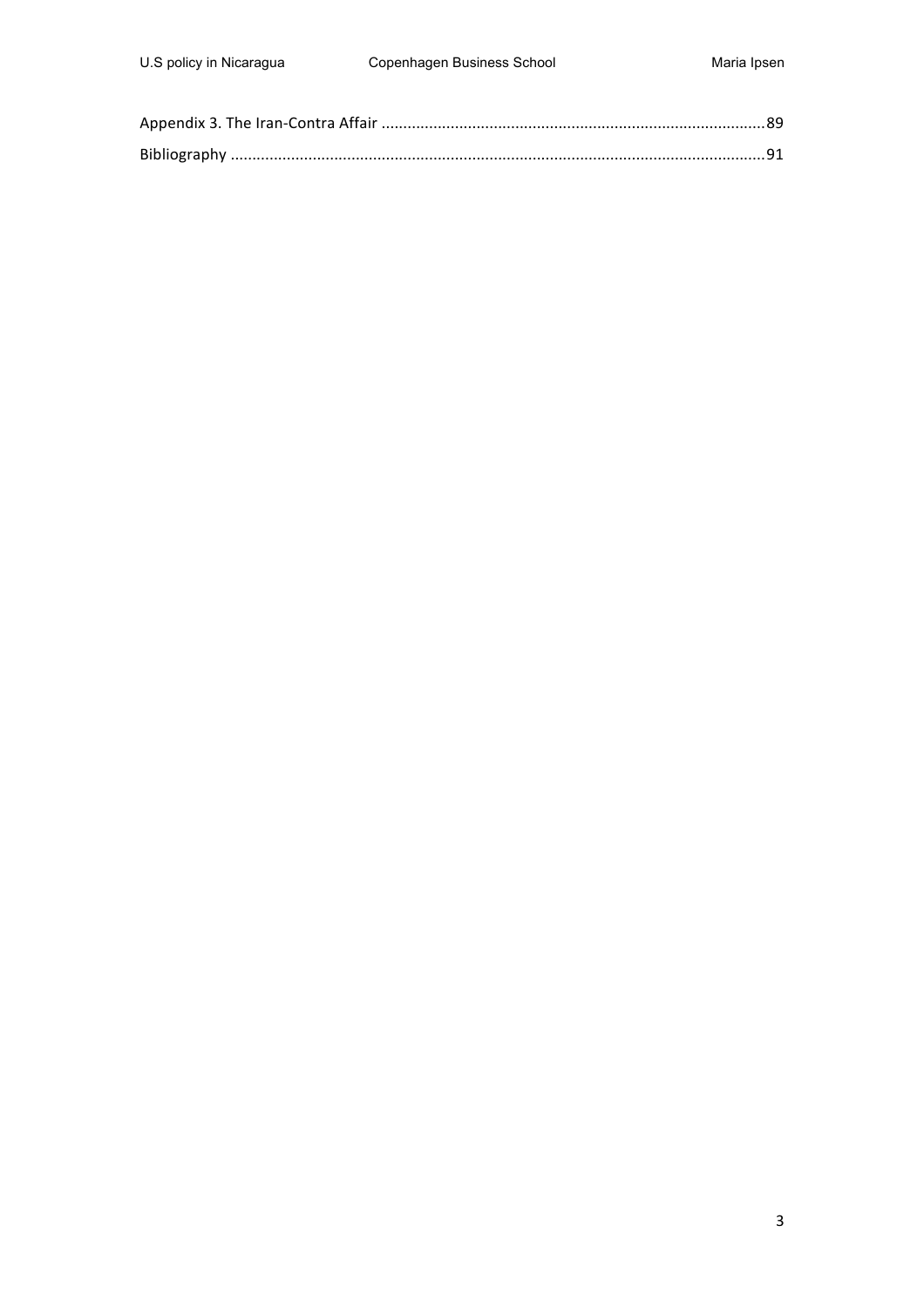Appendix 3. The Iran-Contra Affair ........................................................................................89

Bibliography ..........................................................................................................................91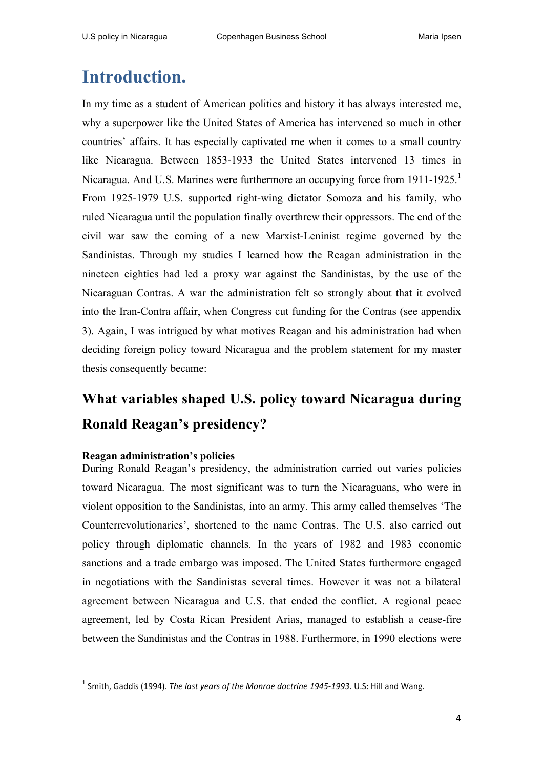# Introduction.

In my time as a student of American politics and history it has always interested me, why a superpower like the United States of America has intervened so much in other countries' affairs. It has especially captivated me when it comes to a small country like Nicaragua. Between 1853-1933 the United States intervened 13 times in Nicaragua. And U.S. Marines were furthermore an occupying force from 1911-1925.[1] From 1925-1979 U.S. supported right-wing dictator Somoza and his family, who ruled Nicaragua until the population finally overthrew their oppressors. The end of the civil war saw the coming of a new Marxist-Leninist regime governed by the Sandinistas. Through my studies I learned how the Reagan administration in the nineteen eighties had led a proxy war against the Sandinistas, by the use of the Nicaraguan Contras. A war the administration felt so strongly about that it evolved into the Iran-Contra affair, when Congress cut funding for the Contras (see appendix 3). Again, I was intrigued by what motives Reagan and his administration had when deciding foreign policy toward Nicaragua and the problem statement for my master thesis consequently became:

## What variables shaped U.S. policy toward Nicaragua during Ronald Reagan's presidency?

**Reagan administration's policies**

During Ronald Reagan's presidency, the administration carried out varies policies toward Nicaragua. The most significant was to turn the Nicaraguans, who were in violent opposition to the Sandinistas, into an army. This army called themselves 'The Counterrevolutionaries', shortened to the name Contras. The U.S. also carried out policy through diplomatic channels. In the years of 1982 and 1983 economic sanctions and a trade embargo was imposed. The United States furthermore engaged in negotiations with the Sandinistas several times. However it was not a bilateral agreement between Nicaragua and U.S. that ended the conflict. A regional peace agreement, led by Costa Rican President Arias, managed to establish a cease-fire between the Sandinistas and the Contras in 1988. Furthermore, in 1990 elections were

---

[1] Smith, Gaddis (1994). *The last years of the Monroe doctrine 1945-1993*. U.S: Hill and Wang.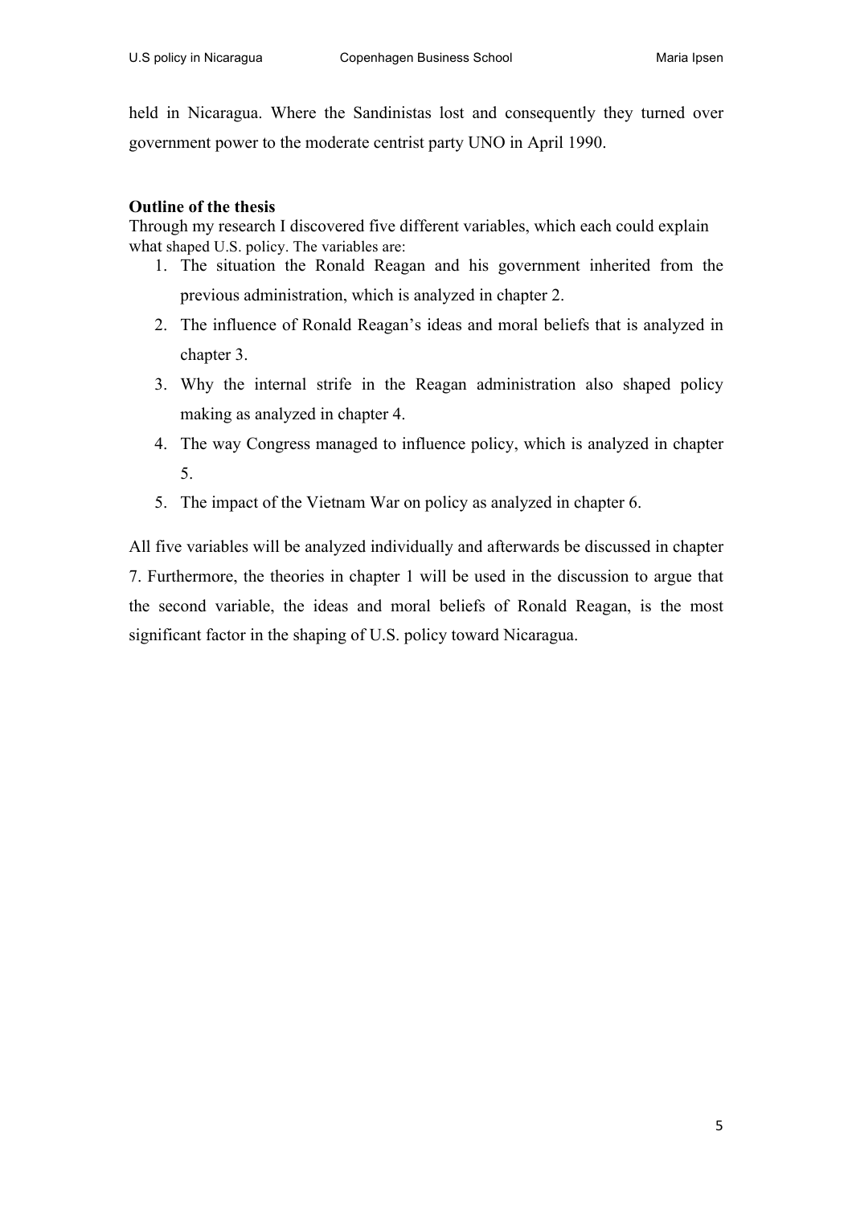held in Nicaragua. Where the Sandinistas lost and consequently they turned over government power to the moderate centrist party UNO in April 1990.

**Outline of the thesis**

Through my research I discovered five different variables, which each could explain what shaped U.S. policy. The variables are:

1. The situation the Ronald Reagan and his government inherited from the previous administration, which is analyzed in chapter 2.
2. The influence of Ronald Reagan's ideas and moral beliefs that is analyzed in chapter 3.
3. Why the internal strife in the Reagan administration also shaped policy making as analyzed in chapter 4.
4. The way Congress managed to influence policy, which is analyzed in chapter 5.
5. The impact of the Vietnam War on policy as analyzed in chapter 6.

All five variables will be analyzed individually and afterwards be discussed in chapter 7. Furthermore, the theories in chapter 1 will be used in the discussion to argue that the second variable, the ideas and moral beliefs of Ronald Reagan, is the most significant factor in the shaping of U.S. policy toward Nicaragua.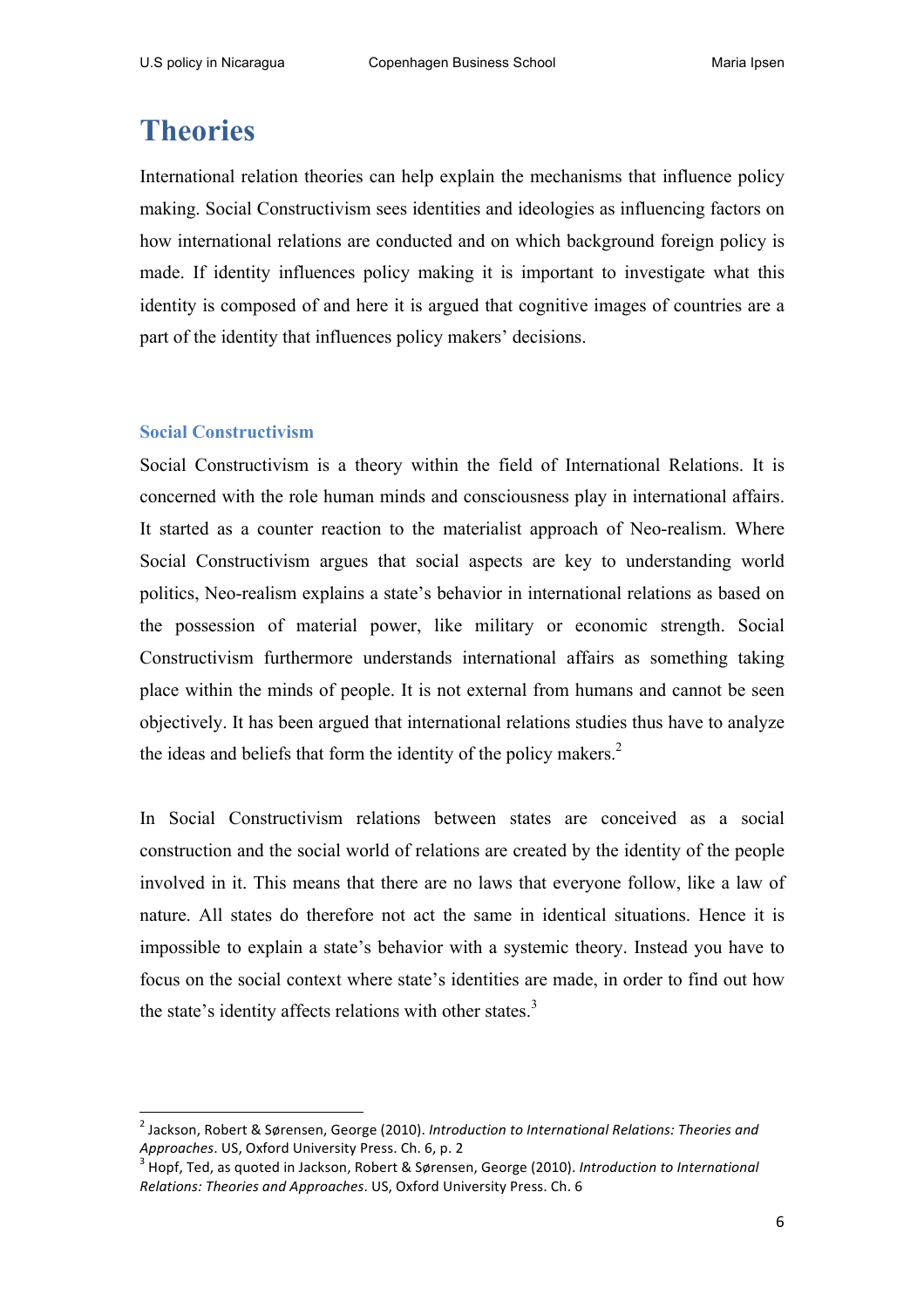# Theories

International relation theories can help explain the mechanisms that influence policy making. Social Constructivism sees identities and ideologies as influencing factors on how international relations are conducted and on which background foreign policy is made. If identity influences policy making it is important to investigate what this identity is composed of and here it is argued that cognitive images of countries are a part of the identity that influences policy makers' decisions.

## Social Constructivism

Social Constructivism is a theory within the field of International Relations. It is concerned with the role human minds and consciousness play in international affairs. It started as a counter reaction to the materialist approach of Neo-realism. Where Social Constructivism argues that social aspects are key to understanding world politics, Neo-realism explains a state's behavior in international relations as based on the possession of material power, like military or economic strength. Social Constructivism furthermore understands international affairs as something taking place within the minds of people. It is not external from humans and cannot be seen objectively. It has been argued that international relations studies thus have to analyze the ideas and beliefs that form the identity of the policy makers.[2]

In Social Constructivism relations between states are conceived as a social construction and the social world of relations are created by the identity of the people involved in it. This means that there are no laws that everyone follow, like a law of nature. All states do therefore not act the same in identical situations. Hence it is impossible to explain a state's behavior with a systemic theory. Instead you have to focus on the social context where state's identities are made, in order to find out how the state's identity affects relations with other states.[3]

---

[2] Jackson, Robert & Sørensen, George (2010). *Introduction to International Relations: Theories and Approaches*. US, Oxford University Press. Ch. 6, p. 2

[3] Hopf, Ted, as quoted in Jackson, Robert & Sørensen, George (2010). *Introduction to International Relations: Theories and Approaches*. US, Oxford University Press. Ch. 6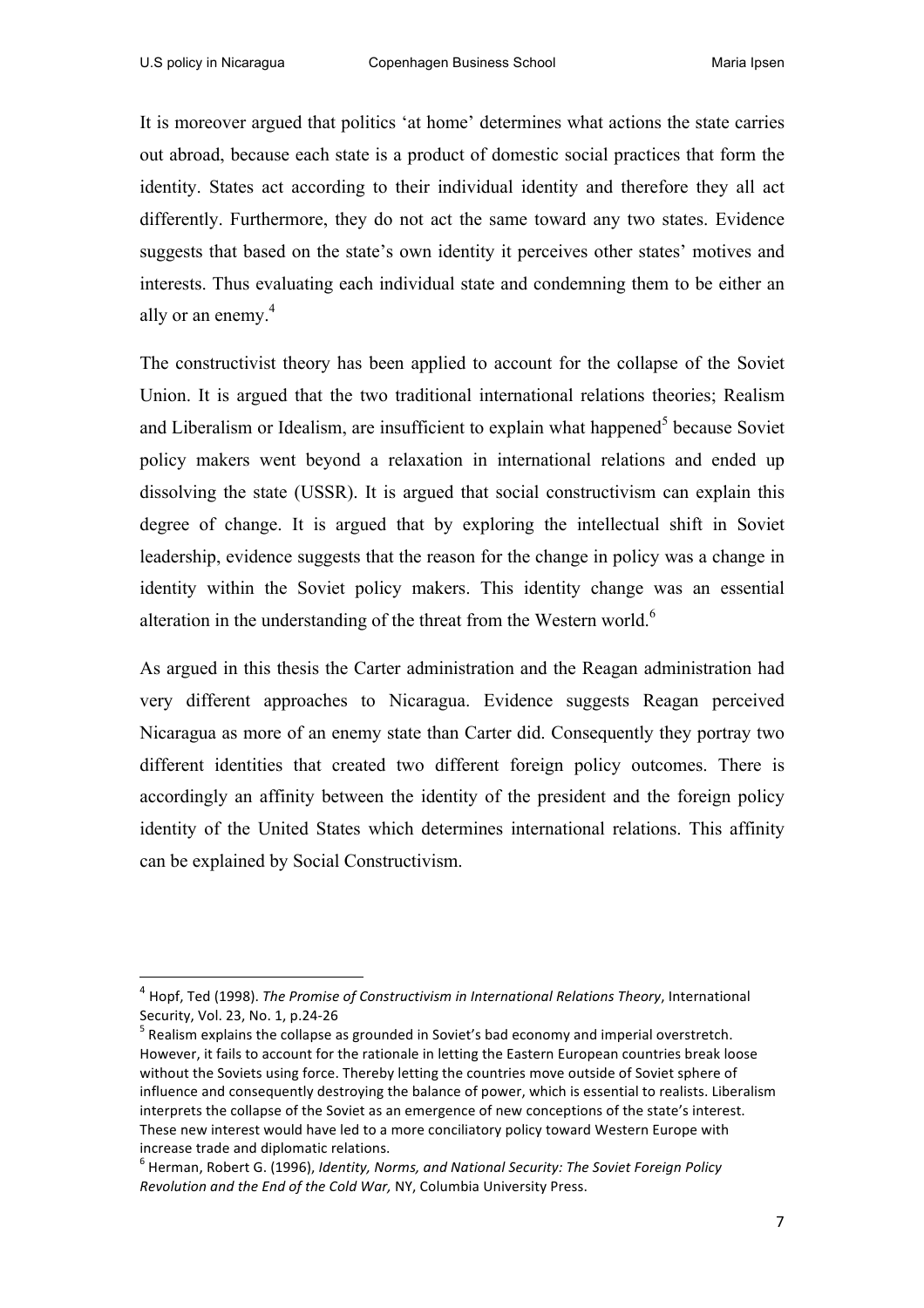It is moreover argued that politics 'at home' determines what actions the state carries out abroad, because each state is a product of domestic social practices that form the identity. States act according to their individual identity and therefore they all act differently. Furthermore, they do not act the same toward any two states. Evidence suggests that based on the state's own identity it perceives other states' motives and interests. Thus evaluating each individual state and condemning them to be either an ally or an enemy.[4]

The constructivist theory has been applied to account for the collapse of the Soviet Union. It is argued that the two traditional international relations theories; Realism and Liberalism or Idealism, are insufficient to explain what happened[5] because Soviet policy makers went beyond a relaxation in international relations and ended up dissolving the state (USSR). It is argued that social constructivism can explain this degree of change. It is argued that by exploring the intellectual shift in Soviet leadership, evidence suggests that the reason for the change in policy was a change in identity within the Soviet policy makers. This identity change was an essential alteration in the understanding of the threat from the Western world.[6]

As argued in this thesis the Carter administration and the Reagan administration had very different approaches to Nicaragua. Evidence suggests Reagan perceived Nicaragua as more of an enemy state than Carter did. Consequently they portray two different identities that created two different foreign policy outcomes. There is accordingly an affinity between the identity of the president and the foreign policy identity of the United States which determines international relations. This affinity can be explained by Social Constructivism.

---

[4] Hopf, Ted (1998). *The Promise of Constructivism in International Relations Theory*, International Security, Vol. 23, No. 1, p.24-26

[5] Realism explains the collapse as grounded in Soviet's bad economy and imperial overstretch. However, it fails to account for the rationale in letting the Eastern European countries break loose without the Soviets using force. Thereby letting the countries move outside of Soviet sphere of influence and consequently destroying the balance of power, which is essential to realists. Liberalism interprets the collapse of the Soviet as an emergence of new conceptions of the state's interest. These new interest would have led to a more conciliatory policy toward Western Europe with increase trade and diplomatic relations.

[6] Herman, Robert G. (1996), *Identity, Norms, and National Security: The Soviet Foreign Policy Revolution and the End of the Cold War,* NY, Columbia University Press.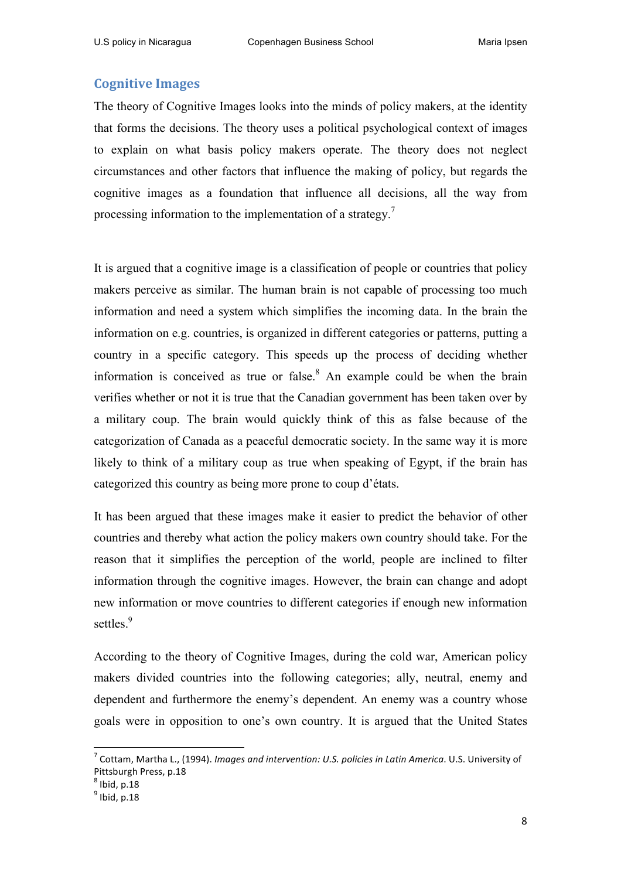## Cognitive Images

The theory of Cognitive Images looks into the minds of policy makers, at the identity that forms the decisions. The theory uses a political psychological context of images to explain on what basis policy makers operate. The theory does not neglect circumstances and other factors that influence the making of policy, but regards the cognitive images as a foundation that influence all decisions, all the way from processing information to the implementation of a strategy.[7]

It is argued that a cognitive image is a classification of people or countries that policy makers perceive as similar. The human brain is not capable of processing too much information and need a system which simplifies the incoming data. In the brain the information on e.g. countries, is organized in different categories or patterns, putting a country in a specific category. This speeds up the process of deciding whether information is conceived as true or false.[8] An example could be when the brain verifies whether or not it is true that the Canadian government has been taken over by a military coup. The brain would quickly think of this as false because of the categorization of Canada as a peaceful democratic society. In the same way it is more likely to think of a military coup as true when speaking of Egypt, if the brain has categorized this country as being more prone to coup d'états.

It has been argued that these images make it easier to predict the behavior of other countries and thereby what action the policy makers own country should take. For the reason that it simplifies the perception of the world, people are inclined to filter information through the cognitive images. However, the brain can change and adopt new information or move countries to different categories if enough new information settles.[9]

According to the theory of Cognitive Images, during the cold war, American policy makers divided countries into the following categories; ally, neutral, enemy and dependent and furthermore the enemy's dependent. An enemy was a country whose goals were in opposition to one's own country. It is argued that the United States

---

[7] Cottam, Martha L., (1994). *Images and intervention: U.S. policies in Latin America*. U.S. University of Pittsburgh Press, p.18

[8] Ibid, p.18

[9] Ibid, p.18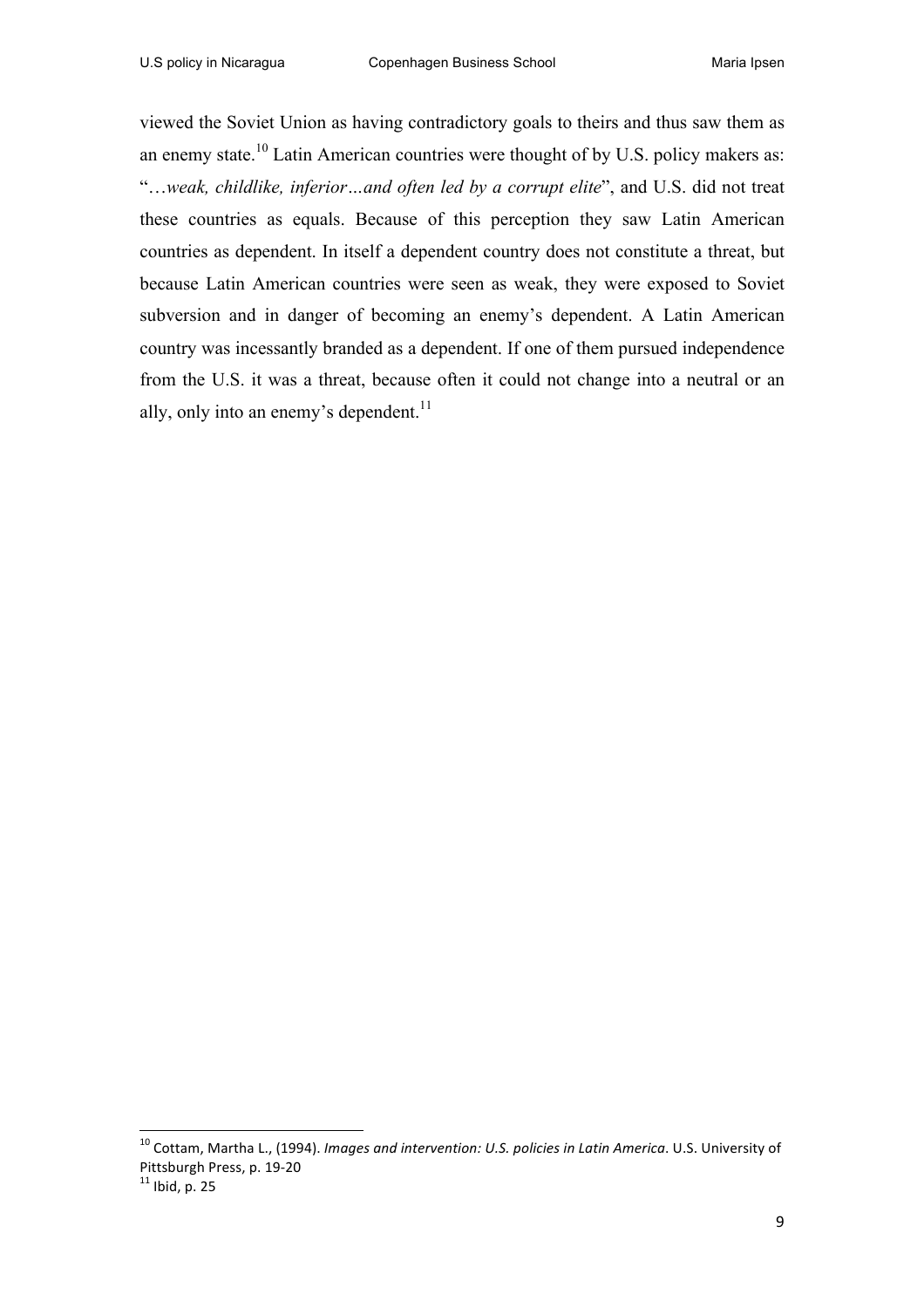viewed the Soviet Union as having contradictory goals to theirs and thus saw them as an enemy state.[10] Latin American countries were thought of by U.S. policy makers as: "…*weak, childlike, inferior…and often led by a corrupt elite*", and U.S. did not treat these countries as equals. Because of this perception they saw Latin American countries as dependent. In itself a dependent country does not constitute a threat, but because Latin American countries were seen as weak, they were exposed to Soviet subversion and in danger of becoming an enemy's dependent. A Latin American country was incessantly branded as a dependent. If one of them pursued independence from the U.S. it was a threat, because often it could not change into a neutral or an ally, only into an enemy's dependent.[11]

---

[10] Cottam, Martha L., (1994). *Images and intervention: U.S. policies in Latin America*. U.S. University of Pittsburgh Press, p. 19-20

[11] Ibid, p. 25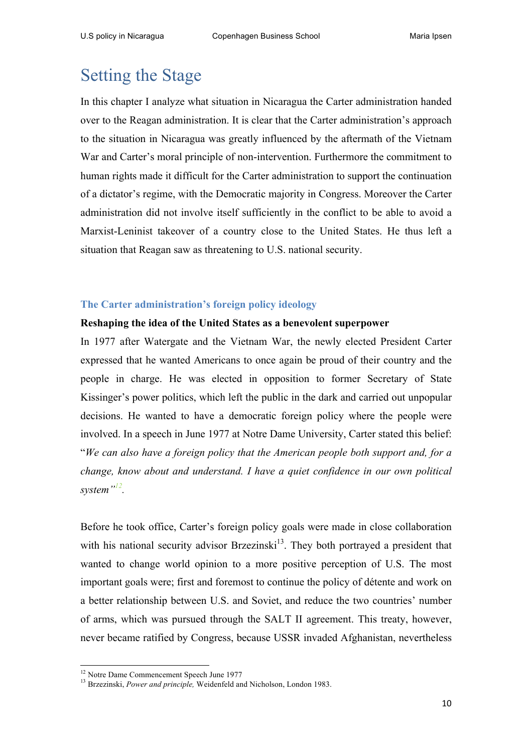# Setting the Stage

In this chapter I analyze what situation in Nicaragua the Carter administration handed over to the Reagan administration. It is clear that the Carter administration's approach to the situation in Nicaragua was greatly influenced by the aftermath of the Vietnam War and Carter's moral principle of non-intervention. Furthermore the commitment to human rights made it difficult for the Carter administration to support the continuation of a dictator's regime, with the Democratic majority in Congress. Moreover the Carter administration did not involve itself sufficiently in the conflict to be able to avoid a Marxist-Leninist takeover of a country close to the United States. He thus left a situation that Reagan saw as threatening to U.S. national security.

## The Carter administration's foreign policy ideology

**Reshaping the idea of the United States as a benevolent superpower**

In 1977 after Watergate and the Vietnam War, the newly elected President Carter expressed that he wanted Americans to once again be proud of their country and the people in charge. He was elected in opposition to former Secretary of State Kissinger's power politics, which left the public in the dark and carried out unpopular decisions. He wanted to have a democratic foreign policy where the people were involved. In a speech in June 1977 at Notre Dame University, Carter stated this belief: "*We can also have a foreign policy that the American people both support and, for a change, know about and understand. I have a quiet confidence in our own political system*"[12].

Before he took office, Carter's foreign policy goals were made in close collaboration with his national security advisor Brzezinski[13]. They both portrayed a president that wanted to change world opinion to a more positive perception of U.S. The most important goals were; first and foremost to continue the policy of détente and work on a better relationship between U.S. and Soviet, and reduce the two countries' number of arms, which was pursued through the SALT II agreement. This treaty, however, never became ratified by Congress, because USSR invaded Afghanistan, nevertheless

[12] Notre Dame Commencement Speech June 1977

[13] Brzezinski, *Power and principle,* Weidenfeld and Nicholson, London 1983.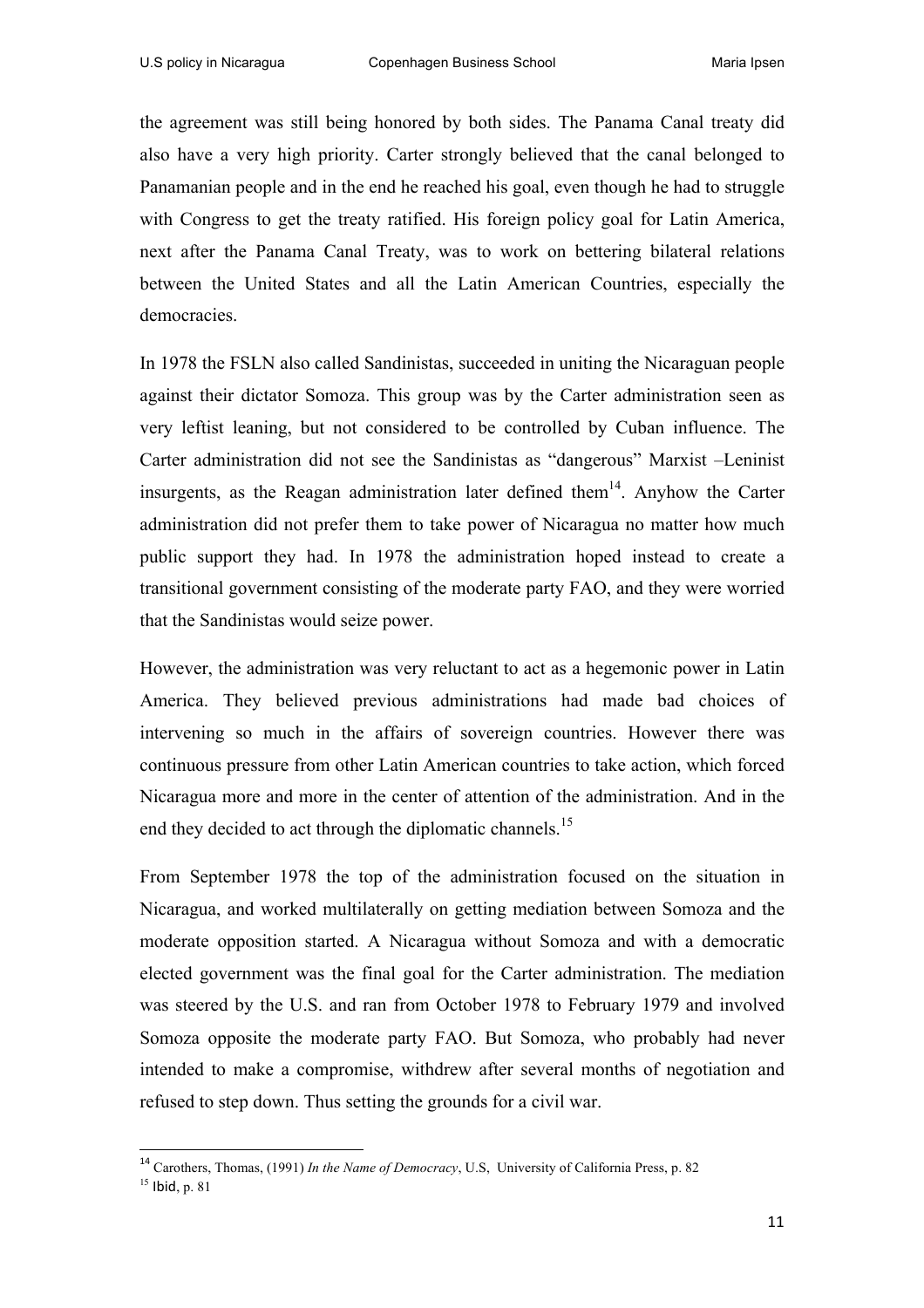the agreement was still being honored by both sides. The Panama Canal treaty did also have a very high priority. Carter strongly believed that the canal belonged to Panamanian people and in the end he reached his goal, even though he had to struggle with Congress to get the treaty ratified. His foreign policy goal for Latin America, next after the Panama Canal Treaty, was to work on bettering bilateral relations between the United States and all the Latin American Countries, especially the democracies.

In 1978 the FSLN also called Sandinistas, succeeded in uniting the Nicaraguan people against their dictator Somoza. This group was by the Carter administration seen as very leftist leaning, but not considered to be controlled by Cuban influence. The Carter administration did not see the Sandinistas as "dangerous" Marxist –Leninist insurgents, as the Reagan administration later defined them[14]. Anyhow the Carter administration did not prefer them to take power of Nicaragua no matter how much public support they had. In 1978 the administration hoped instead to create a transitional government consisting of the moderate party FAO, and they were worried that the Sandinistas would seize power.

However, the administration was very reluctant to act as a hegemonic power in Latin America. They believed previous administrations had made bad choices of intervening so much in the affairs of sovereign countries. However there was continuous pressure from other Latin American countries to take action, which forced Nicaragua more and more in the center of attention of the administration. And in the end they decided to act through the diplomatic channels.[15]

From September 1978 the top of the administration focused on the situation in Nicaragua, and worked multilaterally on getting mediation between Somoza and the moderate opposition started. A Nicaragua without Somoza and with a democratic elected government was the final goal for the Carter administration. The mediation was steered by the U.S. and ran from October 1978 to February 1979 and involved Somoza opposite the moderate party FAO. But Somoza, who probably had never intended to make a compromise, withdrew after several months of negotiation and refused to step down. Thus setting the grounds for a civil war.

---

[14] Carothers, Thomas, (1991) *In the Name of Democracy*, U.S, University of California Press, p. 82

[15] Ibid, p. 81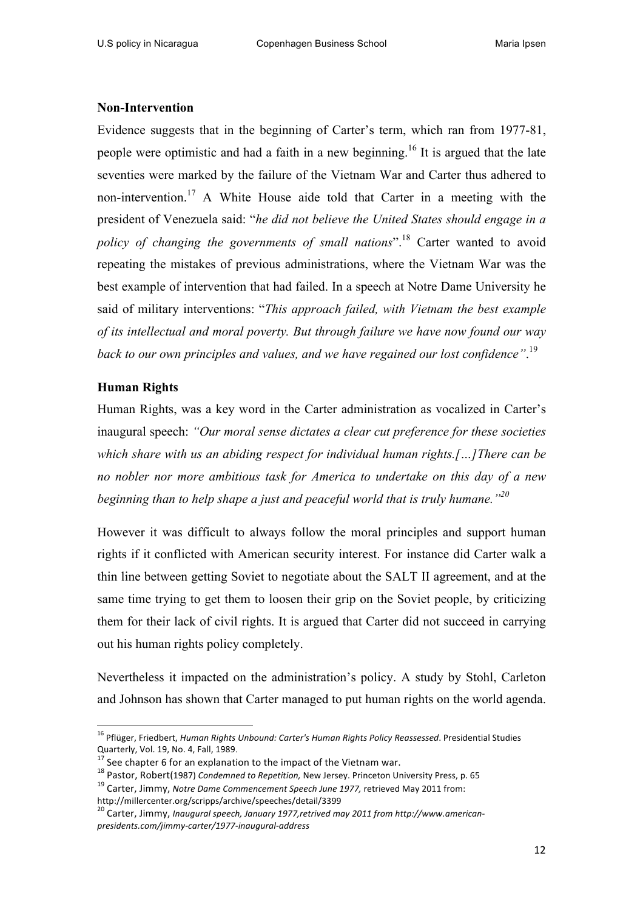**Non-Intervention**

Evidence suggests that in the beginning of Carter's term, which ran from 1977-81, people were optimistic and had a faith in a new beginning.[16] It is argued that the late seventies were marked by the failure of the Vietnam War and Carter thus adhered to non-intervention.[17] A White House aide told that Carter in a meeting with the president of Venezuela said: "*he did not believe the United States should engage in a policy of changing the governments of small nations*".[18] Carter wanted to avoid repeating the mistakes of previous administrations, where the Vietnam War was the best example of intervention that had failed. In a speech at Notre Dame University he said of military interventions: "*This approach failed, with Vietnam the best example of its intellectual and moral poverty. But through failure we have now found our way back to our own principles and values, and we have regained our lost confidence"*.[19]

**Human Rights**

Human Rights, was a key word in the Carter administration as vocalized in Carter's inaugural speech: *"Our moral sense dictates a clear cut preference for these societies which share with us an abiding respect for individual human rights.[…]There can be no nobler nor more ambitious task for America to undertake on this day of a new beginning than to help shape a just and peaceful world that is truly humane."*[20]

However it was difficult to always follow the moral principles and support human rights if it conflicted with American security interest. For instance did Carter walk a thin line between getting Soviet to negotiate about the SALT II agreement, and at the same time trying to get them to loosen their grip on the Soviet people, by criticizing them for their lack of civil rights. It is argued that Carter did not succeed in carrying out his human rights policy completely.

Nevertheless it impacted on the administration's policy. A study by Stohl, Carleton and Johnson has shown that Carter managed to put human rights on the world agenda.

---

[16] Pflüger, Friedbert, *Human Rights Unbound: Carter's Human Rights Policy Reassessed*. Presidential Studies Quarterly, Vol. 19, No. 4, Fall, 1989.

[17] See chapter 6 for an explanation to the impact of the Vietnam war.

[18] Pastor, Robert(1987) *Condemned to Repetition,* New Jersey. Princeton University Press, p. 65

[19] Carter, Jimmy, *Notre Dame Commencement Speech June 1977,* retrieved May 2011 from: http://millercenter.org/scripps/archive/speeches/detail/3399

[20] Carter, Jimmy, *Inaugural speech, January 1977,retrived may 2011 from http://www.american-presidents.com/jimmy-carter/1977-inaugural-address*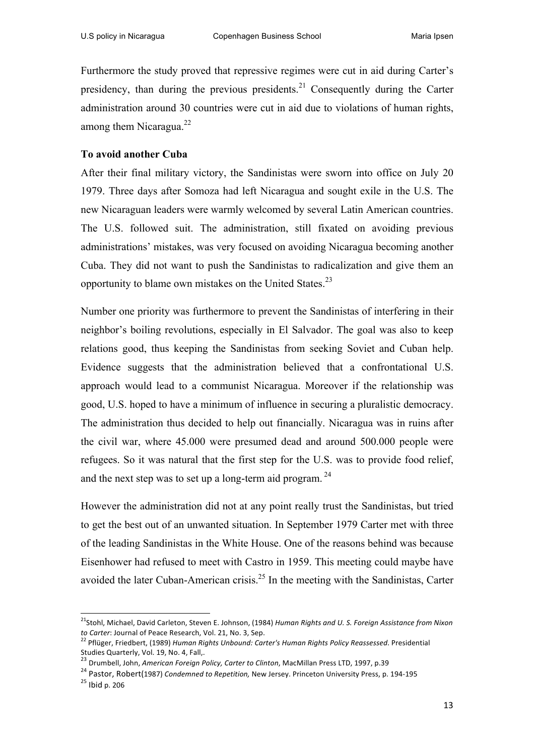Furthermore the study proved that repressive regimes were cut in aid during Carter's presidency, than during the previous presidents.[21] Consequently during the Carter administration around 30 countries were cut in aid due to violations of human rights, among them Nicaragua.[22]

**To avoid another Cuba**

After their final military victory, the Sandinistas were sworn into office on July 20 1979. Three days after Somoza had left Nicaragua and sought exile in the U.S. The new Nicaraguan leaders were warmly welcomed by several Latin American countries. The U.S. followed suit. The administration, still fixated on avoiding previous administrations' mistakes, was very focused on avoiding Nicaragua becoming another Cuba. They did not want to push the Sandinistas to radicalization and give them an opportunity to blame own mistakes on the United States.[23]

Number one priority was furthermore to prevent the Sandinistas of interfering in their neighbor's boiling revolutions, especially in El Salvador. The goal was also to keep relations good, thus keeping the Sandinistas from seeking Soviet and Cuban help. Evidence suggests that the administration believed that a confrontational U.S. approach would lead to a communist Nicaragua. Moreover if the relationship was good, U.S. hoped to have a minimum of influence in securing a pluralistic democracy. The administration thus decided to help out financially. Nicaragua was in ruins after the civil war, where 45.000 were presumed dead and around 500.000 people were refugees. So it was natural that the first step for the U.S. was to provide food relief, and the next step was to set up a long-term aid program. [24]

However the administration did not at any point really trust the Sandinistas, but tried to get the best out of an unwanted situation. In September 1979 Carter met with three of the leading Sandinistas in the White House. One of the reasons behind was because Eisenhower had refused to meet with Castro in 1959. This meeting could maybe have avoided the later Cuban-American crisis.[25] In the meeting with the Sandinistas, Carter

---

[21] Stohl, Michael, David Carleton, Steven E. Johnson, (1984) *Human Rights and U. S. Foreign Assistance from Nixon to Carter*: Journal of Peace Research, Vol. 21, No. 3, Sep.

[22] Pflüger, Friedbert, (1989) *Human Rights Unbound: Carter's Human Rights Policy Reassessed*. Presidential Studies Quarterly, Vol. 19, No. 4, Fall,.

[23] Drumbell, John, *American Foreign Policy, Carter to Clinton*, MacMillan Press LTD, 1997, p.39

[24] Pastor, Robert(1987) *Condemned to Repetition,* New Jersey. Princeton University Press, p. 194-195

[25] Ibid p. 206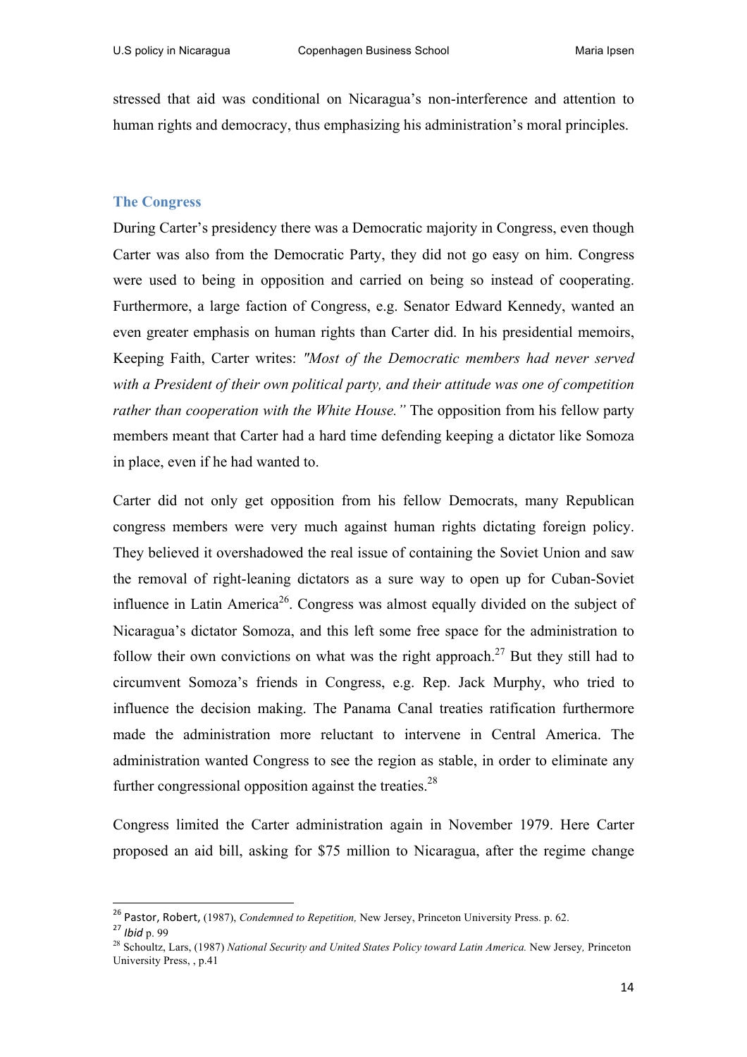stressed that aid was conditional on Nicaragua's non-interference and attention to human rights and democracy, thus emphasizing his administration's moral principles.

### The Congress

During Carter's presidency there was a Democratic majority in Congress, even though Carter was also from the Democratic Party, they did not go easy on him. Congress were used to being in opposition and carried on being so instead of cooperating. Furthermore, a large faction of Congress, e.g. Senator Edward Kennedy, wanted an even greater emphasis on human rights than Carter did. In his presidential memoirs, Keeping Faith, Carter writes: *"Most of the Democratic members had never served with a President of their own political party, and their attitude was one of competition rather than cooperation with the White House."* The opposition from his fellow party members meant that Carter had a hard time defending keeping a dictator like Somoza in place, even if he had wanted to.

Carter did not only get opposition from his fellow Democrats, many Republican congress members were very much against human rights dictating foreign policy. They believed it overshadowed the real issue of containing the Soviet Union and saw the removal of right-leaning dictators as a sure way to open up for Cuban-Soviet influence in Latin America[26]. Congress was almost equally divided on the subject of Nicaragua's dictator Somoza, and this left some free space for the administration to follow their own convictions on what was the right approach.[27] But they still had to circumvent Somoza's friends in Congress, e.g. Rep. Jack Murphy, who tried to influence the decision making. The Panama Canal treaties ratification furthermore made the administration more reluctant to intervene in Central America. The administration wanted Congress to see the region as stable, in order to eliminate any further congressional opposition against the treaties.[28]

Congress limited the Carter administration again in November 1979. Here Carter proposed an aid bill, asking for $75 million to Nicaragua, after the regime change

---

[26] Pastor, Robert, (1987), *Condemned to Repetition,* New Jersey, Princeton University Press. p. 62.

[27] *Ibid* p. 99

[28] Schoultz, Lars, (1987) *National Security and United States Policy toward Latin America.* New Jersey, Princeton University Press, , p.41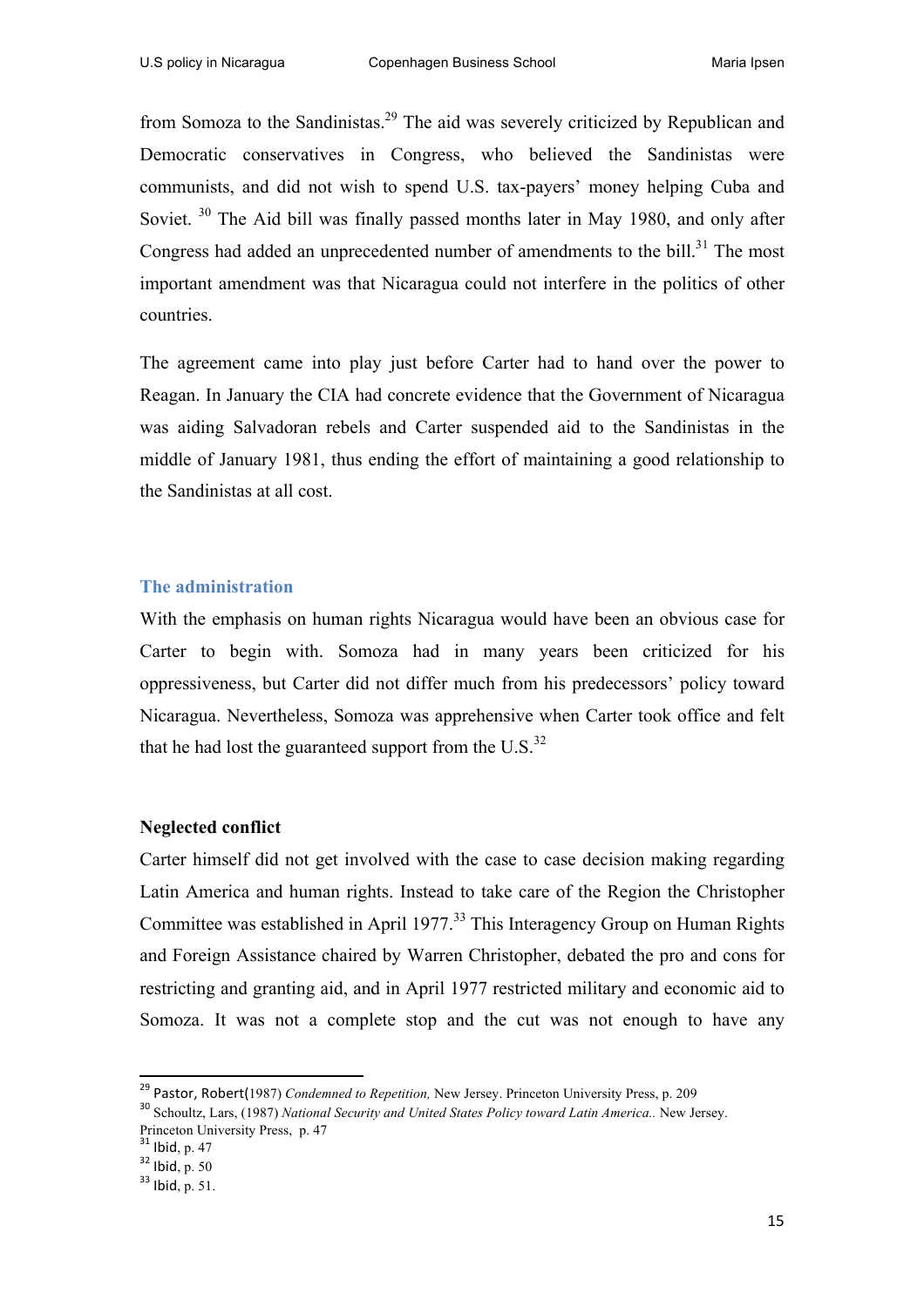from Somoza to the Sandinistas.[29] The aid was severely criticized by Republican and Democratic conservatives in Congress, who believed the Sandinistas were communists, and did not wish to spend U.S. tax-payers' money helping Cuba and Soviet. [30] The Aid bill was finally passed months later in May 1980, and only after Congress had added an unprecedented number of amendments to the bill.[31] The most important amendment was that Nicaragua could not interfere in the politics of other countries.

The agreement came into play just before Carter had to hand over the power to Reagan. In January the CIA had concrete evidence that the Government of Nicaragua was aiding Salvadoran rebels and Carter suspended aid to the Sandinistas in the middle of January 1981, thus ending the effort of maintaining a good relationship to the Sandinistas at all cost.

### The administration

With the emphasis on human rights Nicaragua would have been an obvious case for Carter to begin with. Somoza had in many years been criticized for his oppressiveness, but Carter did not differ much from his predecessors' policy toward Nicaragua. Nevertheless, Somoza was apprehensive when Carter took office and felt that he had lost the guaranteed support from the U.S.[32]

**Neglected conflict**

Carter himself did not get involved with the case to case decision making regarding Latin America and human rights. Instead to take care of the Region the Christopher Committee was established in April 1977.[33] This Interagency Group on Human Rights and Foreign Assistance chaired by Warren Christopher, debated the pro and cons for restricting and granting aid, and in April 1977 restricted military and economic aid to Somoza. It was not a complete stop and the cut was not enough to have any

---

[29] Pastor, Robert(1987) *Condemned to Repetition,* New Jersey. Princeton University Press, p. 209

[30] Schoultz, Lars, (1987) *National Security and United States Policy toward Latin America..* New Jersey. Princeton University Press, p. 47

[31] Ibid, p. 47

[32] Ibid, p. 50

[33] Ibid, p. 51.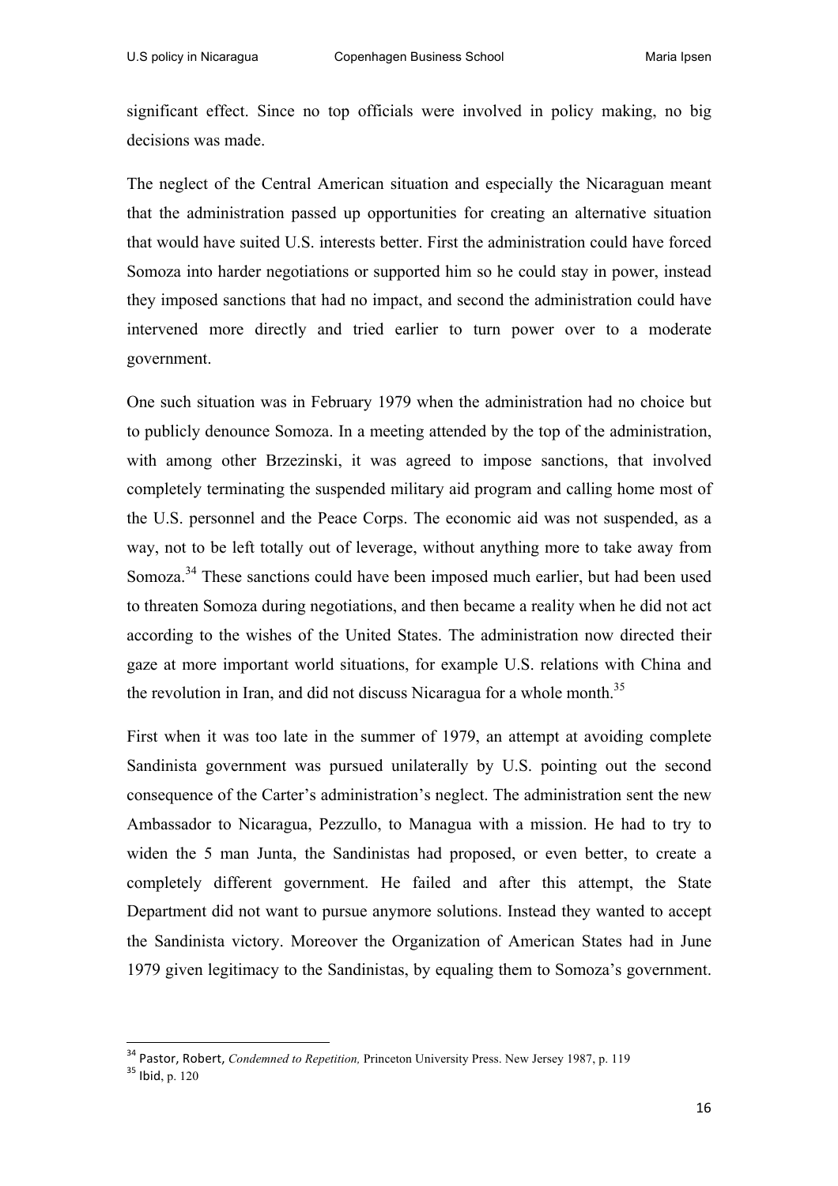significant effect. Since no top officials were involved in policy making, no big decisions was made.

The neglect of the Central American situation and especially the Nicaraguan meant that the administration passed up opportunities for creating an alternative situation that would have suited U.S. interests better. First the administration could have forced Somoza into harder negotiations or supported him so he could stay in power, instead they imposed sanctions that had no impact, and second the administration could have intervened more directly and tried earlier to turn power over to a moderate government.

One such situation was in February 1979 when the administration had no choice but to publicly denounce Somoza. In a meeting attended by the top of the administration, with among other Brzezinski, it was agreed to impose sanctions, that involved completely terminating the suspended military aid program and calling home most of the U.S. personnel and the Peace Corps. The economic aid was not suspended, as a way, not to be left totally out of leverage, without anything more to take away from Somoza.[34] These sanctions could have been imposed much earlier, but had been used to threaten Somoza during negotiations, and then became a reality when he did not act according to the wishes of the United States. The administration now directed their gaze at more important world situations, for example U.S. relations with China and the revolution in Iran, and did not discuss Nicaragua for a whole month.[35]

First when it was too late in the summer of 1979, an attempt at avoiding complete Sandinista government was pursued unilaterally by U.S. pointing out the second consequence of the Carter's administration's neglect. The administration sent the new Ambassador to Nicaragua, Pezzullo, to Managua with a mission. He had to try to widen the 5 man Junta, the Sandinistas had proposed, or even better, to create a completely different government. He failed and after this attempt, the State Department did not want to pursue anymore solutions. Instead they wanted to accept the Sandinista victory. Moreover the Organization of American States had in June 1979 given legitimacy to the Sandinistas, by equaling them to Somoza's government.

---

[34] Pastor, Robert, *Condemned to Repetition,* Princeton University Press. New Jersey 1987, p. 119

[35] Ibid, p. 120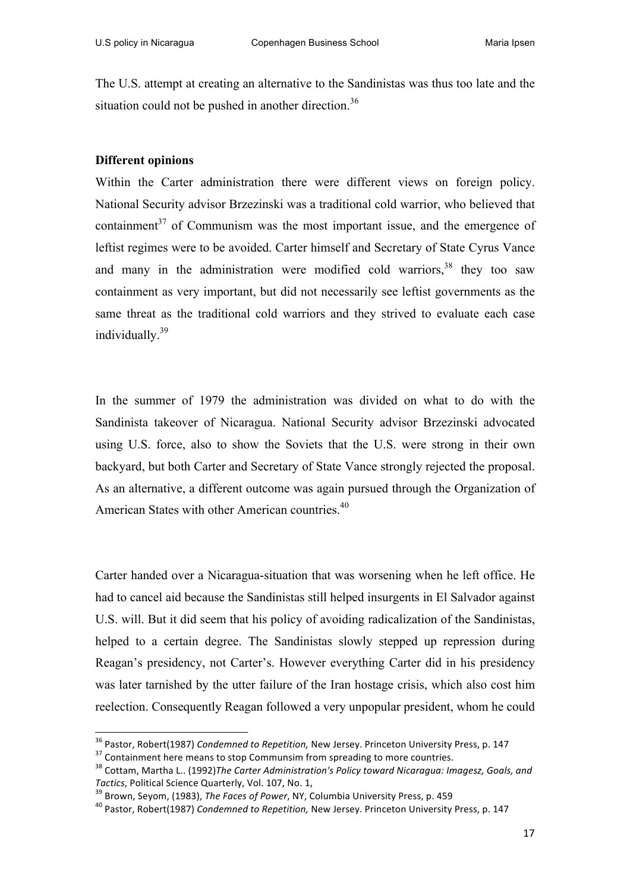The U.S. attempt at creating an alternative to the Sandinistas was thus too late and the situation could not be pushed in another direction.[36]

**Different opinions**

Within the Carter administration there were different views on foreign policy. National Security advisor Brzezinski was a traditional cold warrior, who believed that containment[37] of Communism was the most important issue, and the emergence of leftist regimes were to be avoided. Carter himself and Secretary of State Cyrus Vance and many in the administration were modified cold warriors,[38] they too saw containment as very important, but did not necessarily see leftist governments as the same threat as the traditional cold warriors and they strived to evaluate each case individually.[39]

In the summer of 1979 the administration was divided on what to do with the Sandinista takeover of Nicaragua. National Security advisor Brzezinski advocated using U.S. force, also to show the Soviets that the U.S. were strong in their own backyard, but both Carter and Secretary of State Vance strongly rejected the proposal. As an alternative, a different outcome was again pursued through the Organization of American States with other American countries.[40]

Carter handed over a Nicaragua-situation that was worsening when he left office. He had to cancel aid because the Sandinistas still helped insurgents in El Salvador against U.S. will. But it did seem that his policy of avoiding radicalization of the Sandinistas, helped to a certain degree. The Sandinistas slowly stepped up repression during Reagan's presidency, not Carter's. However everything Carter did in his presidency was later tarnished by the utter failure of the Iran hostage crisis, which also cost him reelection. Consequently Reagan followed a very unpopular president, whom he could

---

[36] Pastor, Robert(1987) *Condemned to Repetition,* New Jersey. Princeton University Press, p. 147

[37] Containment here means to stop Communsim from spreading to more countries.

[38] Cottam, Martha L.. (1992)*The Carter Administration's Policy toward Nicaragua: Imagesz, Goals, and Tactics*, Political Science Quarterly, Vol. 107, No. 1,

[39] Brown, Seyom, (1983), *The Faces of Power*, NY, Columbia University Press, p. 459

[40] Pastor, Robert(1987) *Condemned to Repetition,* New Jersey. Princeton University Press, p. 147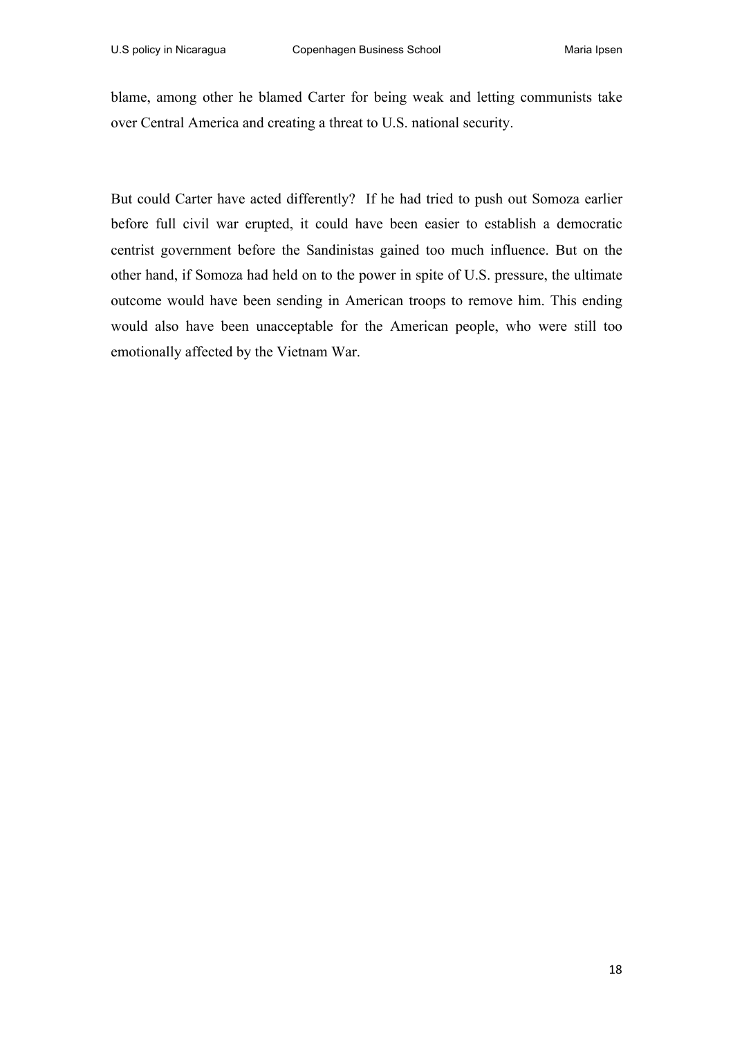blame, among other he blamed Carter for being weak and letting communists take over Central America and creating a threat to U.S. national security.

But could Carter have acted differently? If he had tried to push out Somoza earlier before full civil war erupted, it could have been easier to establish a democratic centrist government before the Sandinistas gained too much influence. But on the other hand, if Somoza had held on to the power in spite of U.S. pressure, the ultimate outcome would have been sending in American troops to remove him. This ending would also have been unacceptable for the American people, who were still too emotionally affected by the Vietnam War.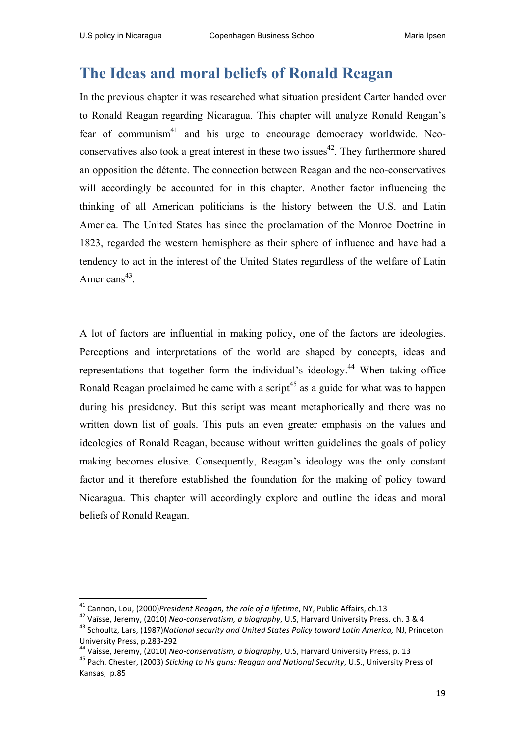# The Ideas and moral beliefs of Ronald Reagan

In the previous chapter it was researched what situation president Carter handed over to Ronald Reagan regarding Nicaragua. This chapter will analyze Ronald Reagan's fear of communism[41] and his urge to encourage democracy worldwide. Neo-conservatives also took a great interest in these two issues[42]. They furthermore shared an opposition the détente. The connection between Reagan and the neo-conservatives will accordingly be accounted for in this chapter. Another factor influencing the thinking of all American politicians is the history between the U.S. and Latin America. The United States has since the proclamation of the Monroe Doctrine in 1823, regarded the western hemisphere as their sphere of influence and have had a tendency to act in the interest of the United States regardless of the welfare of Latin Americans[43].

A lot of factors are influential in making policy, one of the factors are ideologies. Perceptions and interpretations of the world are shaped by concepts, ideas and representations that together form the individual's ideology.[44] When taking office Ronald Reagan proclaimed he came with a script[45] as a guide for what was to happen during his presidency. But this script was meant metaphorically and there was no written down list of goals. This puts an even greater emphasis on the values and ideologies of Ronald Reagan, because without written guidelines the goals of policy making becomes elusive. Consequently, Reagan's ideology was the only constant factor and it therefore established the foundation for the making of policy toward Nicaragua. This chapter will accordingly explore and outline the ideas and moral beliefs of Ronald Reagan.

---

[41] Cannon, Lou, (2000)*President Reagan, the role of a lifetime*, NY, Public Affairs, ch.13

[42] Vaïsse, Jeremy, (2010) *Neo-conservatism, a biography*, U.S, Harvard University Press. ch. 3 & 4

[43] Schoultz, Lars, (1987)*National security and United States Policy toward Latin America,* NJ, Princeton University Press, p.283-292

[44] Vaïsse, Jeremy, (2010) *Neo-conservatism, a biography*, U.S, Harvard University Press, p. 13

[45] Pach, Chester, (2003) *Sticking to his guns: Reagan and National Security*, U.S., University Press of Kansas, p.85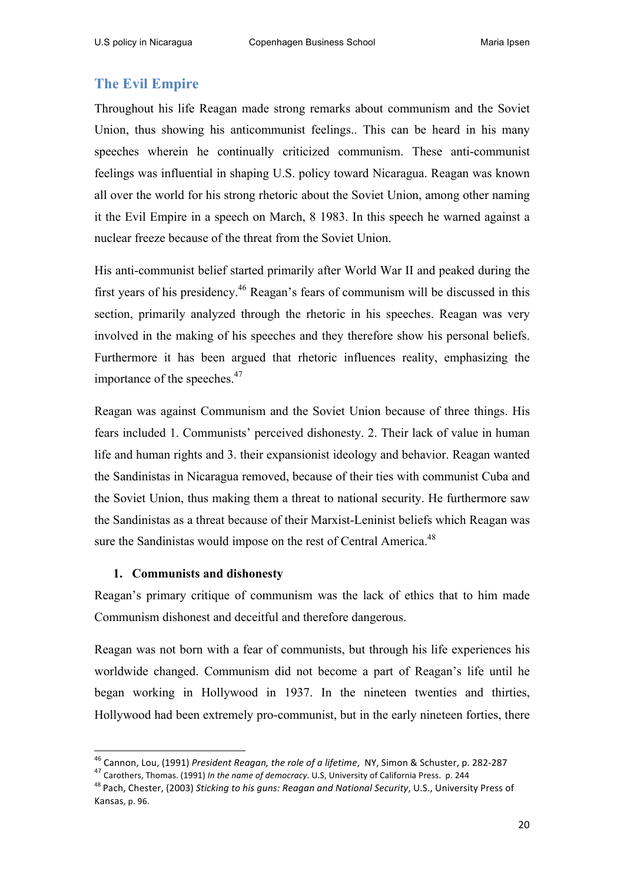## The Evil Empire

Throughout his life Reagan made strong remarks about communism and the Soviet Union, thus showing his anticommunist feelings.. This can be heard in his many speeches wherein he continually criticized communism. These anti-communist feelings was influential in shaping U.S. policy toward Nicaragua. Reagan was known all over the world for his strong rhetoric about the Soviet Union, among other naming it the Evil Empire in a speech on March, 8 1983. In this speech he warned against a nuclear freeze because of the threat from the Soviet Union.

His anti-communist belief started primarily after World War II and peaked during the first years of his presidency.[46] Reagan's fears of communism will be discussed in this section, primarily analyzed through the rhetoric in his speeches. Reagan was very involved in the making of his speeches and they therefore show his personal beliefs. Furthermore it has been argued that rhetoric influences reality, emphasizing the importance of the speeches.[47]

Reagan was against Communism and the Soviet Union because of three things. His fears included 1. Communists' perceived dishonesty. 2. Their lack of value in human life and human rights and 3. their expansionist ideology and behavior. Reagan wanted the Sandinistas in Nicaragua removed, because of their ties with communist Cuba and the Soviet Union, thus making them a threat to national security. He furthermore saw the Sandinistas as a threat because of their Marxist-Leninist beliefs which Reagan was sure the Sandinistas would impose on the rest of Central America.[48]

1. **Communists and dishonesty**

Reagan's primary critique of communism was the lack of ethics that to him made Communism dishonest and deceitful and therefore dangerous.

Reagan was not born with a fear of communists, but through his life experiences his worldwide changed. Communism did not become a part of Reagan's life until he began working in Hollywood in 1937. In the nineteen twenties and thirties, Hollywood had been extremely pro-communist, but in the early nineteen forties, there

---

[46] Cannon, Lou, (1991) *President Reagan, the role of a lifetime*, NY, Simon & Schuster, p. 282-287

[47] Carothers, Thomas. (1991) *In the name of democracy*. U.S, University of California Press. p. 244

[48] Pach, Chester, (2003) *Sticking to his guns: Reagan and National Security*, U.S., University Press of Kansas, p. 96.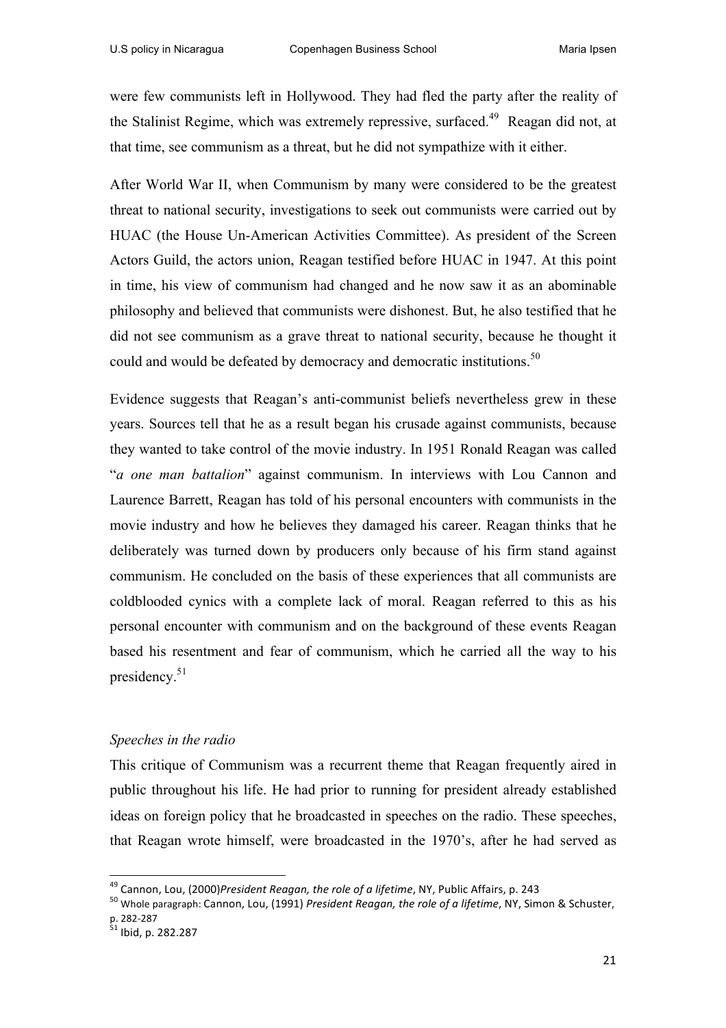were few communists left in Hollywood. They had fled the party after the reality of the Stalinist Regime, which was extremely repressive, surfaced.[49] Reagan did not, at that time, see communism as a threat, but he did not sympathize with it either.

After World War II, when Communism by many were considered to be the greatest threat to national security, investigations to seek out communists were carried out by HUAC (the House Un-American Activities Committee). As president of the Screen Actors Guild, the actors union, Reagan testified before HUAC in 1947. At this point in time, his view of communism had changed and he now saw it as an abominable philosophy and believed that communists were dishonest. But, he also testified that he did not see communism as a grave threat to national security, because he thought it could and would be defeated by democracy and democratic institutions.[50]

Evidence suggests that Reagan's anti-communist beliefs nevertheless grew in these years. Sources tell that he as a result began his crusade against communists, because they wanted to take control of the movie industry. In 1951 Ronald Reagan was called "*a one man battalion*" against communism. In interviews with Lou Cannon and Laurence Barrett, Reagan has told of his personal encounters with communists in the movie industry and how he believes they damaged his career. Reagan thinks that he deliberately was turned down by producers only because of his firm stand against communism. He concluded on the basis of these experiences that all communists are coldblooded cynics with a complete lack of moral. Reagan referred to this as his personal encounter with communism and on the background of these events Reagan based his resentment and fear of communism, which he carried all the way to his presidency.[51]

*Speeches in the radio*

This critique of Communism was a recurrent theme that Reagan frequently aired in public throughout his life. He had prior to running for president already established ideas on foreign policy that he broadcasted in speeches on the radio. These speeches, that Reagan wrote himself, were broadcasted in the 1970's, after he had served as

---

[49] Cannon, Lou, (2000)*President Reagan, the role of a lifetime*, NY, Public Affairs, p. 243

[50] Whole paragraph: Cannon, Lou, (1991) *President Reagan, the role of a lifetime*, NY, Simon & Schuster, p. 282-287

[51] Ibid, p. 282.287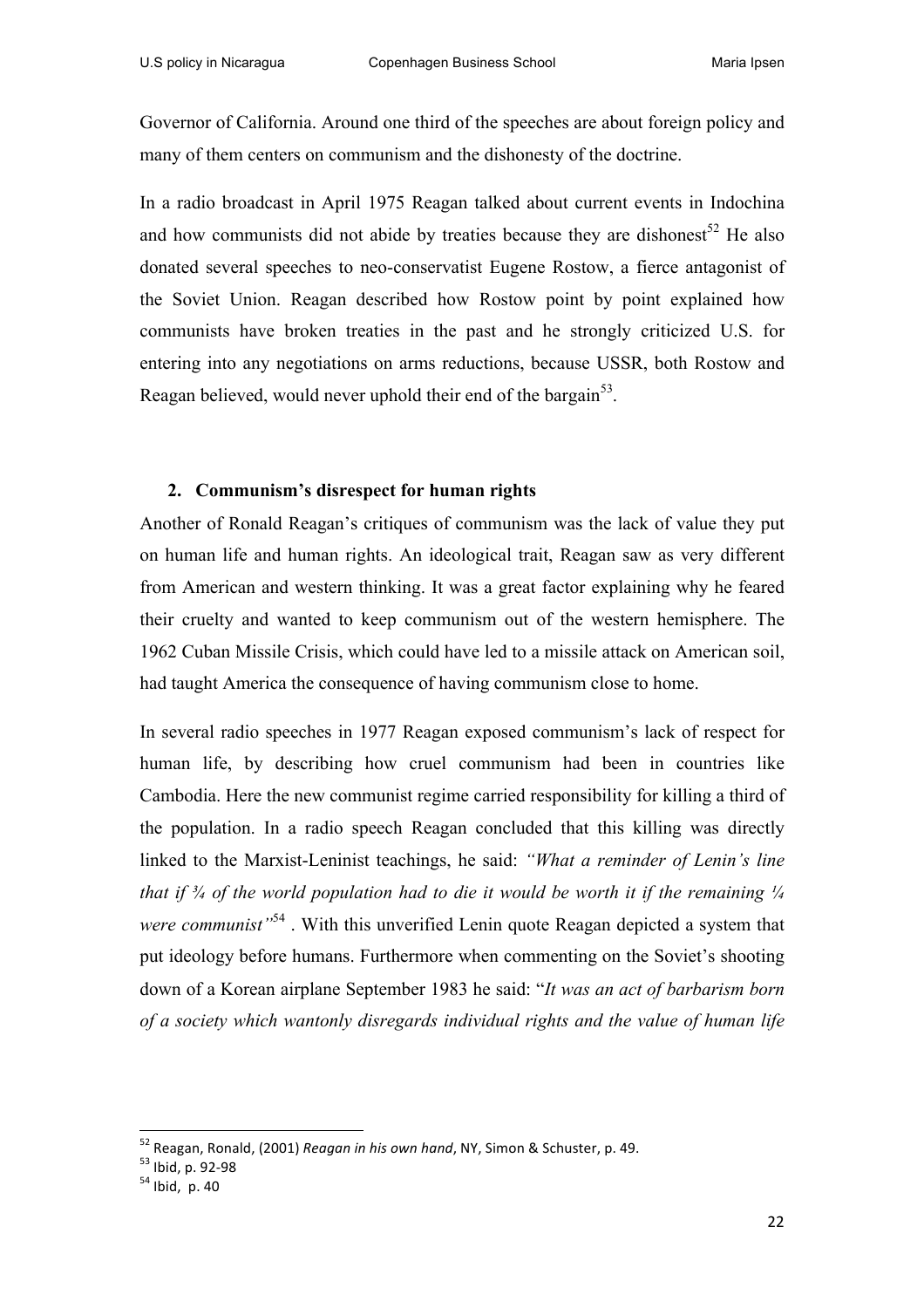Governor of California. Around one third of the speeches are about foreign policy and many of them centers on communism and the dishonesty of the doctrine.

In a radio broadcast in April 1975 Reagan talked about current events in Indochina and how communists did not abide by treaties because they are dishonest[52] He also donated several speeches to neo-conservatist Eugene Rostow, a fierce antagonist of the Soviet Union. Reagan described how Rostow point by point explained how communists have broken treaties in the past and he strongly criticized U.S. for entering into any negotiations on arms reductions, because USSR, both Rostow and Reagan believed, would never uphold their end of the bargain[53].

## 2. Communism's disrespect for human rights

Another of Ronald Reagan's critiques of communism was the lack of value they put on human life and human rights. An ideological trait, Reagan saw as very different from American and western thinking. It was a great factor explaining why he feared their cruelty and wanted to keep communism out of the western hemisphere. The 1962 Cuban Missile Crisis, which could have led to a missile attack on American soil, had taught America the consequence of having communism close to home.

In several radio speeches in 1977 Reagan exposed communism's lack of respect for human life, by describing how cruel communism had been in countries like Cambodia. Here the new communist regime carried responsibility for killing a third of the population. In a radio speech Reagan concluded that this killing was directly linked to the Marxist-Leninist teachings, he said: *"What a reminder of Lenin's line that if ¾ of the world population had to die it would be worth it if the remaining ¼ were communist"*[54] . With this unverified Lenin quote Reagan depicted a system that put ideology before humans. Furthermore when commenting on the Soviet's shooting down of a Korean airplane September 1983 he said: "*It was an act of barbarism born of a society which wantonly disregards individual rights and the value of human life*

---

[52] Reagan, Ronald, (2001) *Reagan in his own hand*, NY, Simon & Schuster, p. 49.

[53] Ibid, p. 92-98

[54] Ibid, p. 40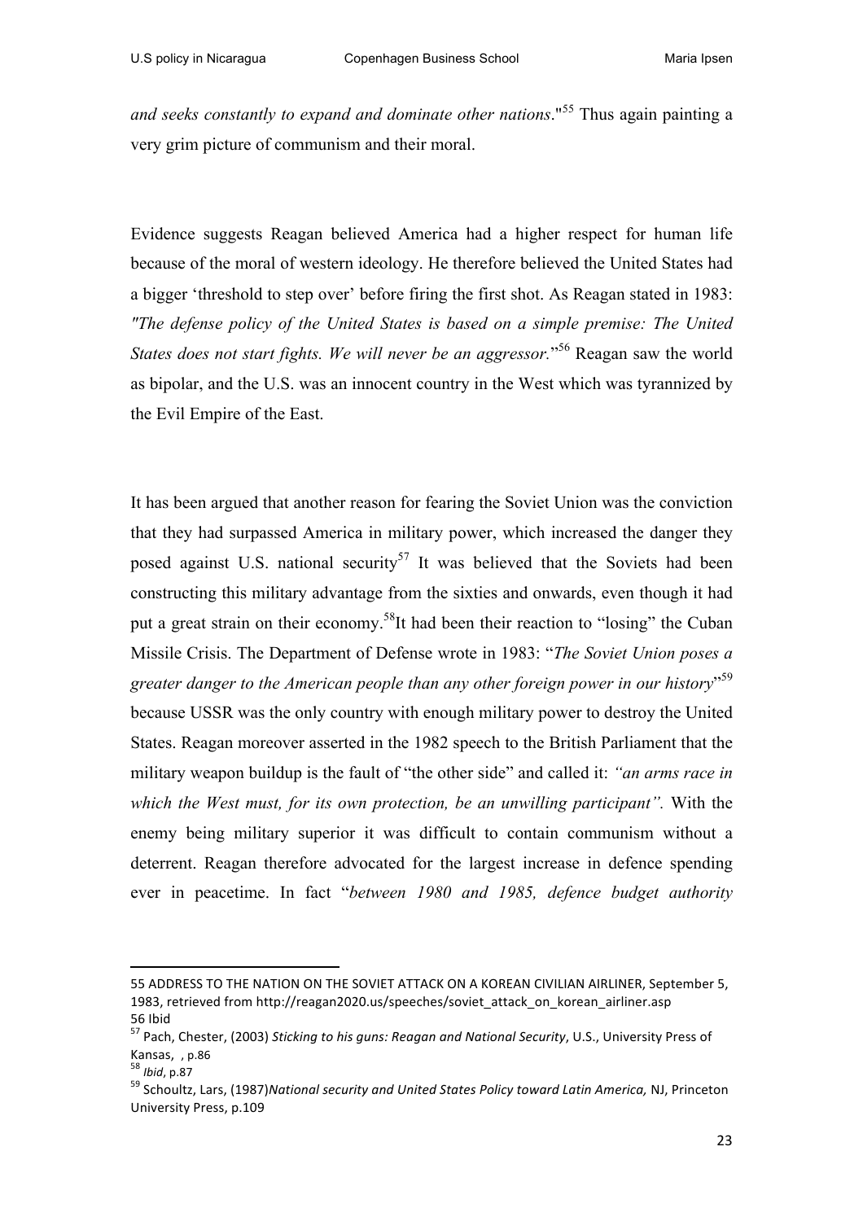*and seeks constantly to expand and dominate other nations*."[55] Thus again painting a very grim picture of communism and their moral.

Evidence suggests Reagan believed America had a higher respect for human life because of the moral of western ideology. He therefore believed the United States had a bigger 'threshold to step over' before firing the first shot. As Reagan stated in 1983: *"The defense policy of the United States is based on a simple premise: The United States does not start fights. We will never be an aggressor.*"[56] Reagan saw the world as bipolar, and the U.S. was an innocent country in the West which was tyrannized by the Evil Empire of the East.

It has been argued that another reason for fearing the Soviet Union was the conviction that they had surpassed America in military power, which increased the danger they posed against U.S. national security[57] It was believed that the Soviets had been constructing this military advantage from the sixties and onwards, even though it had put a great strain on their economy.[58]It had been their reaction to "losing" the Cuban Missile Crisis. The Department of Defense wrote in 1983: "*The Soviet Union poses a greater danger to the American people than any other foreign power in our history*"[59] because USSR was the only country with enough military power to destroy the United States. Reagan moreover asserted in the 1982 speech to the British Parliament that the military weapon buildup is the fault of "the other side" and called it: *"an arms race in which the West must, for its own protection, be an unwilling participant".* With the enemy being military superior it was difficult to contain communism without a deterrent. Reagan therefore advocated for the largest increase in defence spending ever in peacetime. In fact "*between 1980 and 1985, defence budget authority*

---

55 ADDRESS TO THE NATION ON THE SOVIET ATTACK ON A KOREAN CIVILIAN AIRLINER, September 5, 1983, retrieved from http://reagan2020.us/speeches/soviet_attack_on_korean_airliner.asp

56 Ibid

57 Pach, Chester, (2003) *Sticking to his guns: Reagan and National Security*, U.S., University Press of Kansas, , p.86

58 *Ibid*, p.87

59 Schoultz, Lars, (1987)*National security and United States Policy toward Latin America,* NJ, Princeton University Press, p.109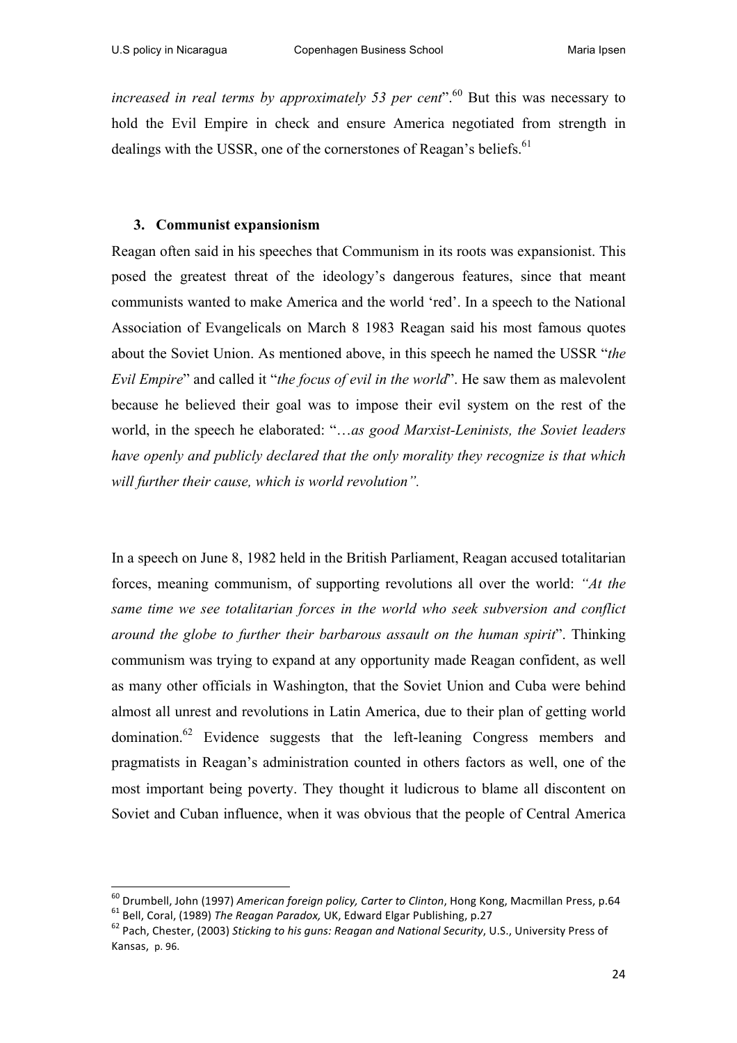*increased in real terms by approximately 53 per cent*".[60] But this was necessary to hold the Evil Empire in check and ensure America negotiated from strength in dealings with the USSR, one of the cornerstones of Reagan's beliefs.[61]

### 3. Communist expansionism

Reagan often said in his speeches that Communism in its roots was expansionist. This posed the greatest threat of the ideology's dangerous features, since that meant communists wanted to make America and the world 'red'. In a speech to the National Association of Evangelicals on March 8 1983 Reagan said his most famous quotes about the Soviet Union. As mentioned above, in this speech he named the USSR "*the Evil Empire*" and called it "*the focus of evil in the world*". He saw them as malevolent because he believed their goal was to impose their evil system on the rest of the world, in the speech he elaborated: "…*as good Marxist-Leninists, the Soviet leaders have openly and publicly declared that the only morality they recognize is that which will further their cause, which is world revolution".*

In a speech on June 8, 1982 held in the British Parliament, Reagan accused totalitarian forces, meaning communism, of supporting revolutions all over the world: *"At the same time we see totalitarian forces in the world who seek subversion and conflict around the globe to further their barbarous assault on the human spirit*". Thinking communism was trying to expand at any opportunity made Reagan confident, as well as many other officials in Washington, that the Soviet Union and Cuba were behind almost all unrest and revolutions in Latin America, due to their plan of getting world domination.[62] Evidence suggests that the left-leaning Congress members and pragmatists in Reagan's administration counted in others factors as well, one of the most important being poverty. They thought it ludicrous to blame all discontent on Soviet and Cuban influence, when it was obvious that the people of Central America

---

[60] Drumbell, John (1997) *American foreign policy, Carter to Clinton*, Hong Kong, Macmillan Press, p.64

[61] Bell, Coral, (1989) *The Reagan Paradox,* UK, Edward Elgar Publishing, p.27

[62] Pach, Chester, (2003) *Sticking to his guns: Reagan and National Security*, U.S., University Press of Kansas, p. 96.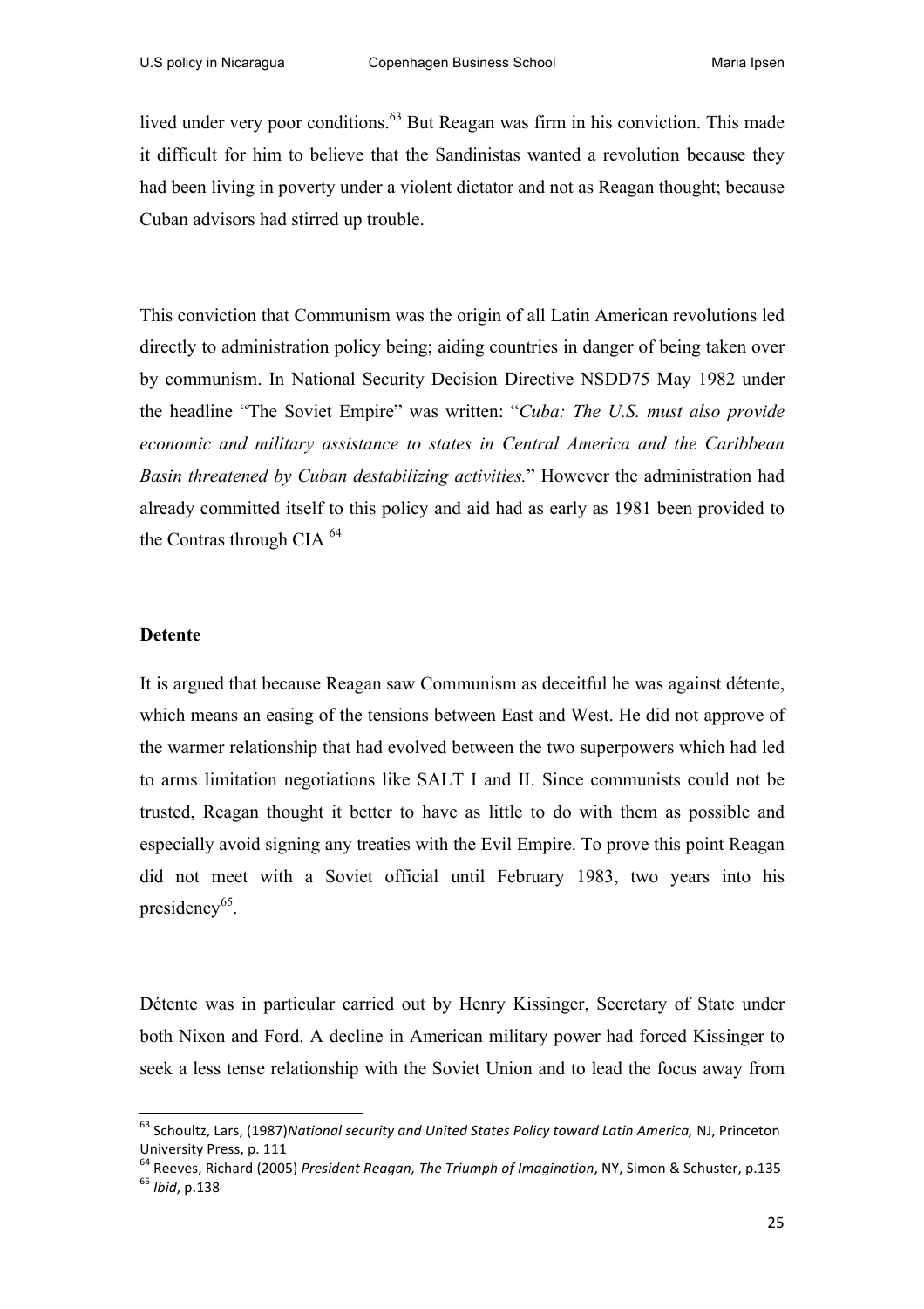lived under very poor conditions.[63] But Reagan was firm in his conviction. This made it difficult for him to believe that the Sandinistas wanted a revolution because they had been living in poverty under a violent dictator and not as Reagan thought; because Cuban advisors had stirred up trouble.

This conviction that Communism was the origin of all Latin American revolutions led directly to administration policy being; aiding countries in danger of being taken over by communism. In National Security Decision Directive NSDD75 May 1982 under the headline "The Soviet Empire" was written: "*Cuba: The U.S. must also provide economic and military assistance to states in Central America and the Caribbean Basin threatened by Cuban destabilizing activities.*" However the administration had already committed itself to this policy and aid had as early as 1981 been provided to the Contras through CIA [64]

**Detente**

It is argued that because Reagan saw Communism as deceitful he was against détente, which means an easing of the tensions between East and West. He did not approve of the warmer relationship that had evolved between the two superpowers which had led to arms limitation negotiations like SALT I and II. Since communists could not be trusted, Reagan thought it better to have as little to do with them as possible and especially avoid signing any treaties with the Evil Empire. To prove this point Reagan did not meet with a Soviet official until February 1983, two years into his presidency[65].

Détente was in particular carried out by Henry Kissinger, Secretary of State under both Nixon and Ford. A decline in American military power had forced Kissinger to seek a less tense relationship with the Soviet Union and to lead the focus away from

---

[63] Schoultz, Lars, (1987)*National security and United States Policy toward Latin America,* NJ, Princeton University Press, p. 111

[64] Reeves, Richard (2005) *President Reagan, The Triumph of Imagination*, NY, Simon & Schuster, p.135

[65] *Ibid*, p.138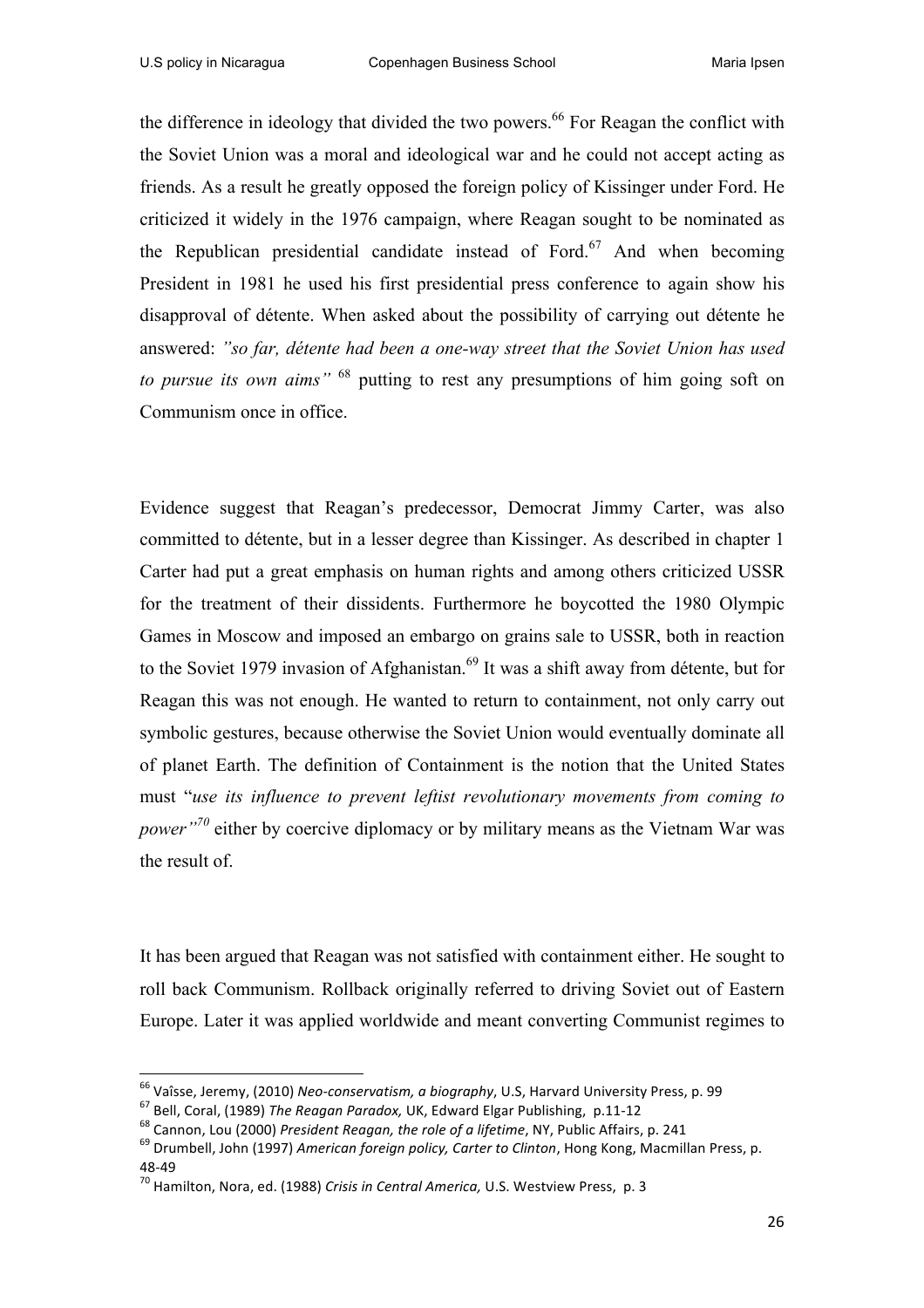the difference in ideology that divided the two powers.[66] For Reagan the conflict with the Soviet Union was a moral and ideological war and he could not accept acting as friends. As a result he greatly opposed the foreign policy of Kissinger under Ford. He criticized it widely in the 1976 campaign, where Reagan sought to be nominated as the Republican presidential candidate instead of Ford.[67] And when becoming President in 1981 he used his first presidential press conference to again show his disapproval of détente. When asked about the possibility of carrying out détente he answered: *"so far, détente had been a one-way street that the Soviet Union has used to pursue its own aims"* [68] putting to rest any presumptions of him going soft on Communism once in office.

Evidence suggest that Reagan's predecessor, Democrat Jimmy Carter, was also committed to détente, but in a lesser degree than Kissinger. As described in chapter 1 Carter had put a great emphasis on human rights and among others criticized USSR for the treatment of their dissidents. Furthermore he boycotted the 1980 Olympic Games in Moscow and imposed an embargo on grains sale to USSR, both in reaction to the Soviet 1979 invasion of Afghanistan.[69] It was a shift away from détente, but for Reagan this was not enough. He wanted to return to containment, not only carry out symbolic gestures, because otherwise the Soviet Union would eventually dominate all of planet Earth. The definition of Containment is the notion that the United States must "*use its influence to prevent leftist revolutionary movements from coming to power"*[70] either by coercive diplomacy or by military means as the Vietnam War was the result of.

It has been argued that Reagan was not satisfied with containment either. He sought to roll back Communism. Rollback originally referred to driving Soviet out of Eastern Europe. Later it was applied worldwide and meant converting Communist regimes to

---

[66] Vaîsse, Jeremy, (2010) *Neo-conservatism, a biography*, U.S, Harvard University Press, p. 99

[67] Bell, Coral, (1989) *The Reagan Paradox,* UK, Edward Elgar Publishing, p.11-12

[68] Cannon, Lou (2000) *President Reagan, the role of a lifetime*, NY, Public Affairs, p. 241

[69] Drumbell, John (1997) *American foreign policy, Carter to Clinton*, Hong Kong, Macmillan Press, p. 48-49

[70] Hamilton, Nora, ed. (1988) *Crisis in Central America,* U.S. Westview Press, p. 3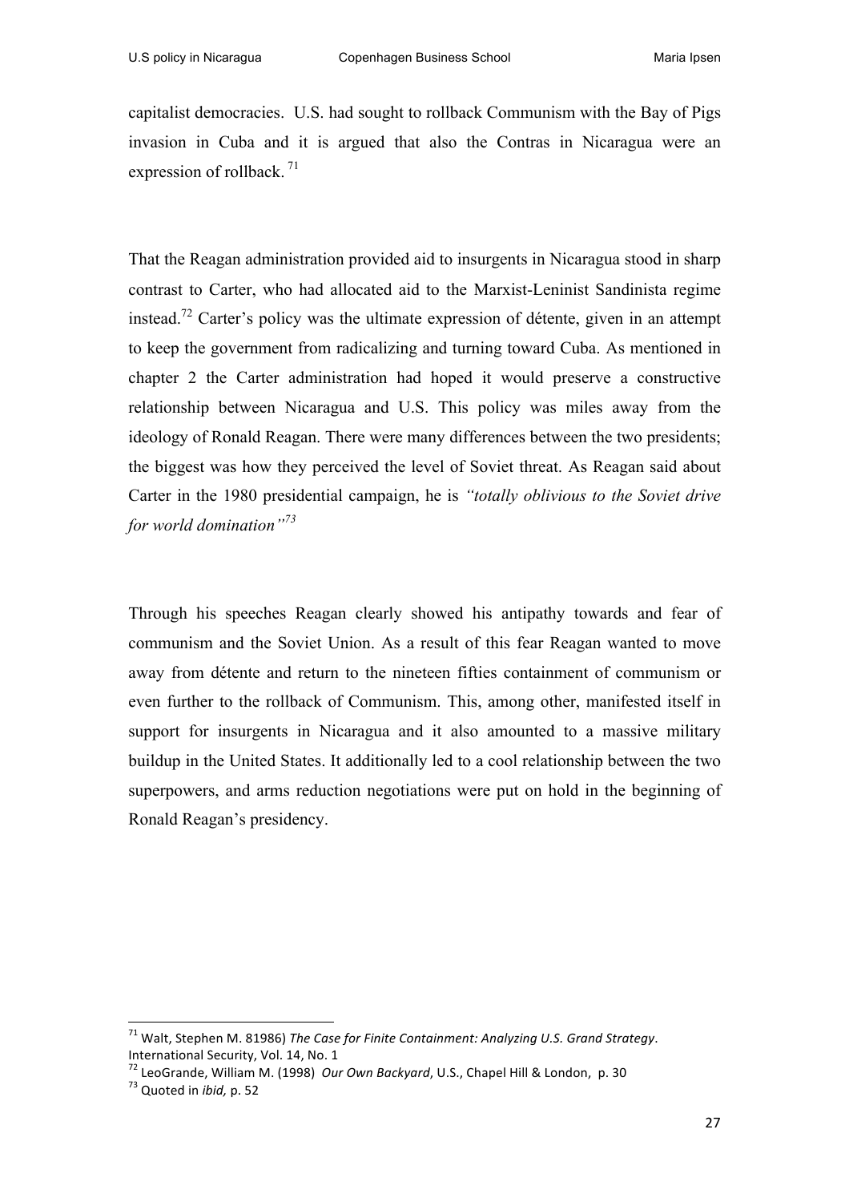capitalist democracies. U.S. had sought to rollback Communism with the Bay of Pigs invasion in Cuba and it is argued that also the Contras in Nicaragua were an expression of rollback. [71]

That the Reagan administration provided aid to insurgents in Nicaragua stood in sharp contrast to Carter, who had allocated aid to the Marxist-Leninist Sandinista regime instead.[72] Carter's policy was the ultimate expression of détente, given in an attempt to keep the government from radicalizing and turning toward Cuba. As mentioned in chapter 2 the Carter administration had hoped it would preserve a constructive relationship between Nicaragua and U.S. This policy was miles away from the ideology of Ronald Reagan. There were many differences between the two presidents; the biggest was how they perceived the level of Soviet threat. As Reagan said about Carter in the 1980 presidential campaign, he is *"totally oblivious to the Soviet drive for world domination"*[73]

Through his speeches Reagan clearly showed his antipathy towards and fear of communism and the Soviet Union. As a result of this fear Reagan wanted to move away from détente and return to the nineteen fifties containment of communism or even further to the rollback of Communism. This, among other, manifested itself in support for insurgents in Nicaragua and it also amounted to a massive military buildup in the United States. It additionally led to a cool relationship between the two superpowers, and arms reduction negotiations were put on hold in the beginning of Ronald Reagan's presidency.

---

[71] Walt, Stephen M. 81986) *The Case for Finite Containment: Analyzing U.S. Grand Strategy*. International Security, Vol. 14, No. 1

[72] LeoGrande, William M. (1998) *Our Own Backyard*, U.S., Chapel Hill & London, p. 30

[73] Quoted in *ibid*, p. 52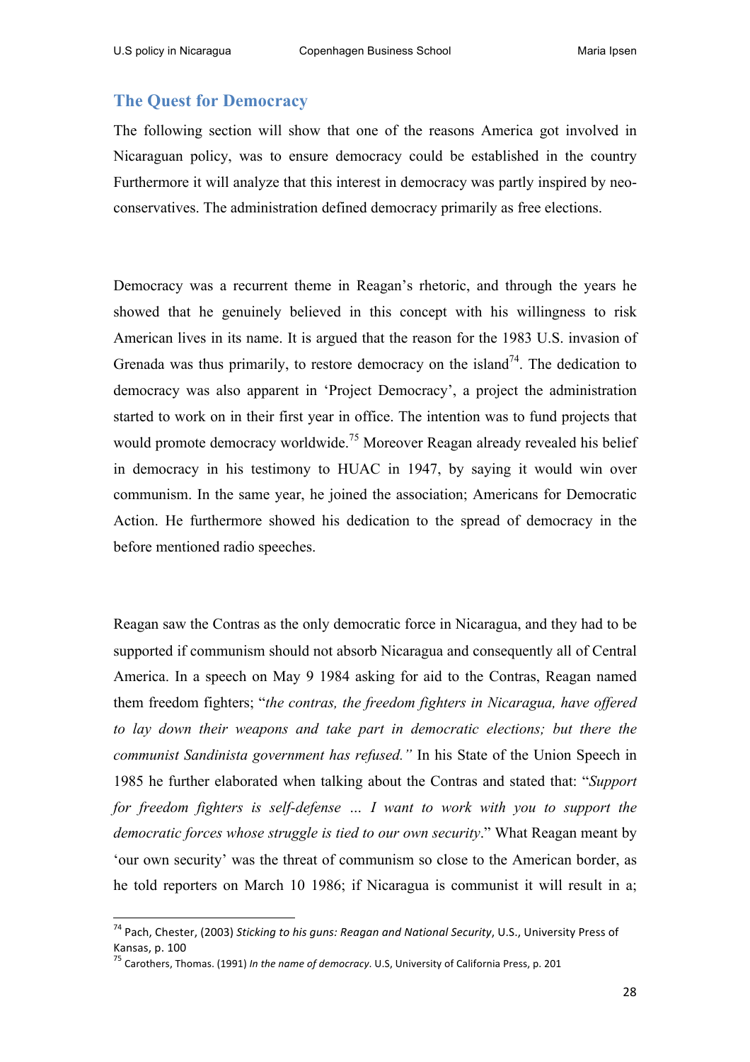## The Quest for Democracy

The following section will show that one of the reasons America got involved in Nicaraguan policy, was to ensure democracy could be established in the country Furthermore it will analyze that this interest in democracy was partly inspired by neo-conservatives. The administration defined democracy primarily as free elections.

Democracy was a recurrent theme in Reagan's rhetoric, and through the years he showed that he genuinely believed in this concept with his willingness to risk American lives in its name. It is argued that the reason for the 1983 U.S. invasion of Grenada was thus primarily, to restore democracy on the island[74]. The dedication to democracy was also apparent in 'Project Democracy', a project the administration started to work on in their first year in office. The intention was to fund projects that would promote democracy worldwide.[75] Moreover Reagan already revealed his belief in democracy in his testimony to HUAC in 1947, by saying it would win over communism. In the same year, he joined the association; Americans for Democratic Action. He furthermore showed his dedication to the spread of democracy in the before mentioned radio speeches.

Reagan saw the Contras as the only democratic force in Nicaragua, and they had to be supported if communism should not absorb Nicaragua and consequently all of Central America. In a speech on May 9 1984 asking for aid to the Contras, Reagan named them freedom fighters; "*the contras, the freedom fighters in Nicaragua, have offered to lay down their weapons and take part in democratic elections; but there the communist Sandinista government has refused."* In his State of the Union Speech in 1985 he further elaborated when talking about the Contras and stated that: "*Support for freedom fighters is self-defense … I want to work with you to support the democratic forces whose struggle is tied to our own security*." What Reagan meant by 'our own security' was the threat of communism so close to the American border, as he told reporters on March 10 1986; if Nicaragua is communist it will result in a;

---

[74] Pach, Chester, (2003) *Sticking to his guns: Reagan and National Security*, U.S., University Press of Kansas, p. 100

[75] Carothers, Thomas. (1991) *In the name of democracy*. U.S, University of California Press, p. 201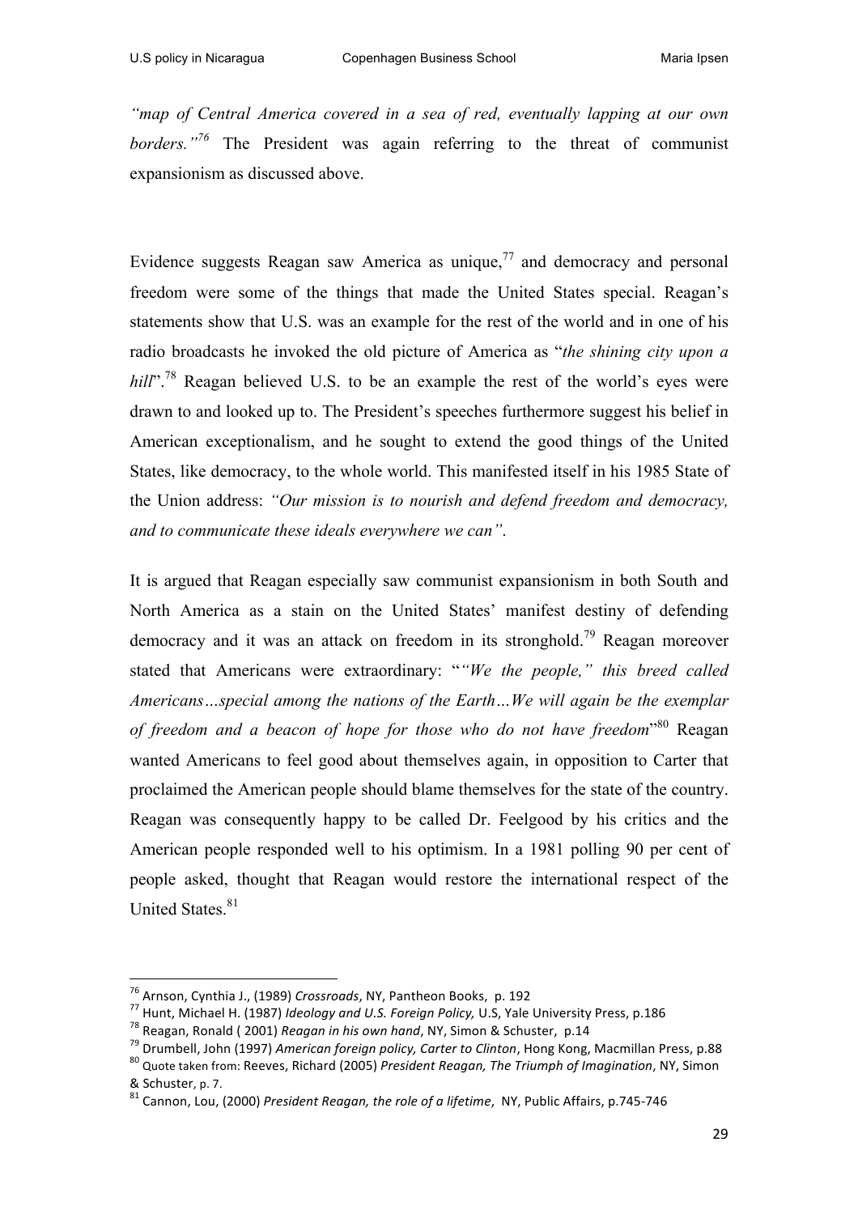*"map of Central America covered in a sea of red, eventually lapping at our own borders."*[76] The President was again referring to the threat of communist expansionism as discussed above.

Evidence suggests Reagan saw America as unique,[77] and democracy and personal freedom were some of the things that made the United States special. Reagan's statements show that U.S. was an example for the rest of the world and in one of his radio broadcasts he invoked the old picture of America as "*the shining city upon a hill*".[78] Reagan believed U.S. to be an example the rest of the world's eyes were drawn to and looked up to. The President's speeches furthermore suggest his belief in American exceptionalism, and he sought to extend the good things of the United States, like democracy, to the whole world. This manifested itself in his 1985 State of the Union address: *"Our mission is to nourish and defend freedom and democracy, and to communicate these ideals everywhere we can"*.

It is argued that Reagan especially saw communist expansionism in both South and North America as a stain on the United States' manifest destiny of defending democracy and it was an attack on freedom in its stronghold.[79] Reagan moreover stated that Americans were extraordinary: "*"We the people," this breed called Americans…special among the nations of the Earth…We will again be the exemplar of freedom and a beacon of hope for those who do not have freedom*"[80] Reagan wanted Americans to feel good about themselves again, in opposition to Carter that proclaimed the American people should blame themselves for the state of the country. Reagan was consequently happy to be called Dr. Feelgood by his critics and the American people responded well to his optimism. In a 1981 polling 90 per cent of people asked, thought that Reagan would restore the international respect of the United States.[81]

---

[76] Arnson, Cynthia J., (1989) *Crossroads*, NY, Pantheon Books, p. 192

[77] Hunt, Michael H. (1987) *Ideology and U.S. Foreign Policy,* U.S, Yale University Press, p.186

[78] Reagan, Ronald ( 2001) *Reagan in his own hand*, NY, Simon & Schuster, p.14

[79] Drumbell, John (1997) *American foreign policy, Carter to Clinton*, Hong Kong, Macmillan Press, p.88

[80] Quote taken from: Reeves, Richard (2005) *President Reagan, The Triumph of Imagination*, NY, Simon & Schuster, p. 7.

[81] Cannon, Lou, (2000) *President Reagan, the role of a lifetime*, NY, Public Affairs, p.745-746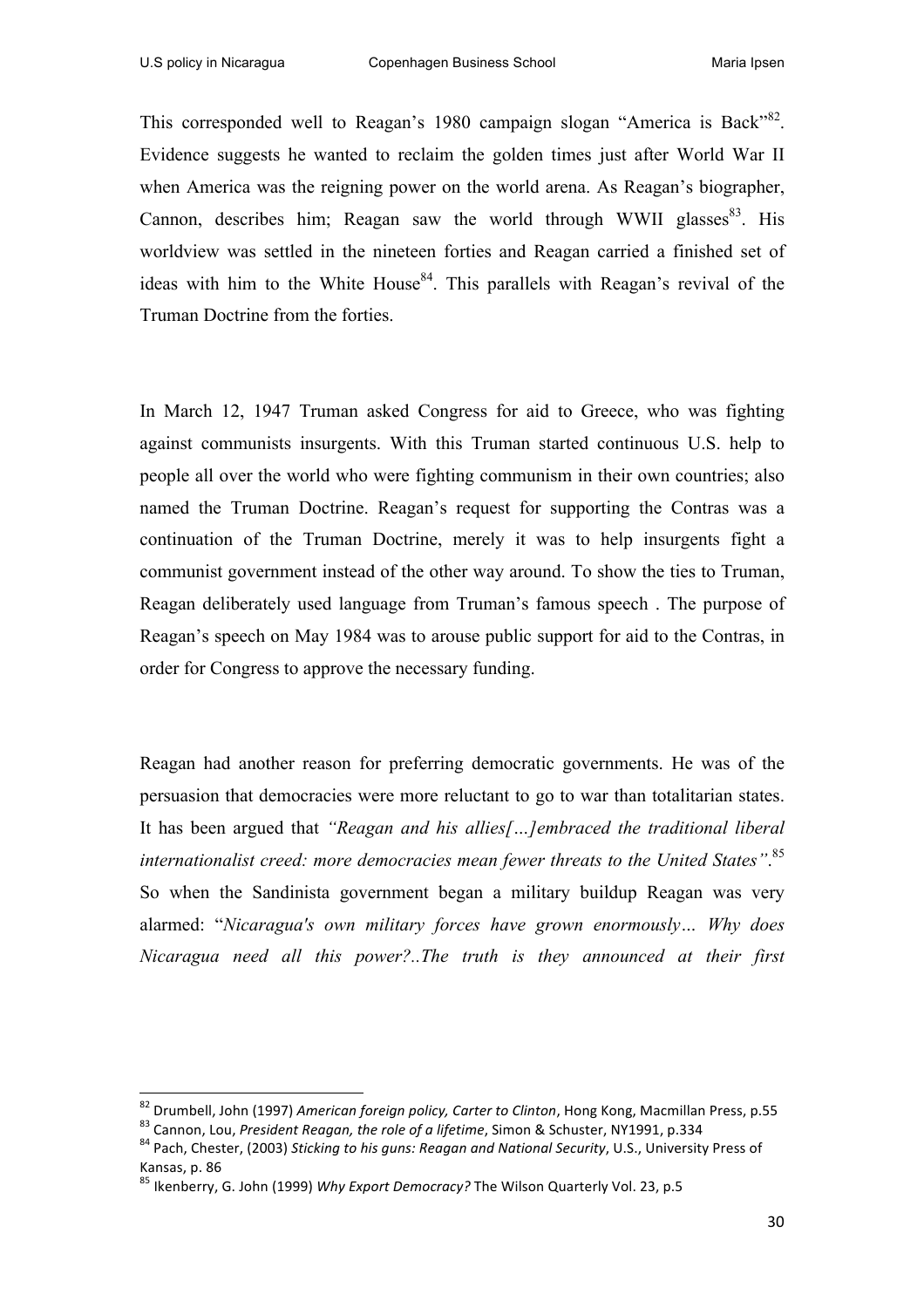This corresponded well to Reagan's 1980 campaign slogan "America is Back"[82]. Evidence suggests he wanted to reclaim the golden times just after World War II when America was the reigning power on the world arena. As Reagan's biographer, Cannon, describes him; Reagan saw the world through WWII glasses[83]. His worldview was settled in the nineteen forties and Reagan carried a finished set of ideas with him to the White House[84]. This parallels with Reagan's revival of the Truman Doctrine from the forties.

In March 12, 1947 Truman asked Congress for aid to Greece, who was fighting against communists insurgents. With this Truman started continuous U.S. help to people all over the world who were fighting communism in their own countries; also named the Truman Doctrine. Reagan's request for supporting the Contras was a continuation of the Truman Doctrine, merely it was to help insurgents fight a communist government instead of the other way around. To show the ties to Truman, Reagan deliberately used language from Truman's famous speech . The purpose of Reagan's speech on May 1984 was to arouse public support for aid to the Contras, in order for Congress to approve the necessary funding.

Reagan had another reason for preferring democratic governments. He was of the persuasion that democracies were more reluctant to go to war than totalitarian states. It has been argued that *"Reagan and his allies[…]embraced the traditional liberal internationalist creed: more democracies mean fewer threats to the United States"*.[85] So when the Sandinista government began a military buildup Reagan was very alarmed: "*Nicaragua's own military forces have grown enormously… Why does Nicaragua need all this power?..The truth is they announced at their first*

---

[82] Drumbell, John (1997) *American foreign policy, Carter to Clinton*, Hong Kong, Macmillan Press, p.55

[83] Cannon, Lou, *President Reagan, the role of a lifetime*, Simon & Schuster, NY1991, p.334

[84] Pach, Chester, (2003) *Sticking to his guns: Reagan and National Security*, U.S., University Press of Kansas, p. 86

[85] Ikenberry, G. John (1999) *Why Export Democracy?* The Wilson Quarterly Vol. 23, p.5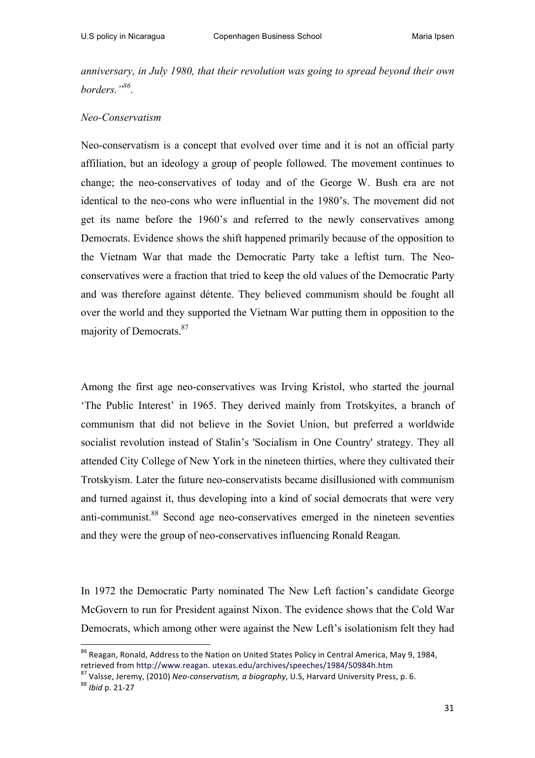*anniversary, in July 1980, that their revolution was going to spread beyond their own borders."*[86].

*Neo-Conservatism*

Neo-conservatism is a concept that evolved over time and it is not an official party affiliation, but an ideology a group of people followed. The movement continues to change; the neo-conservatives of today and of the George W. Bush era are not identical to the neo-cons who were influential in the 1980's. The movement did not get its name before the 1960's and referred to the newly conservatives among Democrats. Evidence shows the shift happened primarily because of the opposition to the Vietnam War that made the Democratic Party take a leftist turn. The Neo-conservatives were a fraction that tried to keep the old values of the Democratic Party and was therefore against détente. They believed communism should be fought all over the world and they supported the Vietnam War putting them in opposition to the majority of Democrats.[87]

Among the first age neo-conservatives was Irving Kristol, who started the journal 'The Public Interest' in 1965. They derived mainly from Trotskyites, a branch of communism that did not believe in the Soviet Union, but preferred a worldwide socialist revolution instead of Stalin's 'Socialism in One Country' strategy. They all attended City College of New York in the nineteen thirties, where they cultivated their Trotskyism. Later the future neo-conservatists became disillusioned with communism and turned against it, thus developing into a kind of social democrats that were very anti-communist.[88] Second age neo-conservatives emerged in the nineteen seventies and they were the group of neo-conservatives influencing Ronald Reagan.

In 1972 the Democratic Party nominated The New Left faction's candidate George McGovern to run for President against Nixon. The evidence shows that the Cold War Democrats, which among other were against the New Left's isolationism felt they had

---

[86] Reagan, Ronald, Address to the Nation on United States Policy in Central America, May 9, 1984, retrieved from http://www.reagan. utexas.edu/archives/speeches/1984/50984h.htm

[87] Vaîsse, Jeremy, (2010) *Neo-conservatism, a biography*, U.S, Harvard University Press, p. 6.

[88] *Ibid* p. 21-27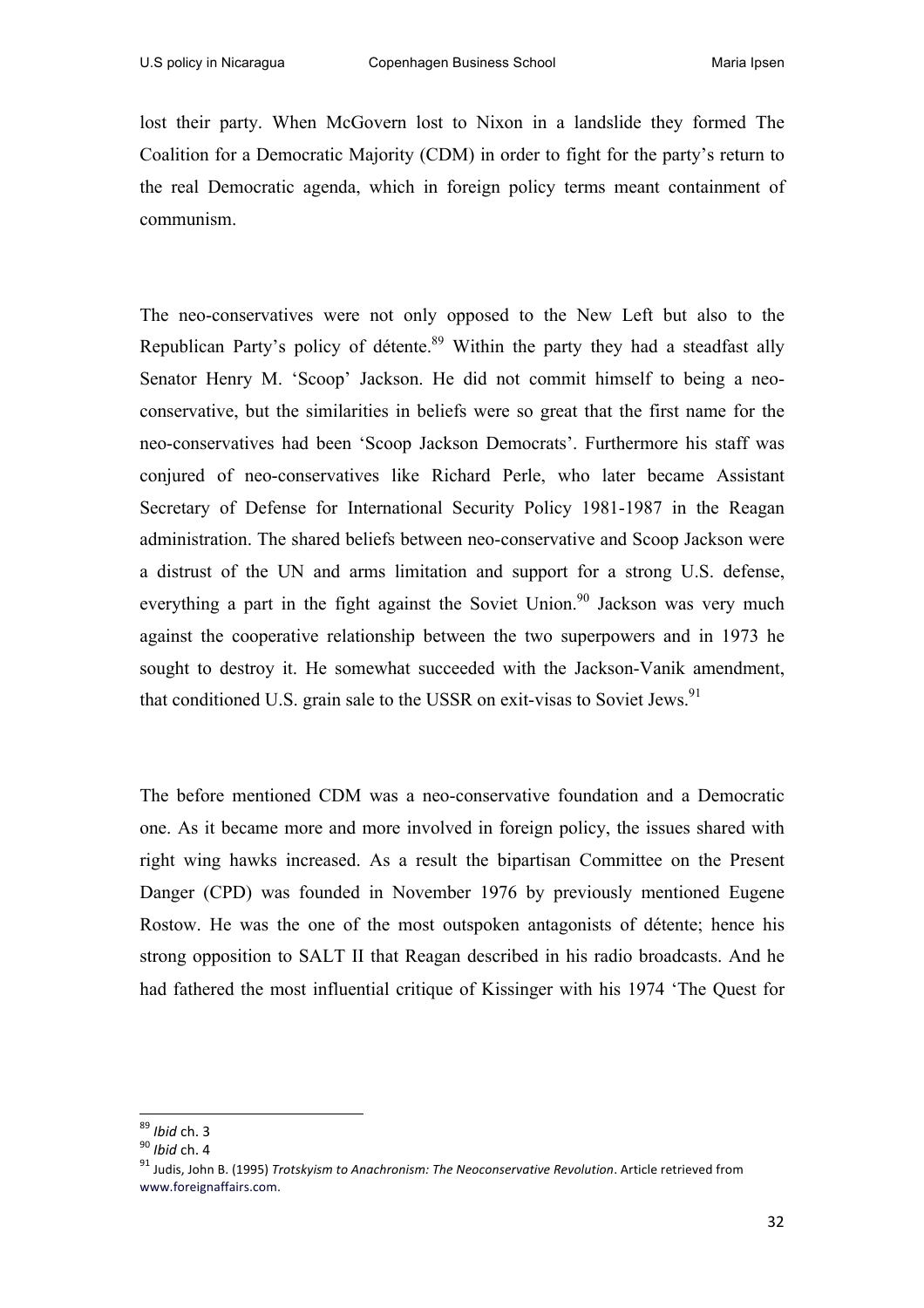lost their party. When McGovern lost to Nixon in a landslide they formed The Coalition for a Democratic Majority (CDM) in order to fight for the party's return to the real Democratic agenda, which in foreign policy terms meant containment of communism.

The neo-conservatives were not only opposed to the New Left but also to the Republican Party's policy of détente.[89] Within the party they had a steadfast ally Senator Henry M. 'Scoop' Jackson. He did not commit himself to being a neo-conservative, but the similarities in beliefs were so great that the first name for the neo-conservatives had been 'Scoop Jackson Democrats'. Furthermore his staff was conjured of neo-conservatives like Richard Perle, who later became Assistant Secretary of Defense for International Security Policy 1981-1987 in the Reagan administration. The shared beliefs between neo-conservative and Scoop Jackson were a distrust of the UN and arms limitation and support for a strong U.S. defense, everything a part in the fight against the Soviet Union.[90] Jackson was very much against the cooperative relationship between the two superpowers and in 1973 he sought to destroy it. He somewhat succeeded with the Jackson-Vanik amendment, that conditioned U.S. grain sale to the USSR on exit-visas to Soviet Jews.[91]

The before mentioned CDM was a neo-conservative foundation and a Democratic one. As it became more and more involved in foreign policy, the issues shared with right wing hawks increased. As a result the bipartisan Committee on the Present Danger (CPD) was founded in November 1976 by previously mentioned Eugene Rostow. He was the one of the most outspoken antagonists of détente; hence his strong opposition to SALT II that Reagan described in his radio broadcasts. And he had fathered the most influential critique of Kissinger with his 1974 'The Quest for

---

[89] *Ibid* ch. 3

[90] *Ibid* ch. 4

[91] Judis, John B. (1995) *Trotskyism to Anachronism: The Neoconservative Revolution*. Article retrieved from www.foreignaffairs.com.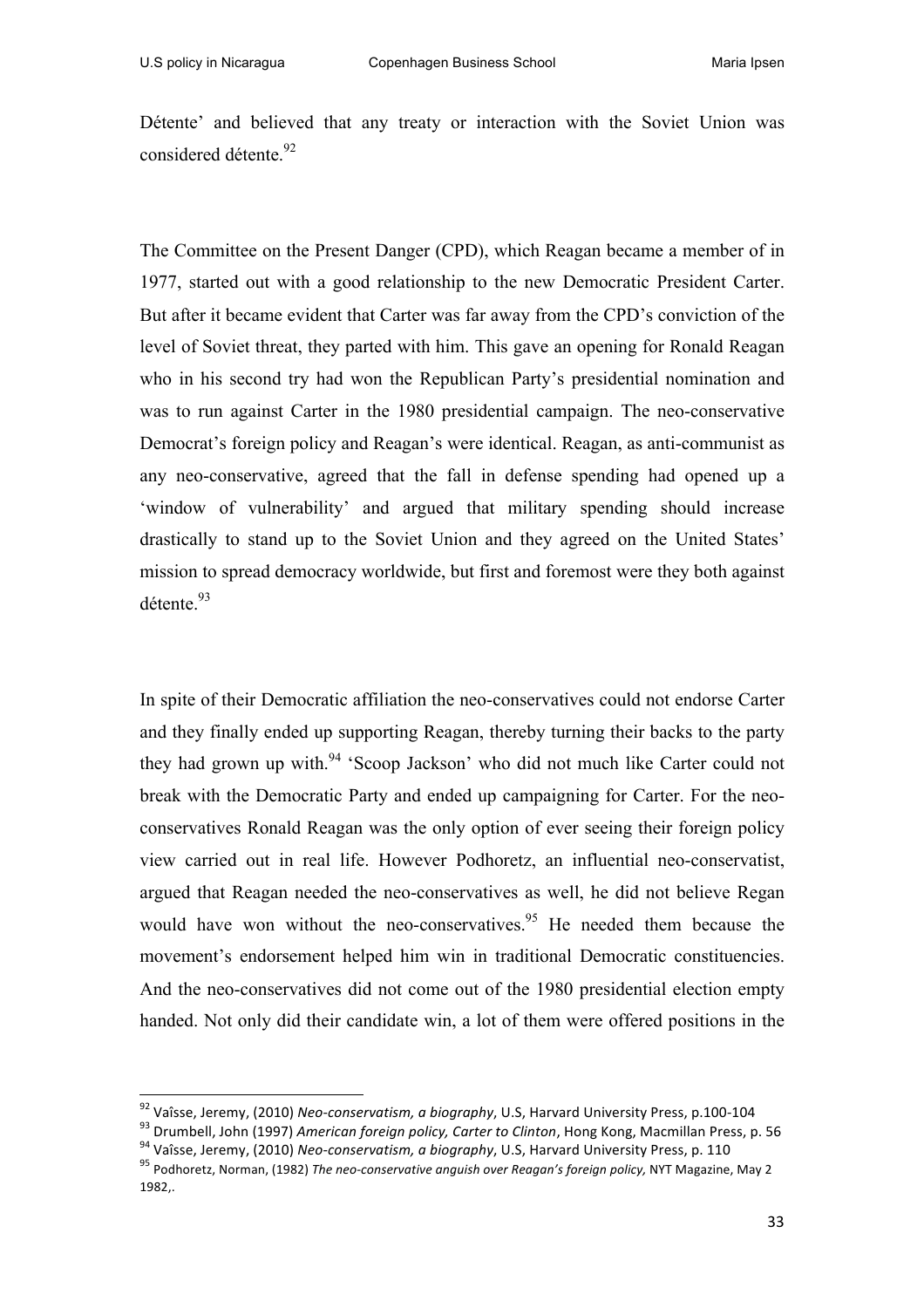Détente' and believed that any treaty or interaction with the Soviet Union was considered détente.[92]

The Committee on the Present Danger (CPD), which Reagan became a member of in 1977, started out with a good relationship to the new Democratic President Carter. But after it became evident that Carter was far away from the CPD's conviction of the level of Soviet threat, they parted with him. This gave an opening for Ronald Reagan who in his second try had won the Republican Party's presidential nomination and was to run against Carter in the 1980 presidential campaign. The neo-conservative Democrat's foreign policy and Reagan's were identical. Reagan, as anti-communist as any neo-conservative, agreed that the fall in defense spending had opened up a 'window of vulnerability' and argued that military spending should increase drastically to stand up to the Soviet Union and they agreed on the United States' mission to spread democracy worldwide, but first and foremost were they both against détente.[93]

In spite of their Democratic affiliation the neo-conservatives could not endorse Carter and they finally ended up supporting Reagan, thereby turning their backs to the party they had grown up with.[94] 'Scoop Jackson' who did not much like Carter could not break with the Democratic Party and ended up campaigning for Carter. For the neo-conservatives Ronald Reagan was the only option of ever seeing their foreign policy view carried out in real life. However Podhoretz, an influential neo-conservatist, argued that Reagan needed the neo-conservatives as well, he did not believe Regan would have won without the neo-conservatives.[95] He needed them because the movement's endorsement helped him win in traditional Democratic constituencies. And the neo-conservatives did not come out of the 1980 presidential election empty handed. Not only did their candidate win, a lot of them were offered positions in the

---

[92] Vaïsse, Jeremy, (2010) *Neo-conservatism, a biography*, U.S, Harvard University Press, p.100-104

[93] Drumbell, John (1997) *American foreign policy, Carter to Clinton*, Hong Kong, Macmillan Press, p. 56

[94] Vaïsse, Jeremy, (2010) *Neo-conservatism, a biography*, U.S, Harvard University Press, p. 110

[95] Podhoretz, Norman, (1982) *The neo-conservative anguish over Reagan's foreign policy,* NYT Magazine, May 2 1982,.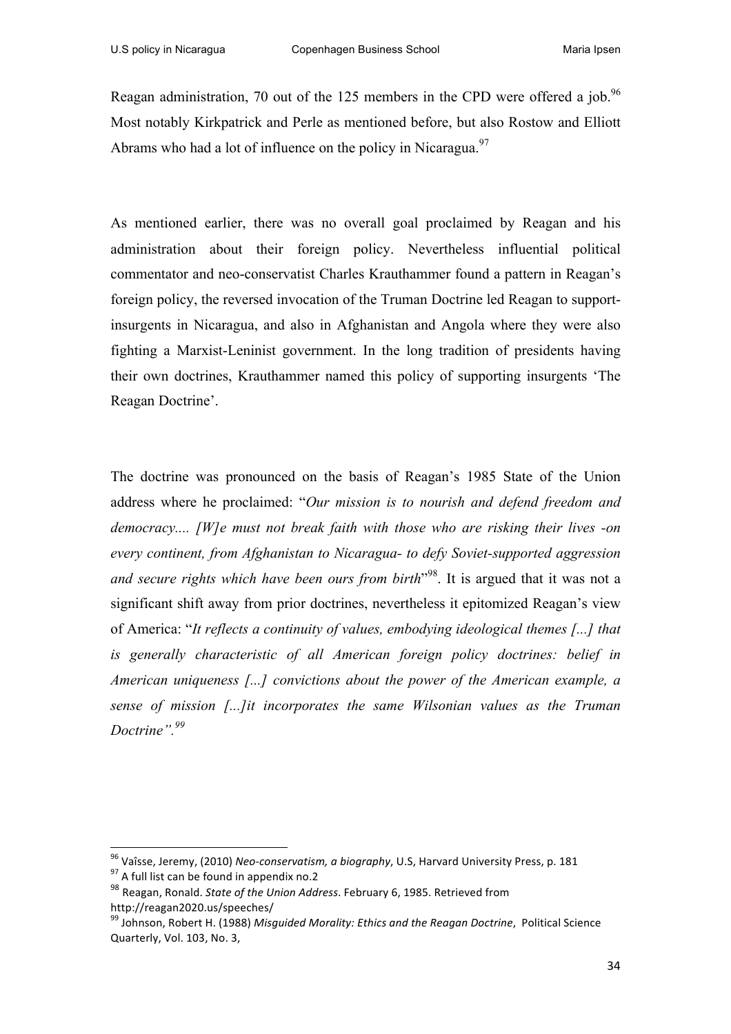Reagan administration, 70 out of the 125 members in the CPD were offered a job.[96] Most notably Kirkpatrick and Perle as mentioned before, but also Rostow and Elliott Abrams who had a lot of influence on the policy in Nicaragua.[97]

As mentioned earlier, there was no overall goal proclaimed by Reagan and his administration about their foreign policy. Nevertheless influential political commentator and neo-conservatist Charles Krauthammer found a pattern in Reagan's foreign policy, the reversed invocation of the Truman Doctrine led Reagan to support-insurgents in Nicaragua, and also in Afghanistan and Angola where they were also fighting a Marxist-Leninist government. In the long tradition of presidents having their own doctrines, Krauthammer named this policy of supporting insurgents 'The Reagan Doctrine'.

The doctrine was pronounced on the basis of Reagan's 1985 State of the Union address where he proclaimed: "*Our mission is to nourish and defend freedom and democracy.... [W]e must not break faith with those who are risking their lives -on every continent, from Afghanistan to Nicaragua- to defy Soviet-supported aggression and secure rights which have been ours from birth*"[98]. It is argued that it was not a significant shift away from prior doctrines, nevertheless it epitomized Reagan's view of America: "*It reflects a continuity of values, embodying ideological themes [...] that is generally characteristic of all American foreign policy doctrines: belief in American uniqueness [...] convictions about the power of the American example, a sense of mission [...]it incorporates the same Wilsonian values as the Truman Doctrine".*[99]

---

[96] Vaïsse, Jeremy, (2010) *Neo-conservatism, a biography*, U.S, Harvard University Press, p. 181

[97] A full list can be found in appendix no.2

[98] Reagan, Ronald. *State of the Union Address*. February 6, 1985. Retrieved from http://reagan2020.us/speeches/

[99] Johnson, Robert H. (1988) *Misguided Morality: Ethics and the Reagan Doctrine*, Political Science Quarterly, Vol. 103, No. 3,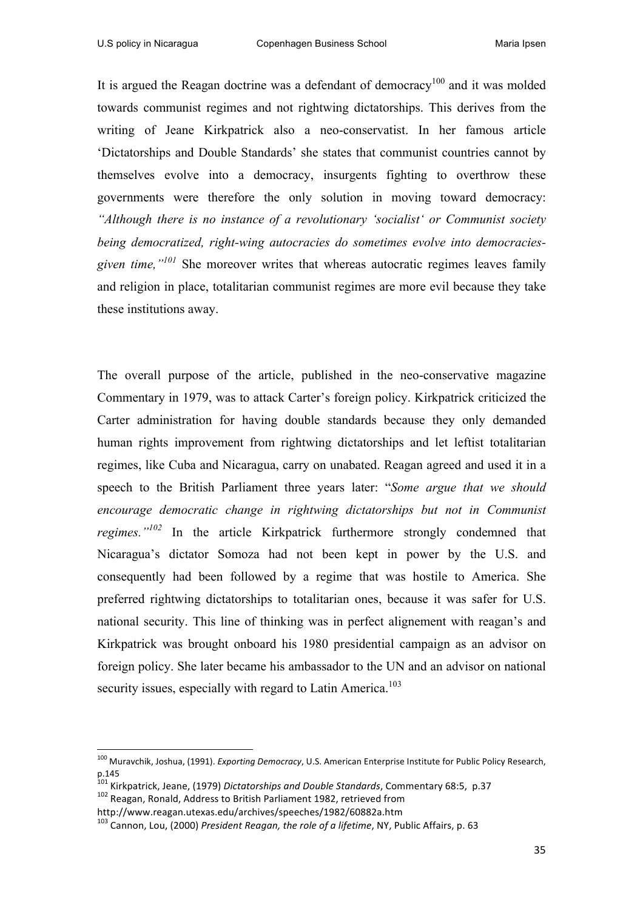It is argued the Reagan doctrine was a defendant of democracy[100] and it was molded towards communist regimes and not rightwing dictatorships. This derives from the writing of Jeane Kirkpatrick also a neo-conservatist. In her famous article 'Dictatorships and Double Standards' she states that communist countries cannot by themselves evolve into a democracy, insurgents fighting to overthrow these governments were therefore the only solution in moving toward democracy: *"Although there is no instance of a revolutionary 'socialist' or Communist society being democratized, right-wing autocracies do sometimes evolve into democracies-given time,"*[101] She moreover writes that whereas autocratic regimes leaves family and religion in place, totalitarian communist regimes are more evil because they take these institutions away.

The overall purpose of the article, published in the neo-conservative magazine Commentary in 1979, was to attack Carter's foreign policy. Kirkpatrick criticized the Carter administration for having double standards because they only demanded human rights improvement from rightwing dictatorships and let leftist totalitarian regimes, like Cuba and Nicaragua, carry on unabated. Reagan agreed and used it in a speech to the British Parliament three years later: "*Some argue that we should encourage democratic change in rightwing dictatorships but not in Communist regimes."*[102] In the article Kirkpatrick furthermore strongly condemned that Nicaragua's dictator Somoza had not been kept in power by the U.S. and consequently had been followed by a regime that was hostile to America. She preferred rightwing dictatorships to totalitarian ones, because it was safer for U.S. national security. This line of thinking was in perfect alignement with reagan's and Kirkpatrick was brought onboard his 1980 presidential campaign as an advisor on foreign policy. She later became his ambassador to the UN and an advisor on national security issues, especially with regard to Latin America.[103]

---

[100] Muravchik, Joshua, (1991). *Exporting Democracy*, U.S. American Enterprise Institute for Public Policy Research, p.145

[101] Kirkpatrick, Jeane, (1979) *Dictatorships and Double Standards*, Commentary 68:5, p.37

[102] Reagan, Ronald, Address to British Parliament 1982, retrieved from http://www.reagan.utexas.edu/archives/speeches/1982/60882a.htm

[103] Cannon, Lou, (2000) *President Reagan, the role of a lifetime*, NY, Public Affairs, p. 63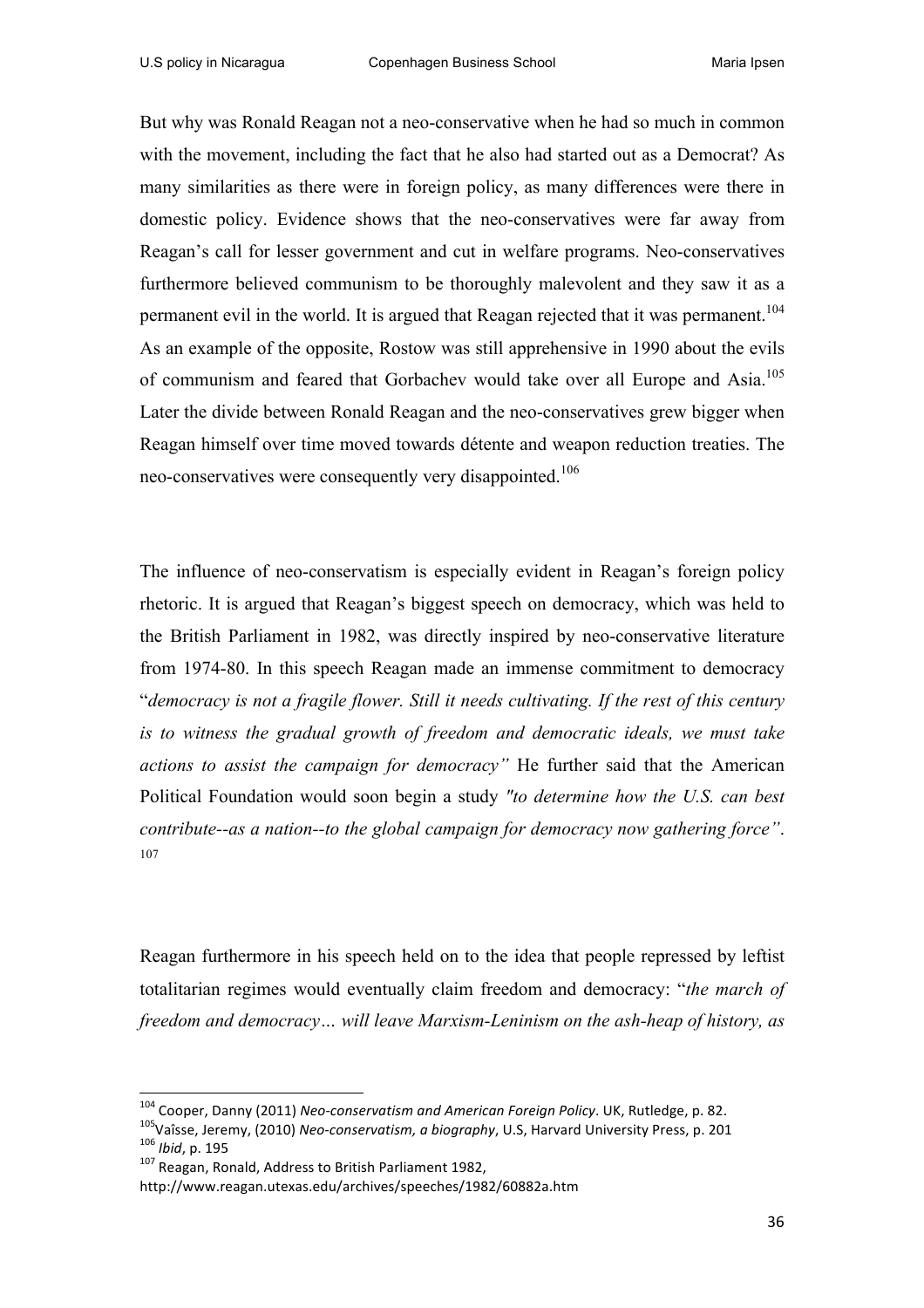But why was Ronald Reagan not a neo-conservative when he had so much in common with the movement, including the fact that he also had started out as a Democrat? As many similarities as there were in foreign policy, as many differences were there in domestic policy. Evidence shows that the neo-conservatives were far away from Reagan's call for lesser government and cut in welfare programs. Neo-conservatives furthermore believed communism to be thoroughly malevolent and they saw it as a permanent evil in the world. It is argued that Reagan rejected that it was permanent.[104] As an example of the opposite, Rostow was still apprehensive in 1990 about the evils of communism and feared that Gorbachev would take over all Europe and Asia.[105] Later the divide between Ronald Reagan and the neo-conservatives grew bigger when Reagan himself over time moved towards détente and weapon reduction treaties. The neo-conservatives were consequently very disappointed.[106]

The influence of neo-conservatism is especially evident in Reagan's foreign policy rhetoric. It is argued that Reagan's biggest speech on democracy, which was held to the British Parliament in 1982, was directly inspired by neo-conservative literature from 1974-80. In this speech Reagan made an immense commitment to democracy "*democracy is not a fragile flower. Still it needs cultivating. If the rest of this century is to witness the gradual growth of freedom and democratic ideals, we must take actions to assist the campaign for democracy"* He further said that the American Political Foundation would soon begin a study *"to determine how the U.S. can best contribute--as a nation--to the global campaign for democracy now gathering force"*.[107]

Reagan furthermore in his speech held on to the idea that people repressed by leftist totalitarian regimes would eventually claim freedom and democracy: "*the march of freedom and democracy… will leave Marxism-Leninism on the ash-heap of history, as*

---

[104] Cooper, Danny (2011) *Neo-conservatism and American Foreign Policy*. UK, Rutledge, p. 82.
[105] Vaîsse, Jeremy, (2010) *Neo-conservatism, a biography*, U.S, Harvard University Press, p. 201
[106] *Ibid*, p. 195
[107] Reagan, Ronald, Address to British Parliament 1982, http://www.reagan.utexas.edu/archives/speeches/1982/60882a.htm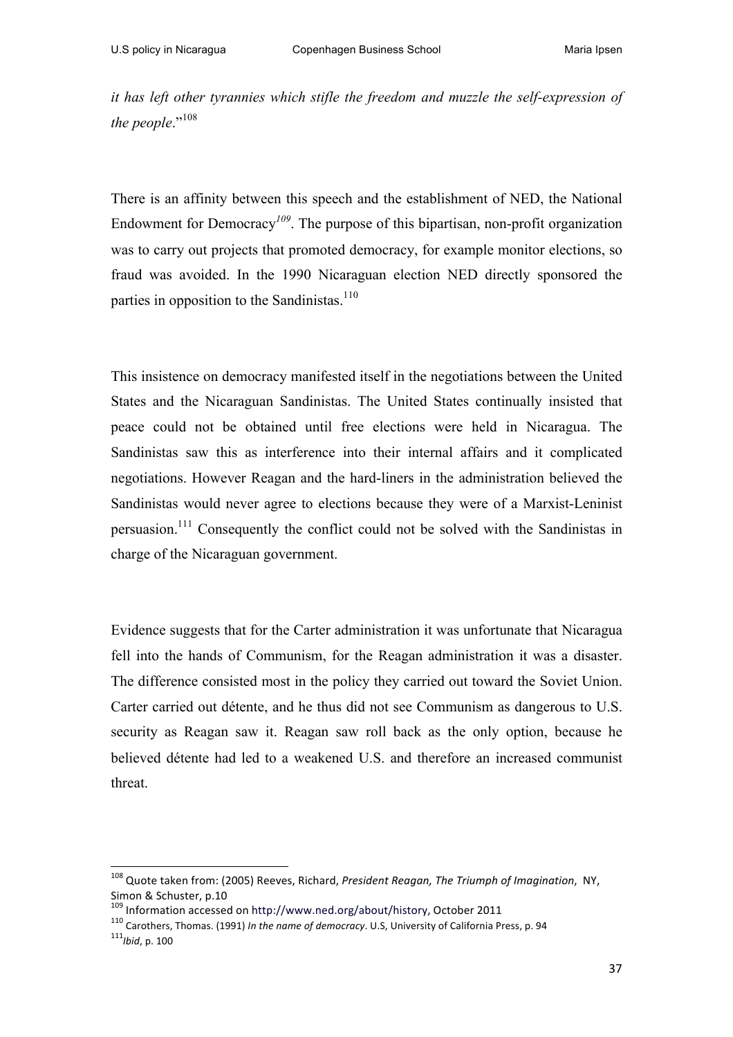*it has left other tyrannies which stifle the freedom and muzzle the self-expression of the people*."[108]

There is an affinity between this speech and the establishment of NED, the National Endowment for Democracy[109]. The purpose of this bipartisan, non-profit organization was to carry out projects that promoted democracy, for example monitor elections, so fraud was avoided. In the 1990 Nicaraguan election NED directly sponsored the parties in opposition to the Sandinistas.[110]

This insistence on democracy manifested itself in the negotiations between the United States and the Nicaraguan Sandinistas. The United States continually insisted that peace could not be obtained until free elections were held in Nicaragua. The Sandinistas saw this as interference into their internal affairs and it complicated negotiations. However Reagan and the hard-liners in the administration believed the Sandinistas would never agree to elections because they were of a Marxist-Leninist persuasion.[111] Consequently the conflict could not be solved with the Sandinistas in charge of the Nicaraguan government.

Evidence suggests that for the Carter administration it was unfortunate that Nicaragua fell into the hands of Communism, for the Reagan administration it was a disaster. The difference consisted most in the policy they carried out toward the Soviet Union. Carter carried out détente, and he thus did not see Communism as dangerous to U.S. security as Reagan saw it. Reagan saw roll back as the only option, because he believed détente had led to a weakened U.S. and therefore an increased communist threat.

---

[108] Quote taken from: (2005) Reeves, Richard, *President Reagan, The Triumph of Imagination*, NY, Simon & Schuster, p.10

[109] Information accessed on http://www.ned.org/about/history, October 2011

[110] Carothers, Thomas. (1991) *In the name of democracy*. U.S, University of California Press, p. 94

[111] *Ibid*, p. 100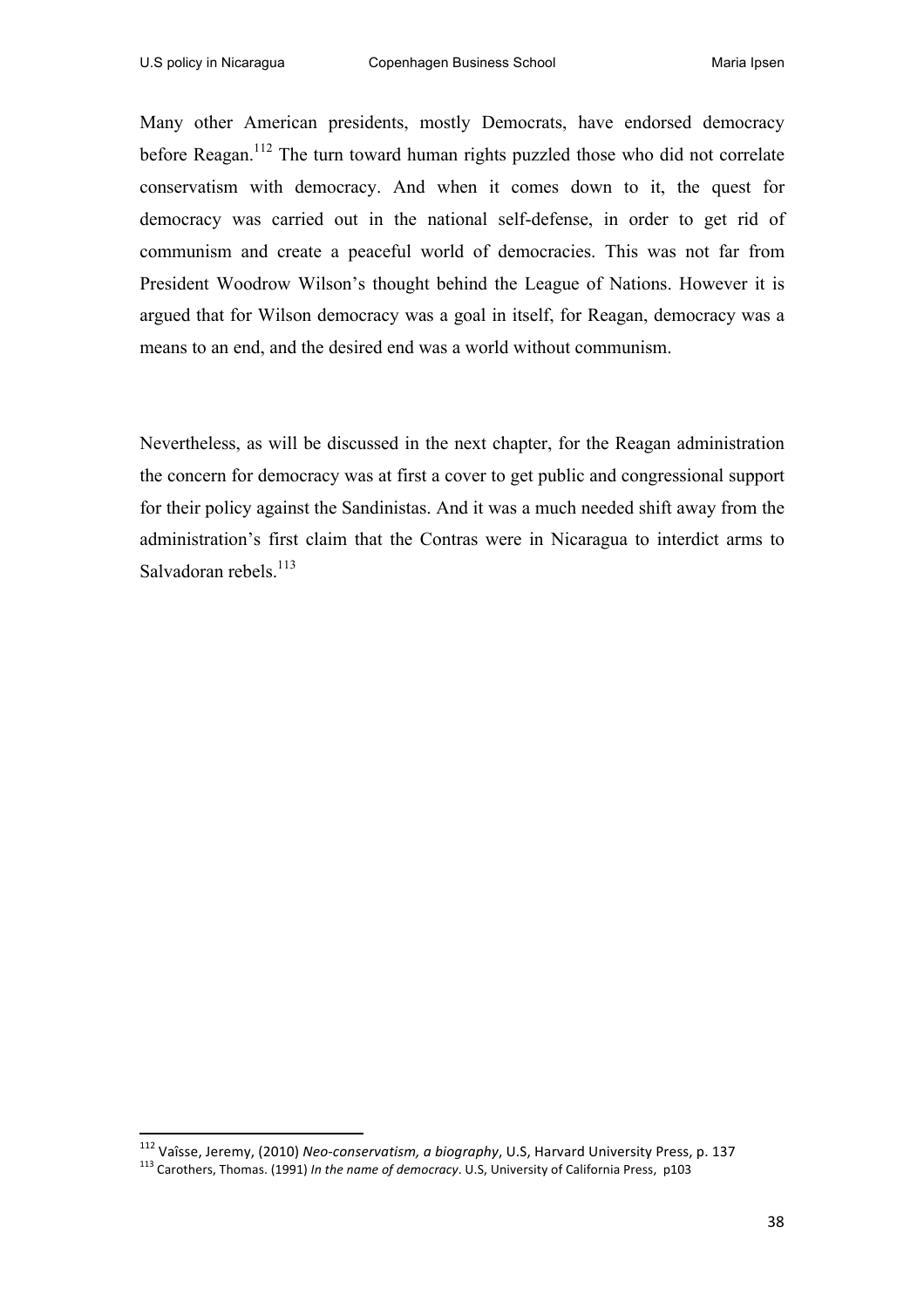Many other American presidents, mostly Democrats, have endorsed democracy before Reagan.[112] The turn toward human rights puzzled those who did not correlate conservatism with democracy. And when it comes down to it, the quest for democracy was carried out in the national self-defense, in order to get rid of communism and create a peaceful world of democracies. This was not far from President Woodrow Wilson's thought behind the League of Nations. However it is argued that for Wilson democracy was a goal in itself, for Reagan, democracy was a means to an end, and the desired end was a world without communism.

Nevertheless, as will be discussed in the next chapter, for the Reagan administration the concern for democracy was at first a cover to get public and congressional support for their policy against the Sandinistas. And it was a much needed shift away from the administration's first claim that the Contras were in Nicaragua to interdict arms to Salvadoran rebels.[113]

---

[112] Vaïsse, Jeremy, (2010) *Neo-conservatism, a biography*, U.S, Harvard University Press, p. 137

[113] Carothers, Thomas. (1991) *In the name of democracy*. U.S, University of California Press, p103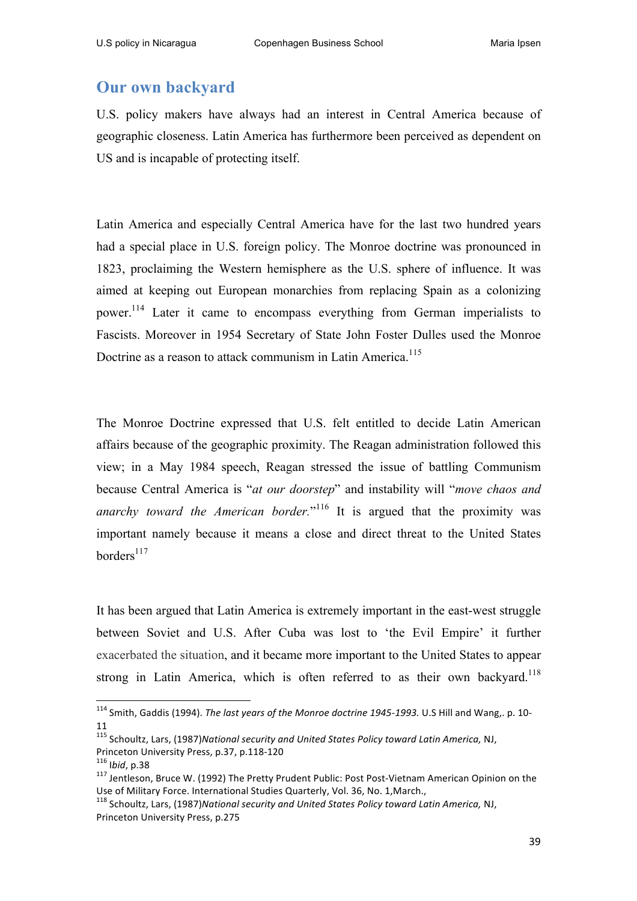## Our own backyard

U.S. policy makers have always had an interest in Central America because of geographic closeness. Latin America has furthermore been perceived as dependent on US and is incapable of protecting itself.

Latin America and especially Central America have for the last two hundred years had a special place in U.S. foreign policy. The Monroe doctrine was pronounced in 1823, proclaiming the Western hemisphere as the U.S. sphere of influence. It was aimed at keeping out European monarchies from replacing Spain as a colonizing power.[114] Later it came to encompass everything from German imperialists to Fascists. Moreover in 1954 Secretary of State John Foster Dulles used the Monroe Doctrine as a reason to attack communism in Latin America.[115]

The Monroe Doctrine expressed that U.S. felt entitled to decide Latin American affairs because of the geographic proximity. The Reagan administration followed this view; in a May 1984 speech, Reagan stressed the issue of battling Communism because Central America is "*at our doorstep*" and instability will "*move chaos and anarchy toward the American border.*"[116] It is argued that the proximity was important namely because it means a close and direct threat to the United States borders[117]

It has been argued that Latin America is extremely important in the east-west struggle between Soviet and U.S. After Cuba was lost to 'the Evil Empire' it further exacerbated the situation, and it became more important to the United States to appear strong in Latin America, which is often referred to as their own backyard.[118]

---

[114] Smith, Gaddis (1994). *The last years of the Monroe doctrine 1945-1993.* U.S Hill and Wang,. p. 10-11

[115] Schoultz, Lars, (1987)*National security and United States Policy toward Latin America,* NJ, Princeton University Press, p.37, p.118-120

[116] *Ibid*, p.38

[117] Jentleson, Bruce W. (1992) The Pretty Prudent Public: Post Post-Vietnam American Opinion on the Use of Military Force. International Studies Quarterly, Vol. 36, No. 1,March.,

[118] Schoultz, Lars, (1987)*National security and United States Policy toward Latin America,* NJ, Princeton University Press, p.275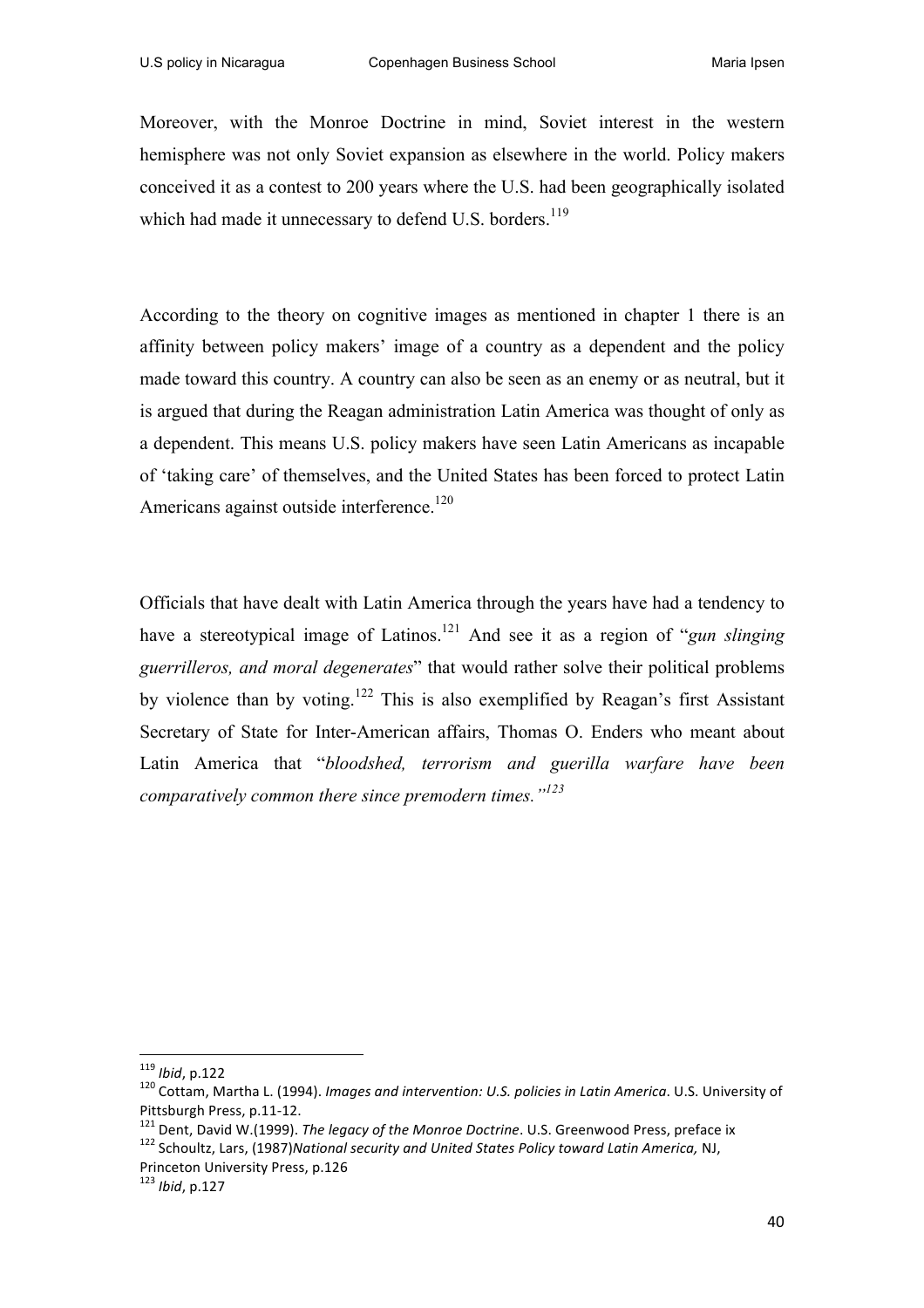Moreover, with the Monroe Doctrine in mind, Soviet interest in the western hemisphere was not only Soviet expansion as elsewhere in the world. Policy makers conceived it as a contest to 200 years where the U.S. had been geographically isolated which had made it unnecessary to defend U.S. borders.[119]

According to the theory on cognitive images as mentioned in chapter 1 there is an affinity between policy makers' image of a country as a dependent and the policy made toward this country. A country can also be seen as an enemy or as neutral, but it is argued that during the Reagan administration Latin America was thought of only as a dependent. This means U.S. policy makers have seen Latin Americans as incapable of 'taking care' of themselves, and the United States has been forced to protect Latin Americans against outside interference.[120]

Officials that have dealt with Latin America through the years have had a tendency to have a stereotypical image of Latinos.[121] And see it as a region of "*gun slinging guerrilleros, and moral degenerates*" that would rather solve their political problems by violence than by voting.[122] This is also exemplified by Reagan's first Assistant Secretary of State for Inter-American affairs, Thomas O. Enders who meant about Latin America that "*bloodshed, terrorism and guerilla warfare have been comparatively common there since premodern times.*"[123]

---

[119] *Ibid*, p.122

[120] Cottam, Martha L. (1994). *Images and intervention: U.S. policies in Latin America*. U.S. University of Pittsburgh Press, p.11-12.

[121] Dent, David W.(1999). *The legacy of the Monroe Doctrine*. U.S. Greenwood Press, preface ix

[122] Schoultz, Lars, (1987)*National security and United States Policy toward Latin America,* NJ, Princeton University Press, p.126

[123] *Ibid*, p.127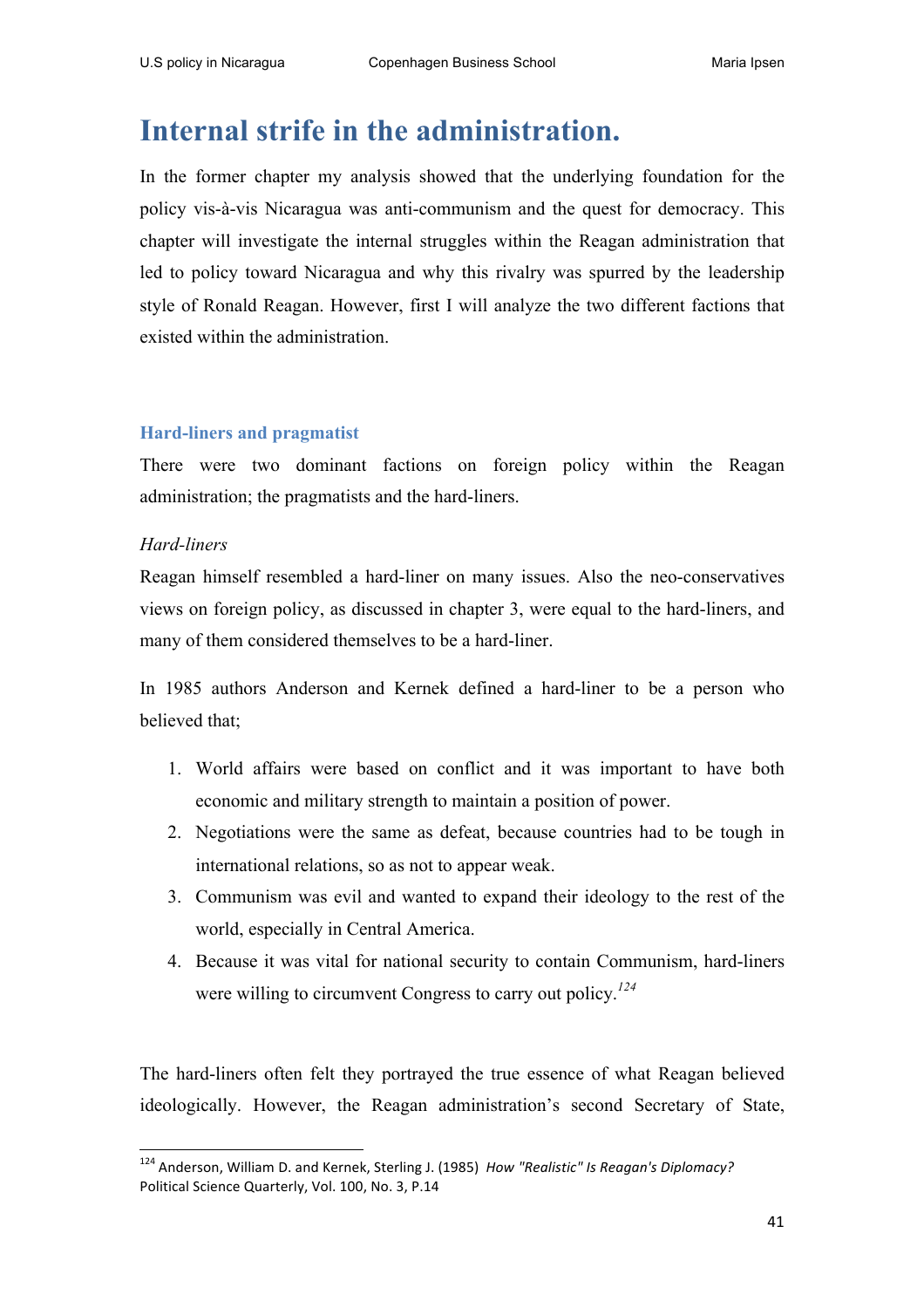# Internal strife in the administration.

In the former chapter my analysis showed that the underlying foundation for the policy vis-à-vis Nicaragua was anti-communism and the quest for democracy. This chapter will investigate the internal struggles within the Reagan administration that led to policy toward Nicaragua and why this rivalry was spurred by the leadership style of Ronald Reagan. However, first I will analyze the two different factions that existed within the administration.

## Hard-liners and pragmatist

There were two dominant factions on foreign policy within the Reagan administration; the pragmatists and the hard-liners.

*Hard-liners*

Reagan himself resembled a hard-liner on many issues. Also the neo-conservatives views on foreign policy, as discussed in chapter 3, were equal to the hard-liners, and many of them considered themselves to be a hard-liner.

In 1985 authors Anderson and Kernek defined a hard-liner to be a person who believed that;

1. World affairs were based on conflict and it was important to have both economic and military strength to maintain a position of power.
2. Negotiations were the same as defeat, because countries had to be tough in international relations, so as not to appear weak.
3. Communism was evil and wanted to expand their ideology to the rest of the world, especially in Central America.
4. Because it was vital for national security to contain Communism, hard-liners were willing to circumvent Congress to carry out policy.[124]

The hard-liners often felt they portrayed the true essence of what Reagan believed ideologically. However, the Reagan administration's second Secretary of State,

[124] Anderson, William D. and Kernek, Sterling J. (1985) *How "Realistic" Is Reagan's Diplomacy?* Political Science Quarterly, Vol. 100, No. 3, P.14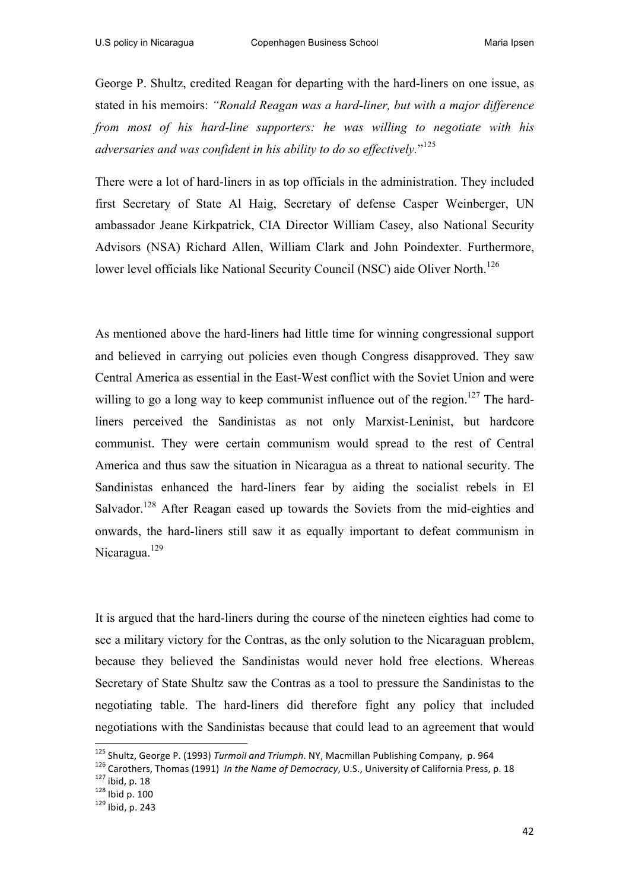George P. Shultz, credited Reagan for departing with the hard-liners on one issue, as stated in his memoirs: *"Ronald Reagan was a hard-liner, but with a major difference from most of his hard-line supporters: he was willing to negotiate with his adversaries and was confident in his ability to do so effectively.*"[125]

There were a lot of hard-liners in as top officials in the administration. They included first Secretary of State Al Haig, Secretary of defense Casper Weinberger, UN ambassador Jeane Kirkpatrick, CIA Director William Casey, also National Security Advisors (NSA) Richard Allen, William Clark and John Poindexter. Furthermore, lower level officials like National Security Council (NSC) aide Oliver North.[126]

As mentioned above the hard-liners had little time for winning congressional support and believed in carrying out policies even though Congress disapproved. They saw Central America as essential in the East-West conflict with the Soviet Union and were willing to go a long way to keep communist influence out of the region.[127] The hard-liners perceived the Sandinistas as not only Marxist-Leninist, but hardcore communist. They were certain communism would spread to the rest of Central America and thus saw the situation in Nicaragua as a threat to national security. The Sandinistas enhanced the hard-liners fear by aiding the socialist rebels in El Salvador.[128] After Reagan eased up towards the Soviets from the mid-eighties and onwards, the hard-liners still saw it as equally important to defeat communism in Nicaragua.[129]

It is argued that the hard-liners during the course of the nineteen eighties had come to see a military victory for the Contras, as the only solution to the Nicaraguan problem, because they believed the Sandinistas would never hold free elections. Whereas Secretary of State Shultz saw the Contras as a tool to pressure the Sandinistas to the negotiating table. The hard-liners did therefore fight any policy that included negotiations with the Sandinistas because that could lead to an agreement that would

---

[125] Shultz, George P. (1993) *Turmoil and Triumph*. NY, Macmillan Publishing Company, p. 964

[126] Carothers, Thomas (1991) *In the Name of Democracy*, U.S., University of California Press, p. 18

[127] ibid, p. 18

[128] Ibid p. 100

[129] Ibid, p. 243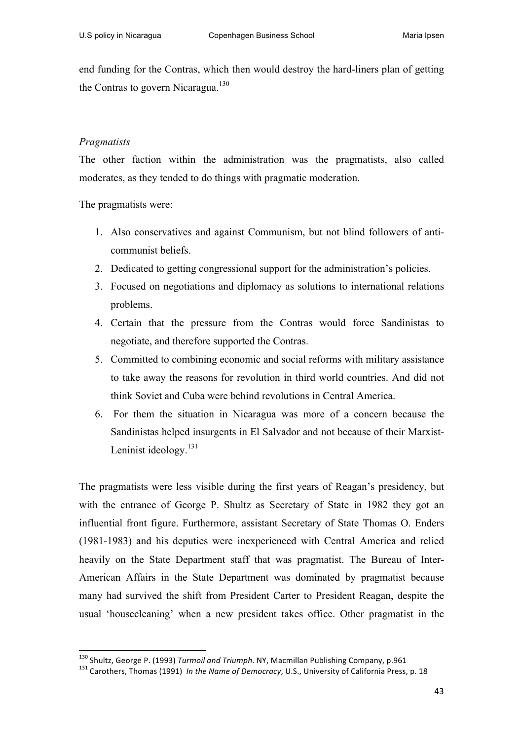end funding for the Contras, which then would destroy the hard-liners plan of getting the Contras to govern Nicaragua.[130]

*Pragmatists*

The other faction within the administration was the pragmatists, also called moderates, as they tended to do things with pragmatic moderation.

The pragmatists were:

1. Also conservatives and against Communism, but not blind followers of anti-communist beliefs.
2. Dedicated to getting congressional support for the administration's policies.
3. Focused on negotiations and diplomacy as solutions to international relations problems.
4. Certain that the pressure from the Contras would force Sandinistas to negotiate, and therefore supported the Contras.
5. Committed to combining economic and social reforms with military assistance to take away the reasons for revolution in third world countries. And did not think Soviet and Cuba were behind revolutions in Central America.
6. For them the situation in Nicaragua was more of a concern because the Sandinistas helped insurgents in El Salvador and not because of their Marxist-Leninist ideology.[131]

The pragmatists were less visible during the first years of Reagan's presidency, but with the entrance of George P. Shultz as Secretary of State in 1982 they got an influential front figure. Furthermore, assistant Secretary of State Thomas O. Enders (1981-1983) and his deputies were inexperienced with Central America and relied heavily on the State Department staff that was pragmatist. The Bureau of Inter-American Affairs in the State Department was dominated by pragmatist because many had survived the shift from President Carter to President Reagan, despite the usual 'housecleaning' when a new president takes office. Other pragmatist in the

[130] Shultz, George P. (1993) *Turmoil and Triumph*. NY, Macmillan Publishing Company, p.961

[131] Carothers, Thomas (1991) *In the Name of Democracy*, U.S., University of California Press, p. 18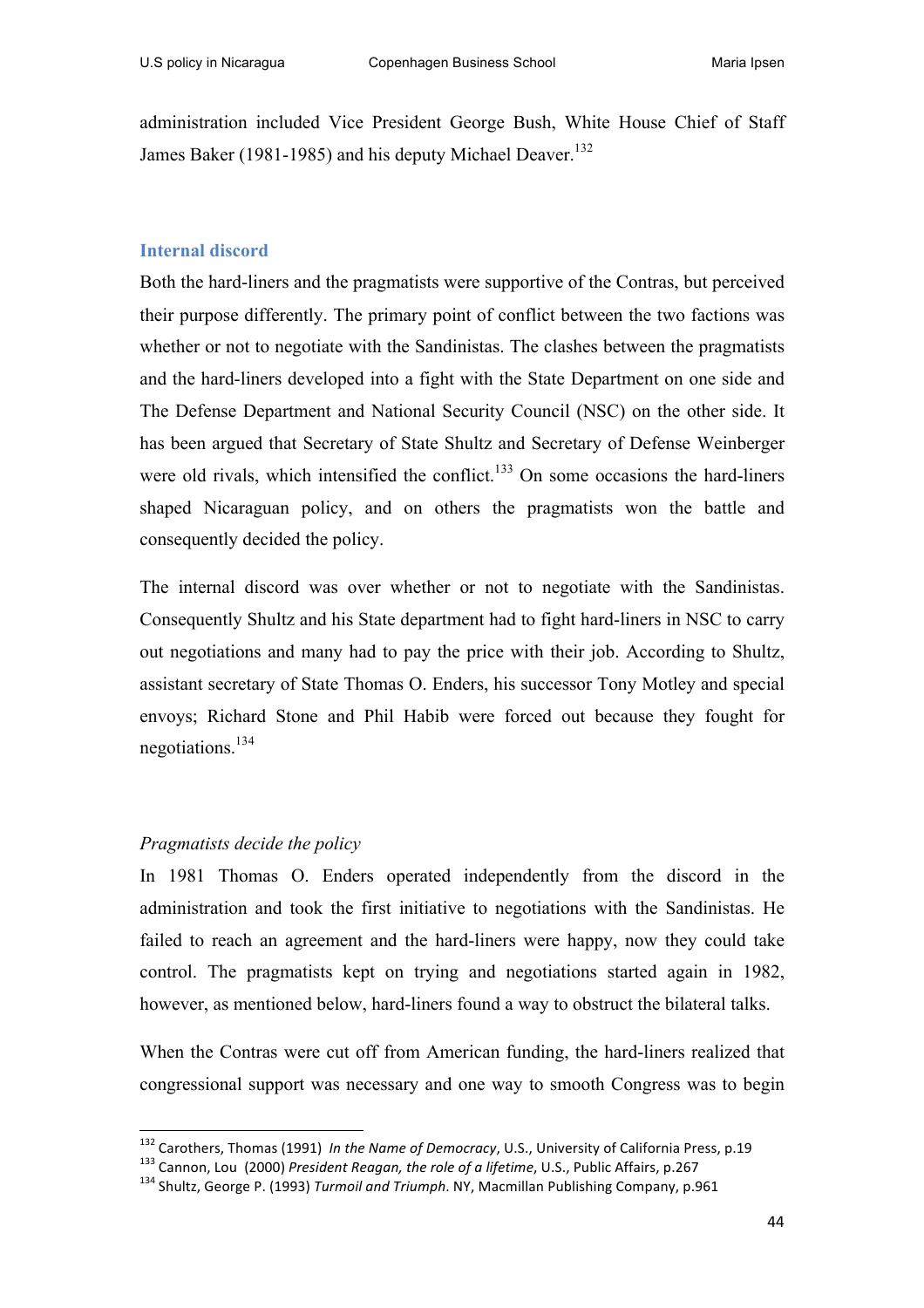administration included Vice President George Bush, White House Chief of Staff James Baker (1981-1985) and his deputy Michael Deaver.[132]

## Internal discord

Both the hard-liners and the pragmatists were supportive of the Contras, but perceived their purpose differently. The primary point of conflict between the two factions was whether or not to negotiate with the Sandinistas. The clashes between the pragmatists and the hard-liners developed into a fight with the State Department on one side and The Defense Department and National Security Council (NSC) on the other side. It has been argued that Secretary of State Shultz and Secretary of Defense Weinberger were old rivals, which intensified the conflict.[133] On some occasions the hard-liners shaped Nicaraguan policy, and on others the pragmatists won the battle and consequently decided the policy.

The internal discord was over whether or not to negotiate with the Sandinistas. Consequently Shultz and his State department had to fight hard-liners in NSC to carry out negotiations and many had to pay the price with their job. According to Shultz, assistant secretary of State Thomas O. Enders, his successor Tony Motley and special envoys; Richard Stone and Phil Habib were forced out because they fought for negotiations.[134]

### *Pragmatists decide the policy*

In 1981 Thomas O. Enders operated independently from the discord in the administration and took the first initiative to negotiations with the Sandinistas. He failed to reach an agreement and the hard-liners were happy, now they could take control. The pragmatists kept on trying and negotiations started again in 1982, however, as mentioned below, hard-liners found a way to obstruct the bilateral talks.

When the Contras were cut off from American funding, the hard-liners realized that congressional support was necessary and one way to smooth Congress was to begin

---

[132] Carothers, Thomas (1991) *In the Name of Democracy*, U.S., University of California Press, p.19

[133] Cannon, Lou (2000) *President Reagan, the role of a lifetime*, U.S., Public Affairs, p.267

[134] Shultz, George P. (1993) *Turmoil and Triumph*. NY, Macmillan Publishing Company, p.961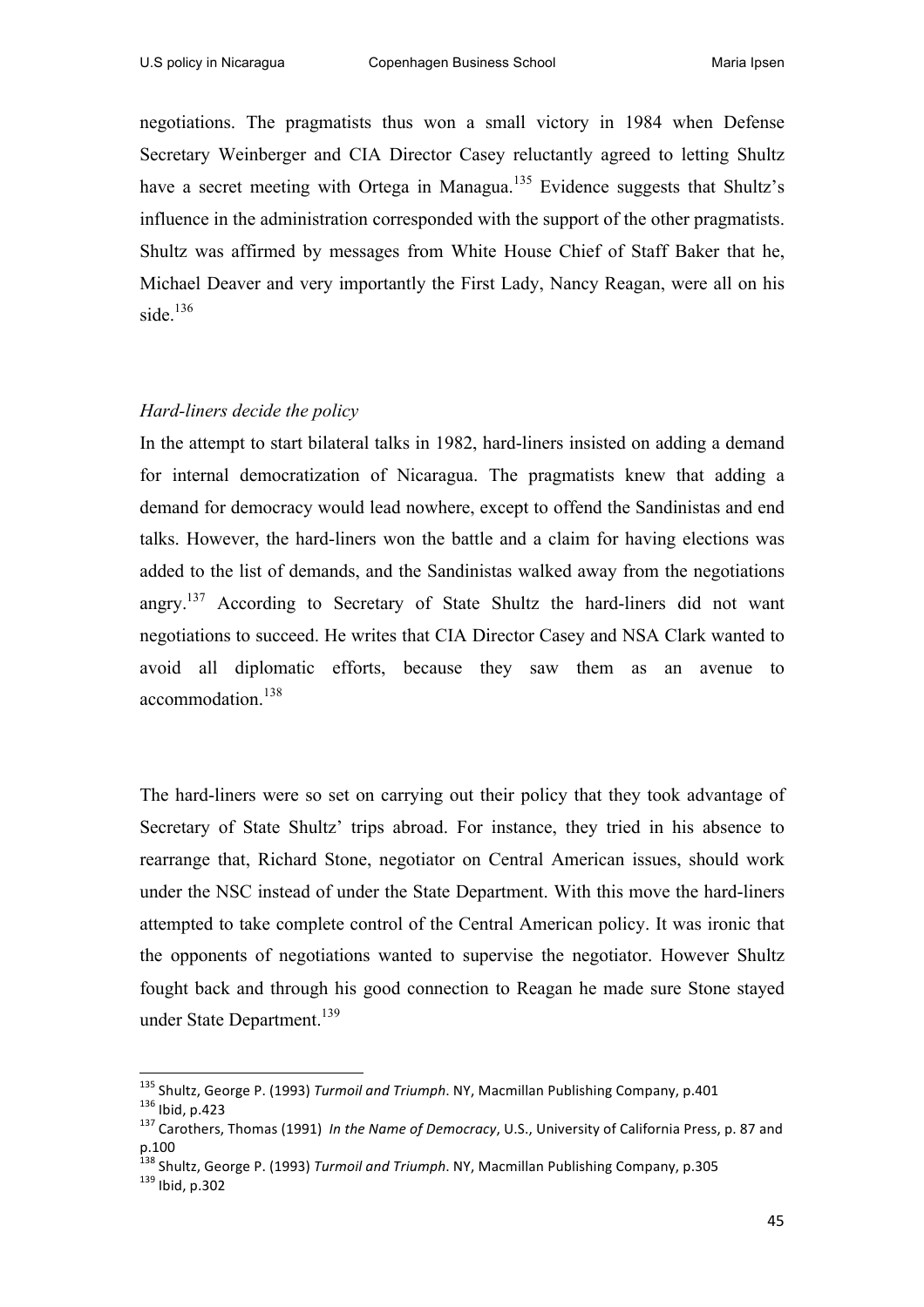negotiations. The pragmatists thus won a small victory in 1984 when Defense Secretary Weinberger and CIA Director Casey reluctantly agreed to letting Shultz have a secret meeting with Ortega in Managua.[135] Evidence suggests that Shultz's influence in the administration corresponded with the support of the other pragmatists. Shultz was affirmed by messages from White House Chief of Staff Baker that he, Michael Deaver and very importantly the First Lady, Nancy Reagan, were all on his side.[136]

*Hard-liners decide the policy*

In the attempt to start bilateral talks in 1982, hard-liners insisted on adding a demand for internal democratization of Nicaragua. The pragmatists knew that adding a demand for democracy would lead nowhere, except to offend the Sandinistas and end talks. However, the hard-liners won the battle and a claim for having elections was added to the list of demands, and the Sandinistas walked away from the negotiations angry.[137] According to Secretary of State Shultz the hard-liners did not want negotiations to succeed. He writes that CIA Director Casey and NSA Clark wanted to avoid all diplomatic efforts, because they saw them as an avenue to accommodation.[138]

The hard-liners were so set on carrying out their policy that they took advantage of Secretary of State Shultz' trips abroad. For instance, they tried in his absence to rearrange that, Richard Stone, negotiator on Central American issues, should work under the NSC instead of under the State Department. With this move the hard-liners attempted to take complete control of the Central American policy. It was ironic that the opponents of negotiations wanted to supervise the negotiator. However Shultz fought back and through his good connection to Reagan he made sure Stone stayed under State Department.[139]

---

[135] Shultz, George P. (1993) *Turmoil and Triumph*. NY, Macmillan Publishing Company, p.401

[136] Ibid, p.423

[137] Carothers, Thomas (1991) *In the Name of Democracy*, U.S., University of California Press, p. 87 and p.100

[138] Shultz, George P. (1993) *Turmoil and Triumph*. NY, Macmillan Publishing Company, p.305

[139] Ibid, p.302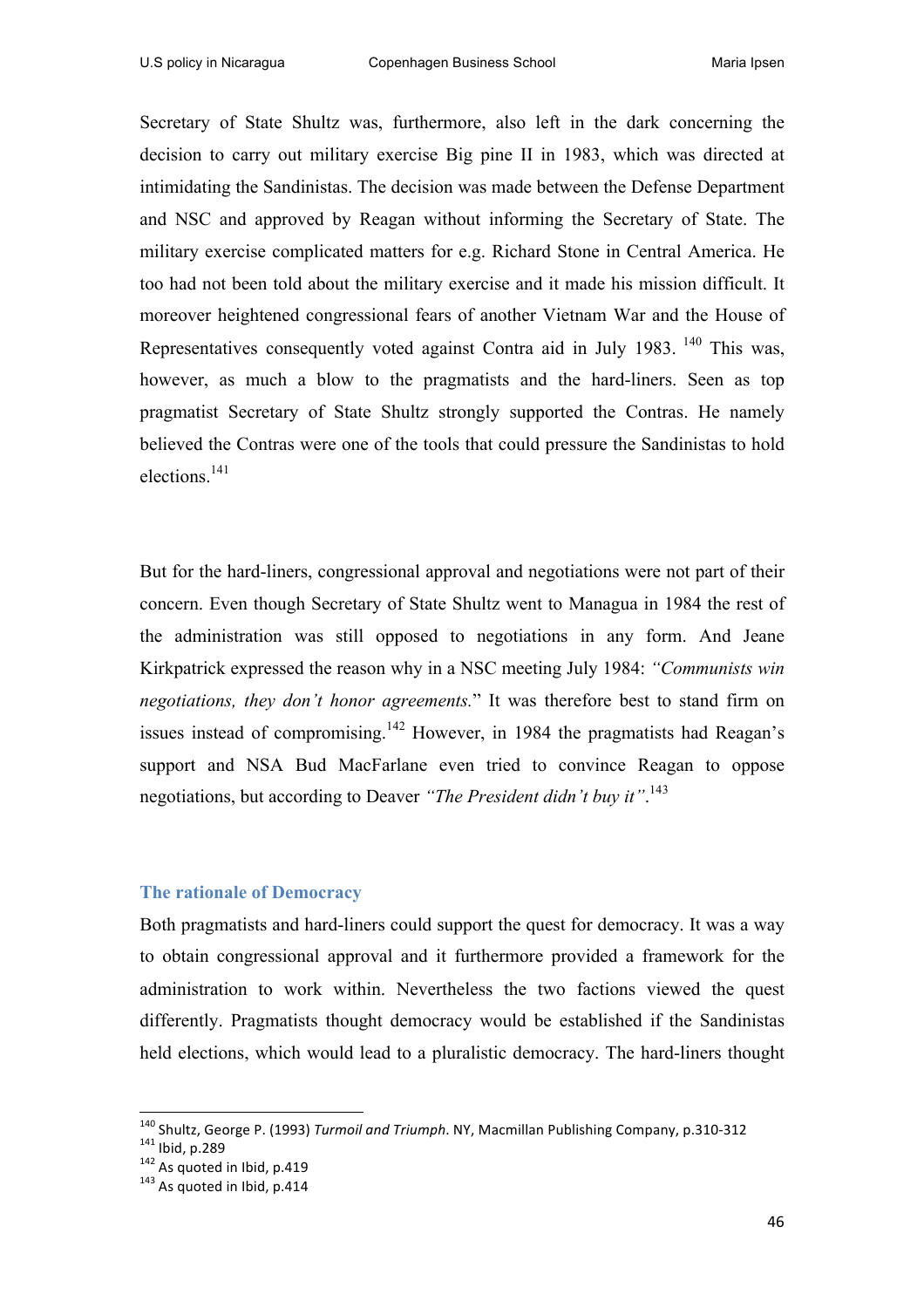Secretary of State Shultz was, furthermore, also left in the dark concerning the decision to carry out military exercise Big pine II in 1983, which was directed at intimidating the Sandinistas. The decision was made between the Defense Department and NSC and approved by Reagan without informing the Secretary of State. The military exercise complicated matters for e.g. Richard Stone in Central America. He too had not been told about the military exercise and it made his mission difficult. It moreover heightened congressional fears of another Vietnam War and the House of Representatives consequently voted against Contra aid in July 1983. [140] This was, however, as much a blow to the pragmatists and the hard-liners. Seen as top pragmatist Secretary of State Shultz strongly supported the Contras. He namely believed the Contras were one of the tools that could pressure the Sandinistas to hold elections.[141]

But for the hard-liners, congressional approval and negotiations were not part of their concern. Even though Secretary of State Shultz went to Managua in 1984 the rest of the administration was still opposed to negotiations in any form. And Jeane Kirkpatrick expressed the reason why in a NSC meeting July 1984: *"Communists win negotiations, they don't honor agreements.*" It was therefore best to stand firm on issues instead of compromising.[142] However, in 1984 the pragmatists had Reagan's support and NSA Bud MacFarlane even tried to convince Reagan to oppose negotiations, but according to Deaver *"The President didn't buy it"*.[143]

### The rationale of Democracy

Both pragmatists and hard-liners could support the quest for democracy. It was a way to obtain congressional approval and it furthermore provided a framework for the administration to work within. Nevertheless the two factions viewed the quest differently. Pragmatists thought democracy would be established if the Sandinistas held elections, which would lead to a pluralistic democracy. The hard-liners thought

---

[140] Shultz, George P. (1993) *Turmoil and Triumph*. NY, Macmillan Publishing Company, p.310-312

[141] Ibid, p.289

[142] As quoted in Ibid, p.419

[143] As quoted in Ibid, p.414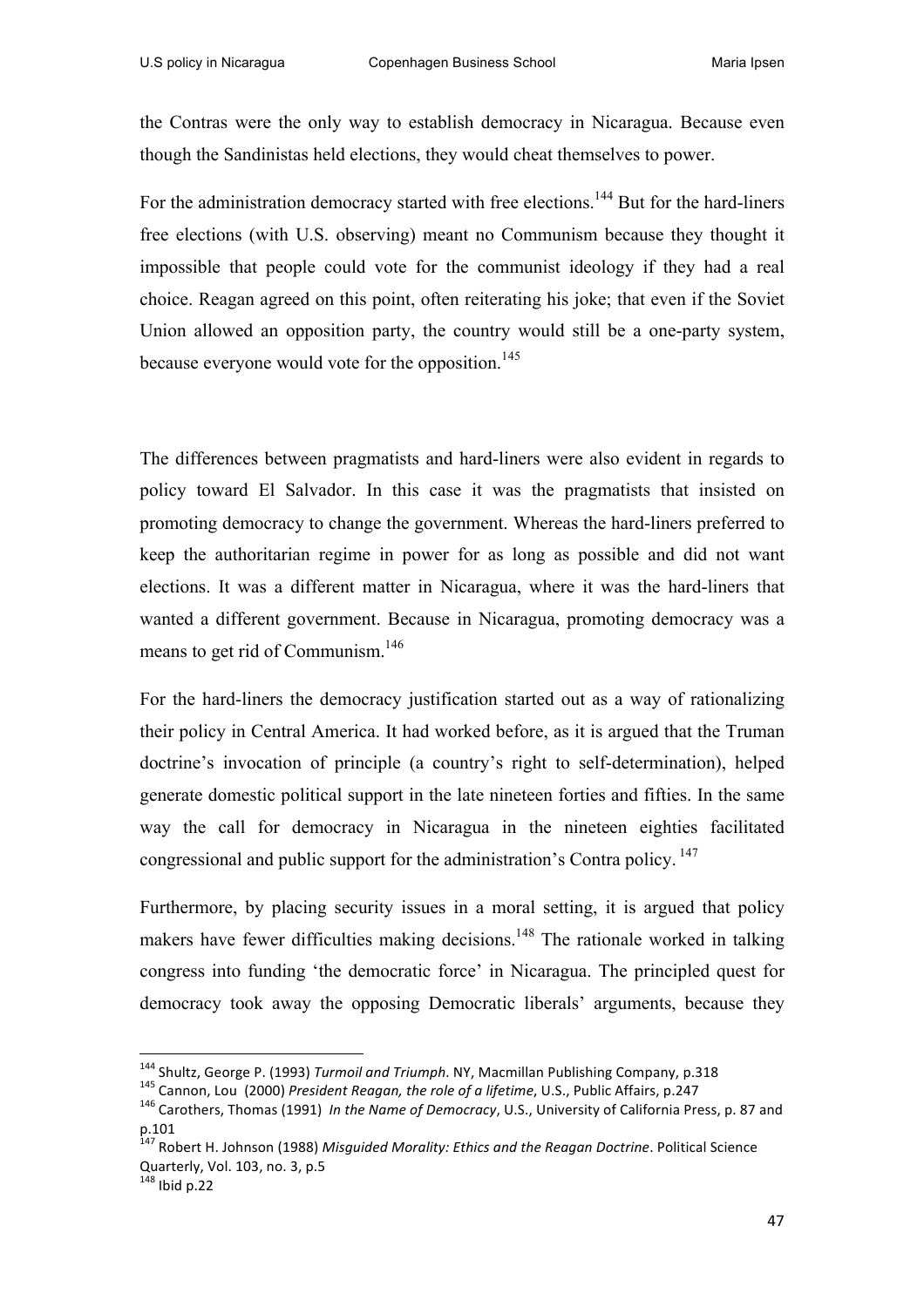the Contras were the only way to establish democracy in Nicaragua. Because even though the Sandinistas held elections, they would cheat themselves to power.

For the administration democracy started with free elections.[144] But for the hard-liners free elections (with U.S. observing) meant no Communism because they thought it impossible that people could vote for the communist ideology if they had a real choice. Reagan agreed on this point, often reiterating his joke; that even if the Soviet Union allowed an opposition party, the country would still be a one-party system, because everyone would vote for the opposition.[145]

The differences between pragmatists and hard-liners were also evident in regards to policy toward El Salvador. In this case it was the pragmatists that insisted on promoting democracy to change the government. Whereas the hard-liners preferred to keep the authoritarian regime in power for as long as possible and did not want elections. It was a different matter in Nicaragua, where it was the hard-liners that wanted a different government. Because in Nicaragua, promoting democracy was a means to get rid of Communism.[146]

For the hard-liners the democracy justification started out as a way of rationalizing their policy in Central America. It had worked before, as it is argued that the Truman doctrine's invocation of principle (a country's right to self-determination), helped generate domestic political support in the late nineteen forties and fifties. In the same way the call for democracy in Nicaragua in the nineteen eighties facilitated congressional and public support for the administration's Contra policy.[147]

Furthermore, by placing security issues in a moral setting, it is argued that policy makers have fewer difficulties making decisions.[148] The rationale worked in talking congress into funding 'the democratic force' in Nicaragua. The principled quest for democracy took away the opposing Democratic liberals' arguments, because they

---

[144] Shultz, George P. (1993) *Turmoil and Triumph*. NY, Macmillan Publishing Company, p.318

[145] Cannon, Lou (2000) *President Reagan, the role of a lifetime*, U.S., Public Affairs, p.247

[146] Carothers, Thomas (1991) *In the Name of Democracy*, U.S., University of California Press, p. 87 and p.101

[147] Robert H. Johnson (1988) *Misguided Morality: Ethics and the Reagan Doctrine*. Political Science Quarterly, Vol. 103, no. 3, p.5

[148] Ibid p.22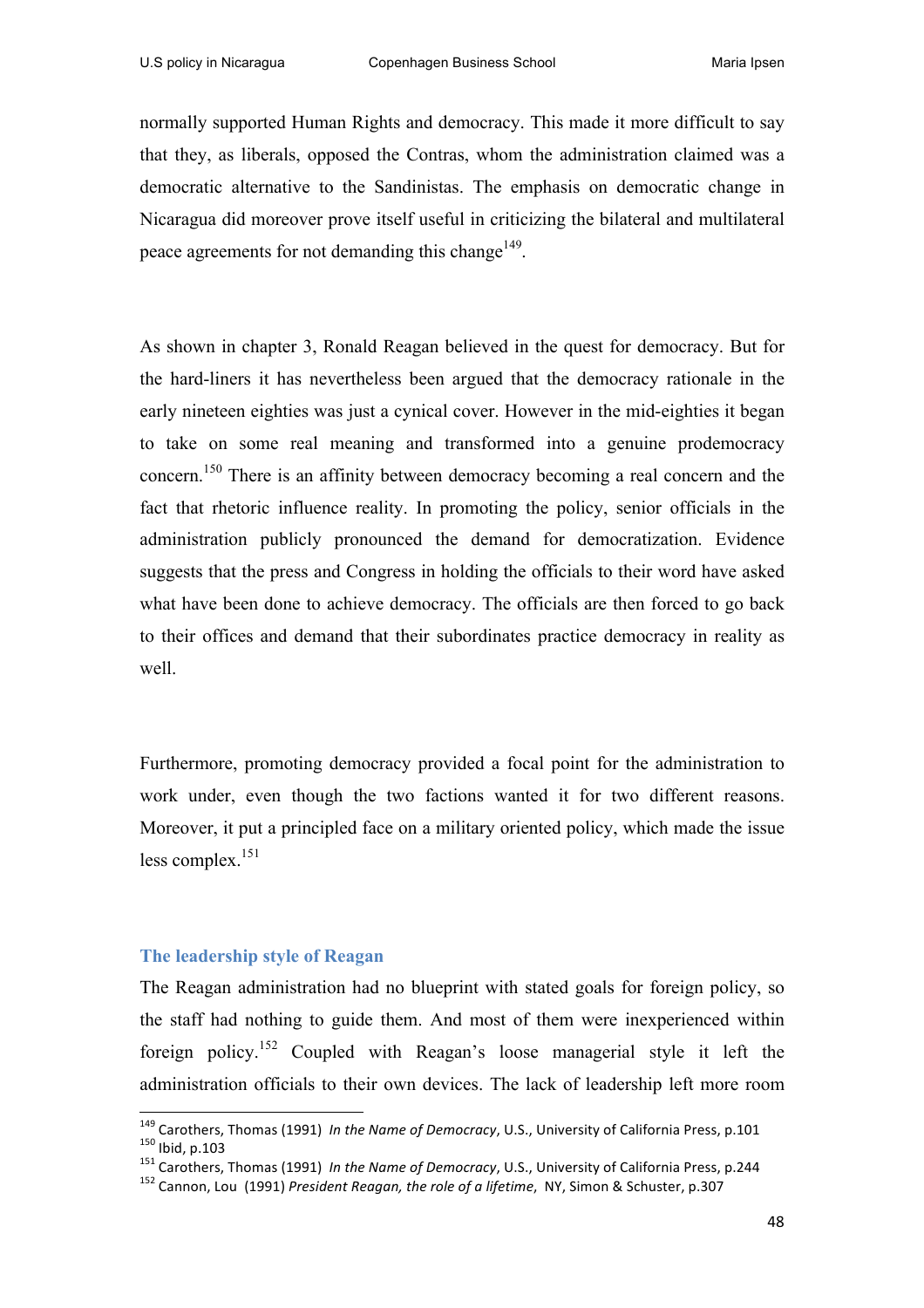normally supported Human Rights and democracy. This made it more difficult to say that they, as liberals, opposed the Contras, whom the administration claimed was a democratic alternative to the Sandinistas. The emphasis on democratic change in Nicaragua did moreover prove itself useful in criticizing the bilateral and multilateral peace agreements for not demanding this change[149].

As shown in chapter 3, Ronald Reagan believed in the quest for democracy. But for the hard-liners it has nevertheless been argued that the democracy rationale in the early nineteen eighties was just a cynical cover. However in the mid-eighties it began to take on some real meaning and transformed into a genuine prodemocracy concern.[150] There is an affinity between democracy becoming a real concern and the fact that rhetoric influence reality. In promoting the policy, senior officials in the administration publicly pronounced the demand for democratization. Evidence suggests that the press and Congress in holding the officials to their word have asked what have been done to achieve democracy. The officials are then forced to go back to their offices and demand that their subordinates practice democracy in reality as well.

Furthermore, promoting democracy provided a focal point for the administration to work under, even though the two factions wanted it for two different reasons. Moreover, it put a principled face on a military oriented policy, which made the issue less complex.[151]

### The leadership style of Reagan

The Reagan administration had no blueprint with stated goals for foreign policy, so the staff had nothing to guide them. And most of them were inexperienced within foreign policy.[152] Coupled with Reagan's loose managerial style it left the administration officials to their own devices. The lack of leadership left more room

---

[149] Carothers, Thomas (1991) *In the Name of Democracy*, U.S., University of California Press, p.101
[150] Ibid, p.103
[151] Carothers, Thomas (1991) *In the Name of Democracy*, U.S., University of California Press, p.244
[152] Cannon, Lou (1991) *President Reagan, the role of a lifetime*, NY, Simon & Schuster, p.307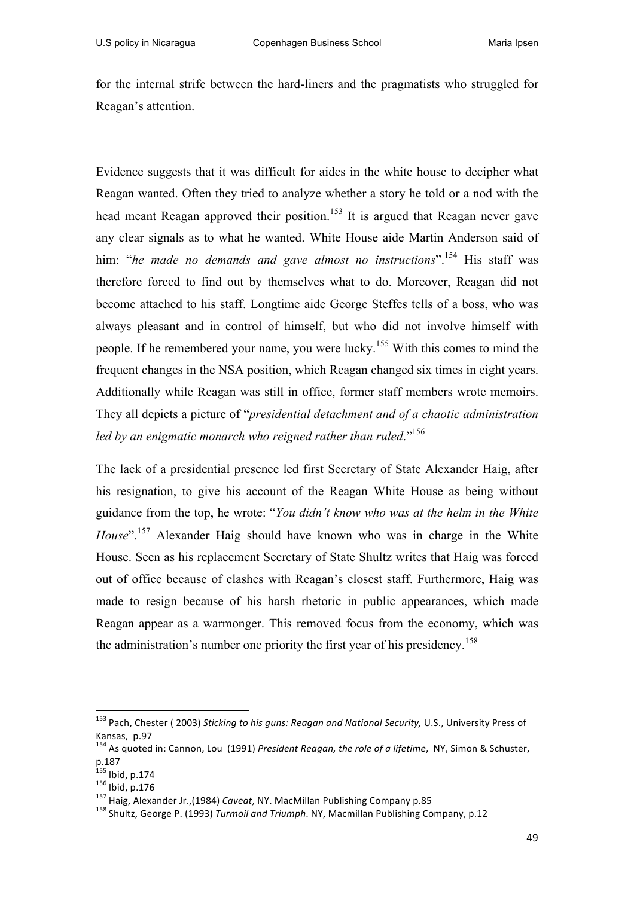for the internal strife between the hard-liners and the pragmatists who struggled for Reagan's attention.

Evidence suggests that it was difficult for aides in the white house to decipher what Reagan wanted. Often they tried to analyze whether a story he told or a nod with the head meant Reagan approved their position.[153] It is argued that Reagan never gave any clear signals as to what he wanted. White House aide Martin Anderson said of him: "*he made no demands and gave almost no instructions*".[154] His staff was therefore forced to find out by themselves what to do. Moreover, Reagan did not become attached to his staff. Longtime aide George Steffes tells of a boss, who was always pleasant and in control of himself, but who did not involve himself with people. If he remembered your name, you were lucky.[155] With this comes to mind the frequent changes in the NSA position, which Reagan changed six times in eight years. Additionally while Reagan was still in office, former staff members wrote memoirs. They all depicts a picture of "*presidential detachment and of a chaotic administration led by an enigmatic monarch who reigned rather than ruled*."[156]

The lack of a presidential presence led first Secretary of State Alexander Haig, after his resignation, to give his account of the Reagan White House as being without guidance from the top, he wrote: "*You didn't know who was at the helm in the White House*".[157] Alexander Haig should have known who was in charge in the White House. Seen as his replacement Secretary of State Shultz writes that Haig was forced out of office because of clashes with Reagan's closest staff. Furthermore, Haig was made to resign because of his harsh rhetoric in public appearances, which made Reagan appear as a warmonger. This removed focus from the economy, which was the administration's number one priority the first year of his presidency.[158]

---

[153] Pach, Chester ( 2003) *Sticking to his guns: Reagan and National Security,* U.S., University Press of Kansas, p.97

[154] As quoted in: Cannon, Lou (1991) *President Reagan, the role of a lifetime*, NY, Simon & Schuster, p.187

[155] Ibid, p.174

[156] Ibid, p.176

[157] Haig, Alexander Jr.,(1984) *Caveat*, NY. MacMillan Publishing Company p.85

[158] Shultz, George P. (1993) *Turmoil and Triumph*. NY, Macmillan Publishing Company, p.12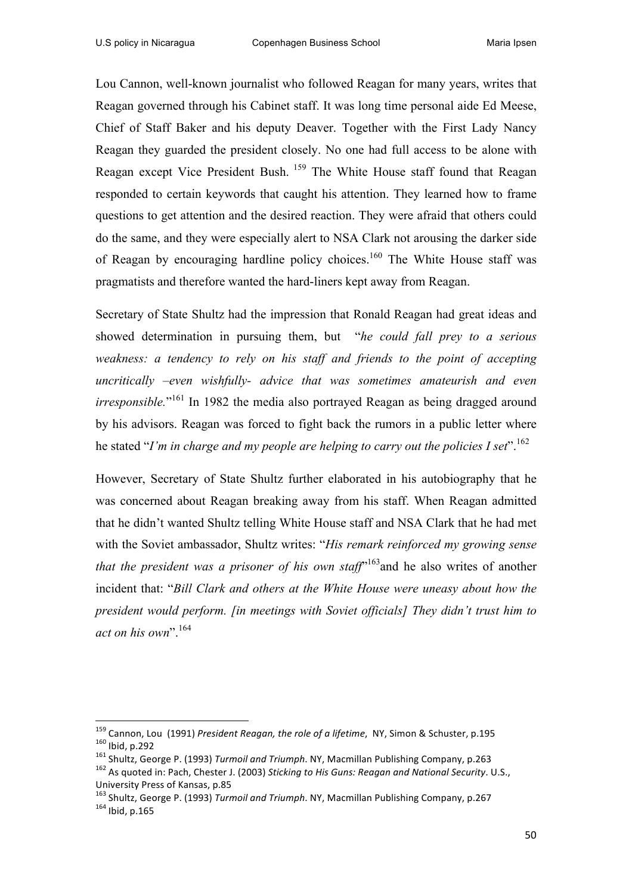Lou Cannon, well-known journalist who followed Reagan for many years, writes that Reagan governed through his Cabinet staff. It was long time personal aide Ed Meese, Chief of Staff Baker and his deputy Deaver. Together with the First Lady Nancy Reagan they guarded the president closely. No one had full access to be alone with Reagan except Vice President Bush. [159] The White House staff found that Reagan responded to certain keywords that caught his attention. They learned how to frame questions to get attention and the desired reaction. They were afraid that others could do the same, and they were especially alert to NSA Clark not arousing the darker side of Reagan by encouraging hardline policy choices.[160] The White House staff was pragmatists and therefore wanted the hard-liners kept away from Reagan.

Secretary of State Shultz had the impression that Ronald Reagan had great ideas and showed determination in pursuing them, but "*he could fall prey to a serious weakness: a tendency to rely on his staff and friends to the point of accepting uncritically –even wishfully- advice that was sometimes amateurish and even irresponsible.*"[161] In 1982 the media also portrayed Reagan as being dragged around by his advisors. Reagan was forced to fight back the rumors in a public letter where he stated "*I'm in charge and my people are helping to carry out the policies I set*".[162]

However, Secretary of State Shultz further elaborated in his autobiography that he was concerned about Reagan breaking away from his staff. When Reagan admitted that he didn't wanted Shultz telling White House staff and NSA Clark that he had met with the Soviet ambassador, Shultz writes: "*His remark reinforced my growing sense that the president was a prisoner of his own staff*"[163]and he also writes of another incident that: "*Bill Clark and others at the White House were uneasy about how the president would perform. [in meetings with Soviet officials] They didn't trust him to act on his own*".[164]

---

[159] Cannon, Lou (1991) *President Reagan, the role of a lifetime*, NY, Simon & Schuster, p.195
[160] Ibid, p.292
[161] Shultz, George P. (1993) *Turmoil and Triumph*. NY, Macmillan Publishing Company, p.263
[162] As quoted in: Pach, Chester J. (2003) *Sticking to His Guns: Reagan and National Security*. U.S., University Press of Kansas, p.85
[163] Shultz, George P. (1993) *Turmoil and Triumph*. NY, Macmillan Publishing Company, p.267
[164] Ibid, p.165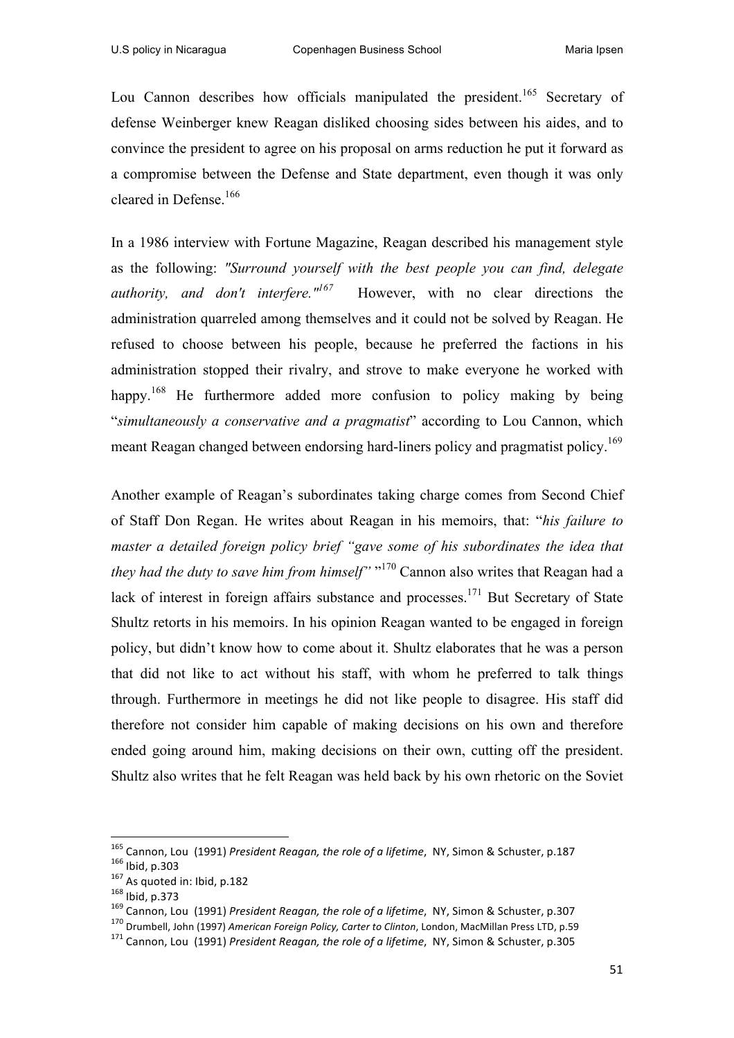Lou Cannon describes how officials manipulated the president.[165] Secretary of defense Weinberger knew Reagan disliked choosing sides between his aides, and to convince the president to agree on his proposal on arms reduction he put it forward as a compromise between the Defense and State department, even though it was only cleared in Defense.[166]

In a 1986 interview with Fortune Magazine, Reagan described his management style as the following: *"Surround yourself with the best people you can find, delegate authority, and don't interfere."*[167] However, with no clear directions the administration quarreled among themselves and it could not be solved by Reagan. He refused to choose between his people, because he preferred the factions in his administration stopped their rivalry, and strove to make everyone he worked with happy.[168] He furthermore added more confusion to policy making by being "*simultaneously a conservative and a pragmatist*" according to Lou Cannon, which meant Reagan changed between endorsing hard-liners policy and pragmatist policy.[169]

Another example of Reagan's subordinates taking charge comes from Second Chief of Staff Don Regan. He writes about Reagan in his memoirs, that: "*his failure to master a detailed foreign policy brief "gave some of his subordinates the idea that they had the duty to save him from himself"* "[170] Cannon also writes that Reagan had a lack of interest in foreign affairs substance and processes.[171] But Secretary of State Shultz retorts in his memoirs. In his opinion Reagan wanted to be engaged in foreign policy, but didn't know how to come about it. Shultz elaborates that he was a person that did not like to act without his staff, with whom he preferred to talk things through. Furthermore in meetings he did not like people to disagree. His staff did therefore not consider him capable of making decisions on his own and therefore ended going around him, making decisions on their own, cutting off the president. Shultz also writes that he felt Reagan was held back by his own rhetoric on the Soviet

---

[165] Cannon, Lou (1991) *President Reagan, the role of a lifetime*, NY, Simon & Schuster, p.187
[166] Ibid, p.303
[167] As quoted in: Ibid, p.182
[168] Ibid, p.373
[169] Cannon, Lou (1991) *President Reagan, the role of a lifetime*, NY, Simon & Schuster, p.307
[170] Drumbell, John (1997) *American Foreign Policy, Carter to Clinton*, London, MacMillan Press LTD, p.59
[171] Cannon, Lou (1991) *President Reagan, the role of a lifetime*, NY, Simon & Schuster, p.305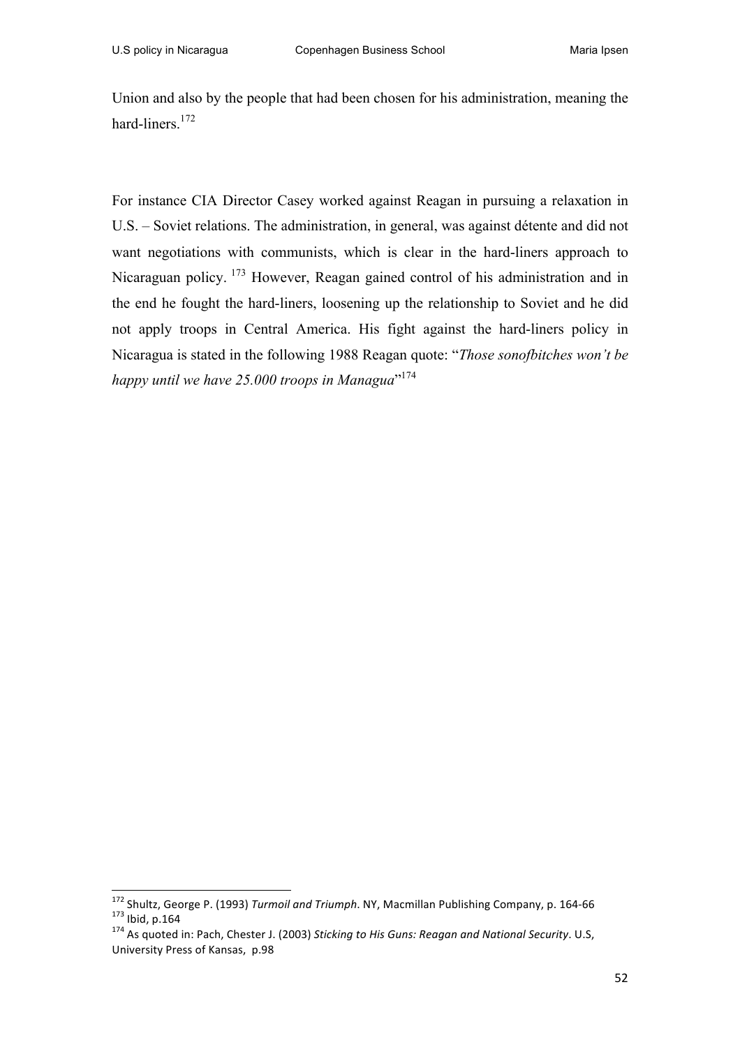Union and also by the people that had been chosen for his administration, meaning the hard-liners.[172]

For instance CIA Director Casey worked against Reagan in pursuing a relaxation in U.S. – Soviet relations. The administration, in general, was against détente and did not want negotiations with communists, which is clear in the hard-liners approach to Nicaraguan policy. [173] However, Reagan gained control of his administration and in the end he fought the hard-liners, loosening up the relationship to Soviet and he did not apply troops in Central America. His fight against the hard-liners policy in Nicaragua is stated in the following 1988 Reagan quote: "*Those sonofbitches won't be happy until we have 25.000 troops in Managua*"[174]

---

[172] Shultz, George P. (1993) *Turmoil and Triumph*. NY, Macmillan Publishing Company, p. 164-66

[173] Ibid, p.164

[174] As quoted in: Pach, Chester J. (2003) *Sticking to His Guns: Reagan and National Security*. U.S, University Press of Kansas, p.98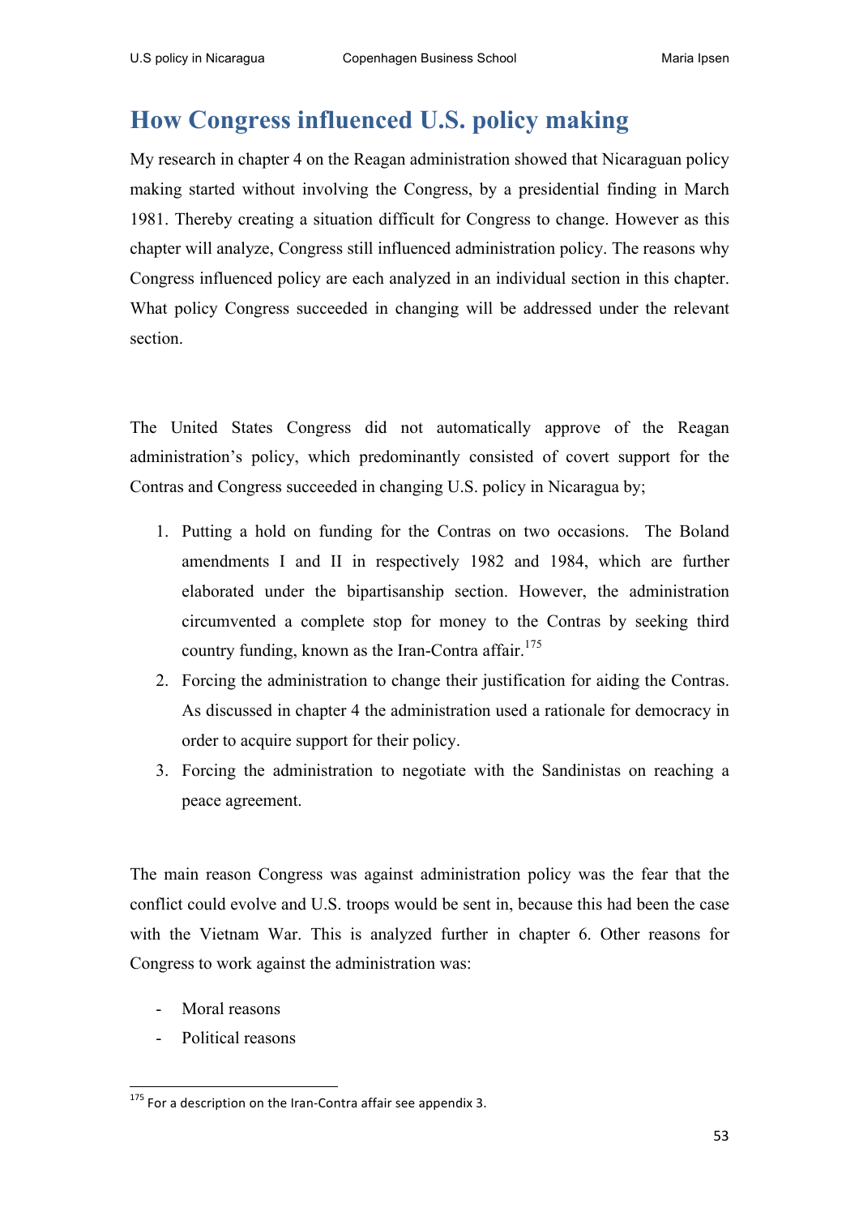# How Congress influenced U.S. policy making

My research in chapter 4 on the Reagan administration showed that Nicaraguan policy making started without involving the Congress, by a presidential finding in March 1981. Thereby creating a situation difficult for Congress to change. However as this chapter will analyze, Congress still influenced administration policy. The reasons why Congress influenced policy are each analyzed in an individual section in this chapter. What policy Congress succeeded in changing will be addressed under the relevant section.

The United States Congress did not automatically approve of the Reagan administration's policy, which predominantly consisted of covert support for the Contras and Congress succeeded in changing U.S. policy in Nicaragua by;

1. Putting a hold on funding for the Contras on two occasions. The Boland amendments I and II in respectively 1982 and 1984, which are further elaborated under the bipartisanship section. However, the administration circumvented a complete stop for money to the Contras by seeking third country funding, known as the Iran-Contra affair.[175]
2. Forcing the administration to change their justification for aiding the Contras. As discussed in chapter 4 the administration used a rationale for democracy in order to acquire support for their policy.
3. Forcing the administration to negotiate with the Sandinistas on reaching a peace agreement.

The main reason Congress was against administration policy was the fear that the conflict could evolve and U.S. troops would be sent in, because this had been the case with the Vietnam War. This is analyzed further in chapter 6. Other reasons for Congress to work against the administration was:

- Moral reasons
- Political reasons

[175] For a description on the Iran-Contra affair see appendix 3.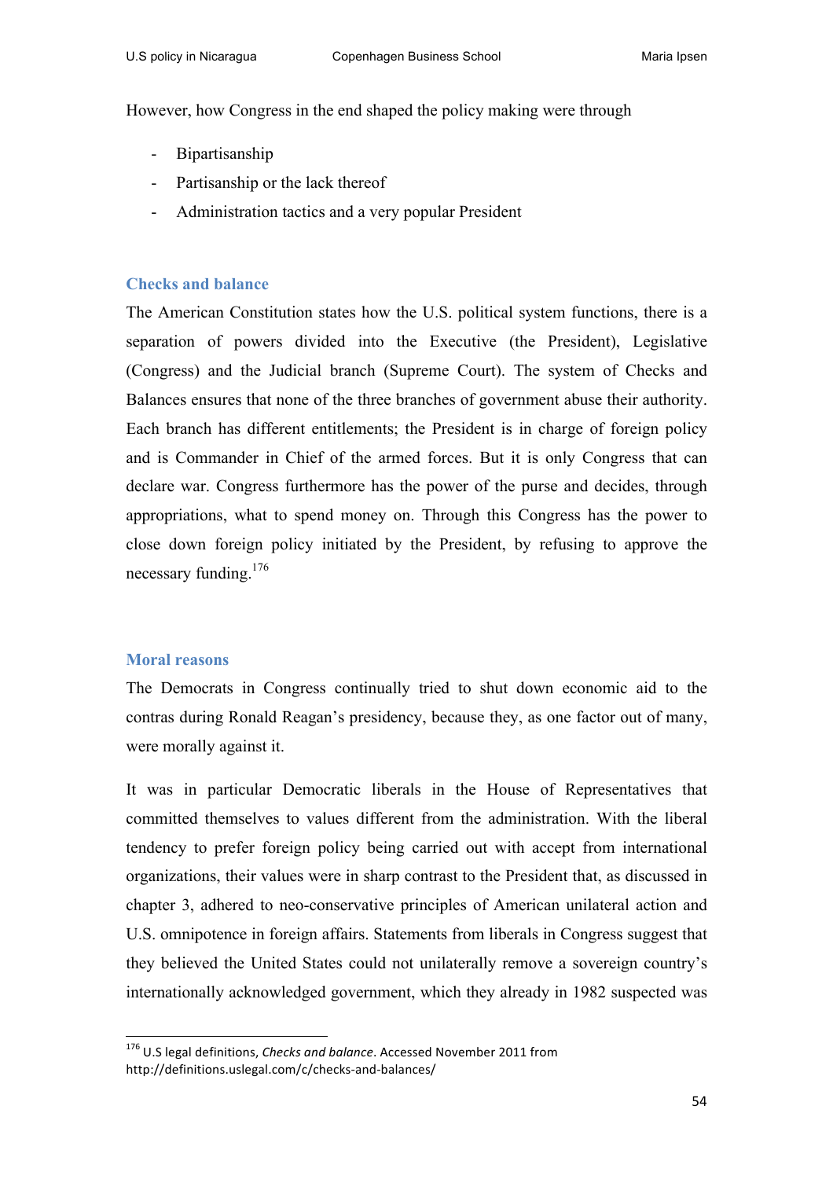However, how Congress in the end shaped the policy making were through

- Bipartisanship
- Partisanship or the lack thereof
- Administration tactics and a very popular President

## Checks and balance

The American Constitution states how the U.S. political system functions, there is a separation of powers divided into the Executive (the President), Legislative (Congress) and the Judicial branch (Supreme Court). The system of Checks and Balances ensures that none of the three branches of government abuse their authority. Each branch has different entitlements; the President is in charge of foreign policy and is Commander in Chief of the armed forces. But it is only Congress that can declare war. Congress furthermore has the power of the purse and decides, through appropriations, what to spend money on. Through this Congress has the power to close down foreign policy initiated by the President, by refusing to approve the necessary funding.[176]

## Moral reasons

The Democrats in Congress continually tried to shut down economic aid to the contras during Ronald Reagan's presidency, because they, as one factor out of many, were morally against it.

It was in particular Democratic liberals in the House of Representatives that committed themselves to values different from the administration. With the liberal tendency to prefer foreign policy being carried out with accept from international organizations, their values were in sharp contrast to the President that, as discussed in chapter 3, adhered to neo-conservative principles of American unilateral action and U.S. omnipotence in foreign affairs. Statements from liberals in Congress suggest that they believed the United States could not unilaterally remove a sovereign country's internationally acknowledged government, which they already in 1982 suspected was

---

[176] U.S legal definitions, *Checks and balance*. Accessed November 2011 from http://definitions.uslegal.com/c/checks-and-balances/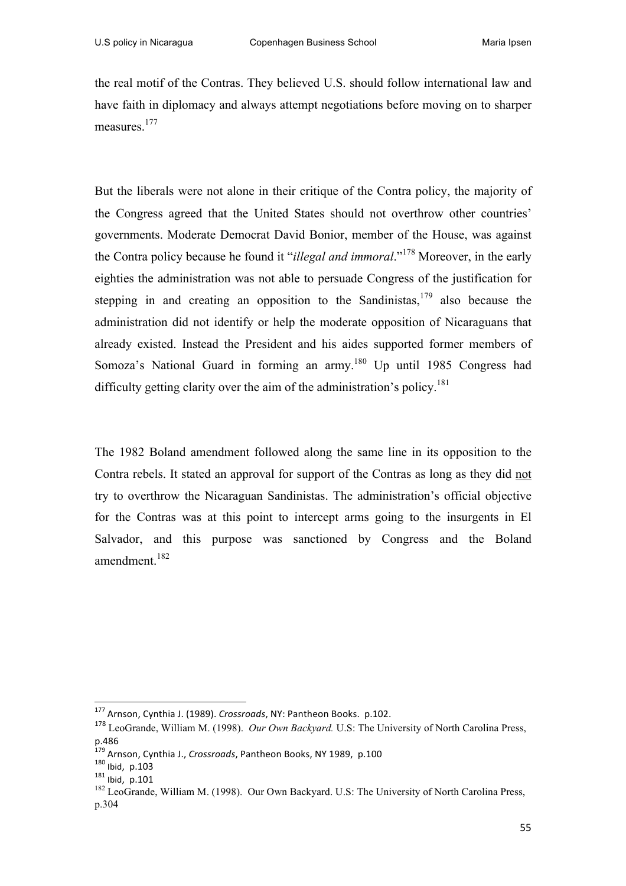the real motif of the Contras. They believed U.S. should follow international law and have faith in diplomacy and always attempt negotiations before moving on to sharper measures.[177]

But the liberals were not alone in their critique of the Contra policy, the majority of the Congress agreed that the United States should not overthrow other countries' governments. Moderate Democrat David Bonior, member of the House, was against the Contra policy because he found it "*illegal and immoral*."[178] Moreover, in the early eighties the administration was not able to persuade Congress of the justification for stepping in and creating an opposition to the Sandinistas,[179] also because the administration did not identify or help the moderate opposition of Nicaraguans that already existed. Instead the President and his aides supported former members of Somoza's National Guard in forming an army.[180] Up until 1985 Congress had difficulty getting clarity over the aim of the administration's policy.[181]

The 1982 Boland amendment followed along the same line in its opposition to the Contra rebels. It stated an approval for support of the Contras as long as they did <u>not</u> try to overthrow the Nicaraguan Sandinistas. The administration's official objective for the Contras was at this point to intercept arms going to the insurgents in El Salvador, and this purpose was sanctioned by Congress and the Boland amendment.[182]

---

[177] Arnson, Cynthia J. (1989). *Crossroads*, NY: Pantheon Books. p.102.

[178] LeoGrande, William M. (1998). *Our Own Backyard.* U.S: The University of North Carolina Press, p.486

[179] Arnson, Cynthia J., *Crossroads*, Pantheon Books, NY 1989, p.100

[180] Ibid, p.103

[181] Ibid, p.101

[182] LeoGrande, William M. (1998). Our Own Backyard. U.S: The University of North Carolina Press, p.304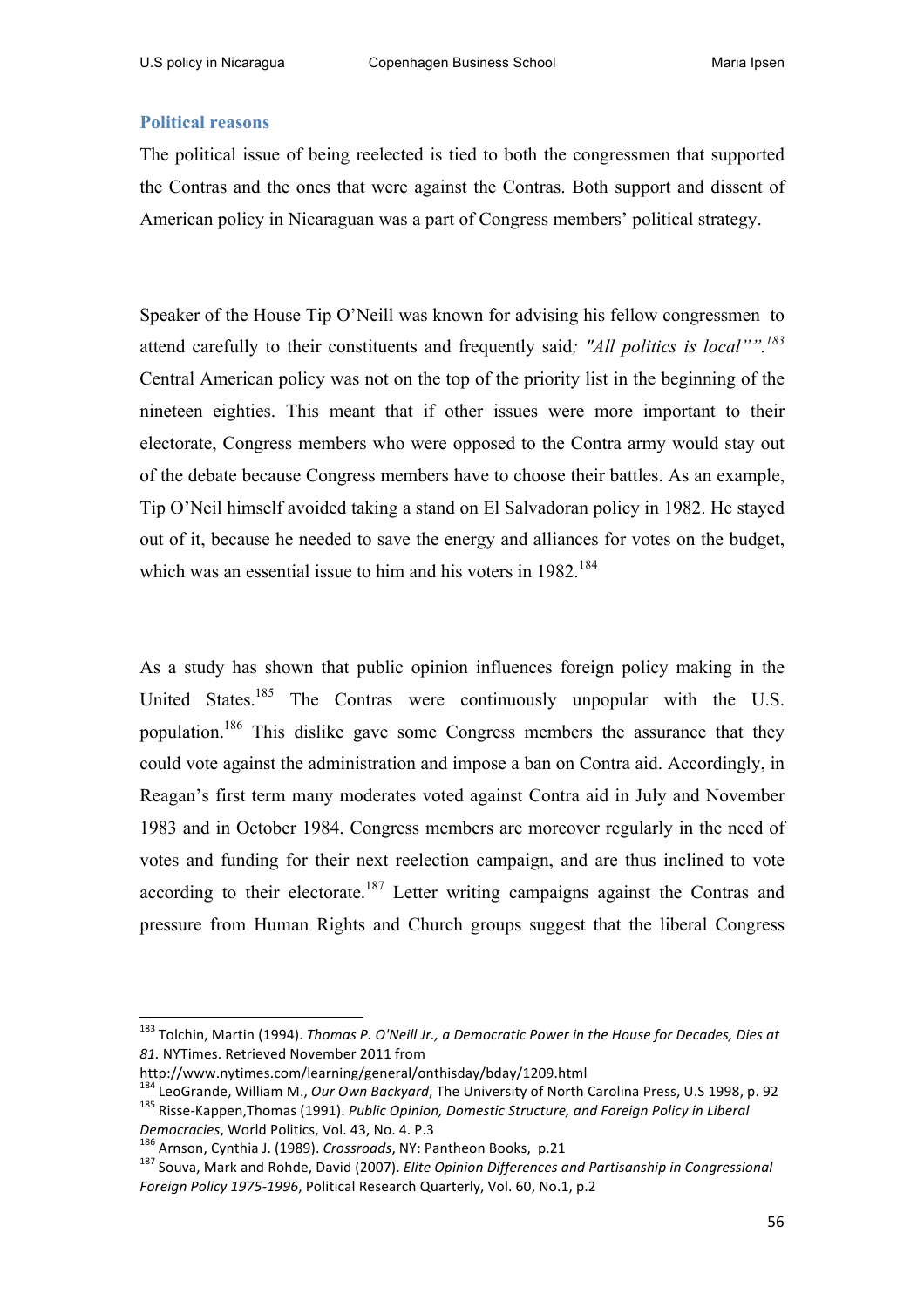### Political reasons

The political issue of being reelected is tied to both the congressmen that supported the Contras and the ones that were against the Contras. Both support and dissent of American policy in Nicaraguan was a part of Congress members' political strategy.

Speaker of the House Tip O'Neill was known for advising his fellow congressmen to attend carefully to their constituents and frequently said*; "All politics is local"".*[183] Central American policy was not on the top of the priority list in the beginning of the nineteen eighties. This meant that if other issues were more important to their electorate, Congress members who were opposed to the Contra army would stay out of the debate because Congress members have to choose their battles. As an example, Tip O'Neil himself avoided taking a stand on El Salvadoran policy in 1982. He stayed out of it, because he needed to save the energy and alliances for votes on the budget, which was an essential issue to him and his voters in 1982.[184]

As a study has shown that public opinion influences foreign policy making in the United States.[185] The Contras were continuously unpopular with the U.S. population.[186] This dislike gave some Congress members the assurance that they could vote against the administration and impose a ban on Contra aid. Accordingly, in Reagan's first term many moderates voted against Contra aid in July and November 1983 and in October 1984. Congress members are moreover regularly in the need of votes and funding for their next reelection campaign, and are thus inclined to vote according to their electorate.[187] Letter writing campaigns against the Contras and pressure from Human Rights and Church groups suggest that the liberal Congress

---

[183] Tolchin, Martin (1994). *Thomas P. O'Neill Jr., a Democratic Power in the House for Decades, Dies at 81.* NYTimes. Retrieved November 2011 from http://www.nytimes.com/learning/general/onthisday/bday/1209.html

[184] LeoGrande, William M., *Our Own Backyard*, The University of North Carolina Press, U.S 1998, p. 92

[185] Risse-Kappen,Thomas (1991). *Public Opinion, Domestic Structure, and Foreign Policy in Liberal Democracies*, World Politics, Vol. 43, No. 4. P.3

[186] Arnson, Cynthia J. (1989). *Crossroads*, NY: Pantheon Books, p.21

[187] Souva, Mark and Rohde, David (2007). *Elite Opinion Differences and Partisanship in Congressional Foreign Policy 1975-1996*, Political Research Quarterly, Vol. 60, No.1, p.2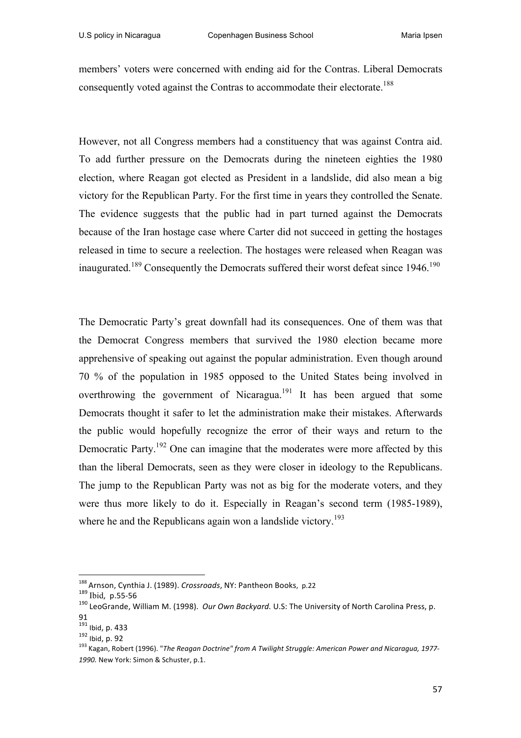members' voters were concerned with ending aid for the Contras. Liberal Democrats consequently voted against the Contras to accommodate their electorate.[188]

However, not all Congress members had a constituency that was against Contra aid. To add further pressure on the Democrats during the nineteen eighties the 1980 election, where Reagan got elected as President in a landslide, did also mean a big victory for the Republican Party. For the first time in years they controlled the Senate. The evidence suggests that the public had in part turned against the Democrats because of the Iran hostage case where Carter did not succeed in getting the hostages released in time to secure a reelection. The hostages were released when Reagan was inaugurated.[189] Consequently the Democrats suffered their worst defeat since 1946.[190]

The Democratic Party's great downfall had its consequences. One of them was that the Democrat Congress members that survived the 1980 election became more apprehensive of speaking out against the popular administration. Even though around 70 % of the population in 1985 opposed to the United States being involved in overthrowing the government of Nicaragua.[191] It has been argued that some Democrats thought it safer to let the administration make their mistakes. Afterwards the public would hopefully recognize the error of their ways and return to the Democratic Party.[192] One can imagine that the moderates were more affected by this than the liberal Democrats, seen as they were closer in ideology to the Republicans. The jump to the Republican Party was not as big for the moderate voters, and they were thus more likely to do it. Especially in Reagan's second term (1985-1989), where he and the Republicans again won a landslide victory.[193]

---

[188] Arnson, Cynthia J. (1989). *Crossroads*, NY: Pantheon Books, p.22

[189] Ibid, p.55-56

[190] LeoGrande, William M. (1998). *Our Own Backyard.* U.S: The University of North Carolina Press, p. 91

[191] Ibid, p. 433

[192] Ibid, p. 92

[193] Kagan, Robert (1996). "*The Reagan Doctrine" from A Twilight Struggle: American Power and Nicaragua, 1977-1990.* New York: Simon & Schuster, p.1.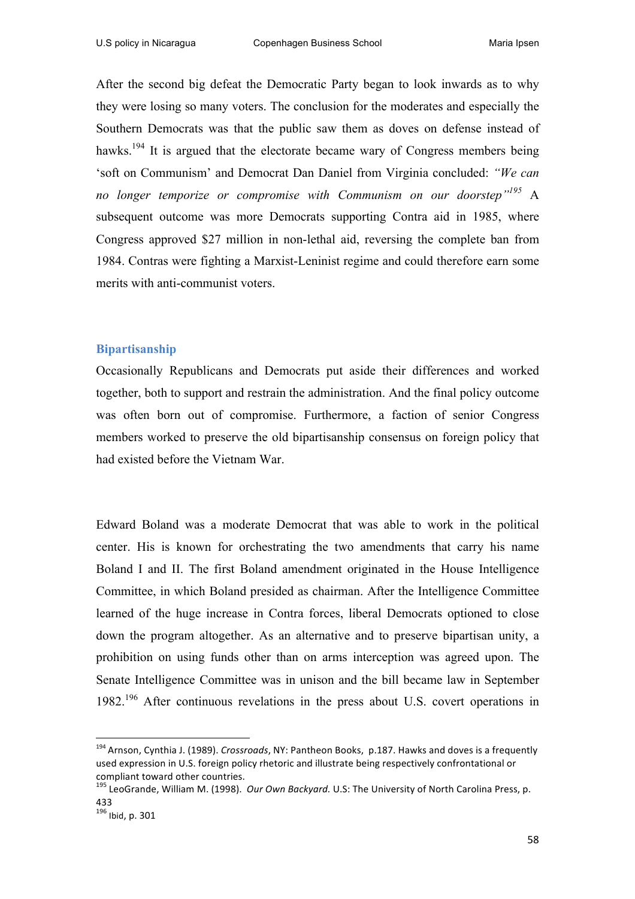After the second big defeat the Democratic Party began to look inwards as to why they were losing so many voters. The conclusion for the moderates and especially the Southern Democrats was that the public saw them as doves on defense instead of hawks.[194] It is argued that the electorate became wary of Congress members being 'soft on Communism' and Democrat Dan Daniel from Virginia concluded: *"We can no longer temporize or compromise with Communism on our doorstep"*[195] A subsequent outcome was more Democrats supporting Contra aid in 1985, where Congress approved $27 million in non-lethal aid, reversing the complete ban from 1984. Contras were fighting a Marxist-Leninist regime and could therefore earn some merits with anti-communist voters.

## Bipartisanship

Occasionally Republicans and Democrats put aside their differences and worked together, both to support and restrain the administration. And the final policy outcome was often born out of compromise. Furthermore, a faction of senior Congress members worked to preserve the old bipartisanship consensus on foreign policy that had existed before the Vietnam War.

Edward Boland was a moderate Democrat that was able to work in the political center. His is known for orchestrating the two amendments that carry his name Boland I and II. The first Boland amendment originated in the House Intelligence Committee, in which Boland presided as chairman. After the Intelligence Committee learned of the huge increase in Contra forces, liberal Democrats optioned to close down the program altogether. As an alternative and to preserve bipartisan unity, a prohibition on using funds other than on arms interception was agreed upon. The Senate Intelligence Committee was in unison and the bill became law in September 1982.[196] After continuous revelations in the press about U.S. covert operations in

---

[194] Arnson, Cynthia J. (1989). *Crossroads*, NY: Pantheon Books, p.187. Hawks and doves is a frequently used expression in U.S. foreign policy rhetoric and illustrate being respectively confrontational or compliant toward other countries.

[195] LeoGrande, William M. (1998). *Our Own Backyard.* U.S: The University of North Carolina Press, p. 433

[196] Ibid, p. 301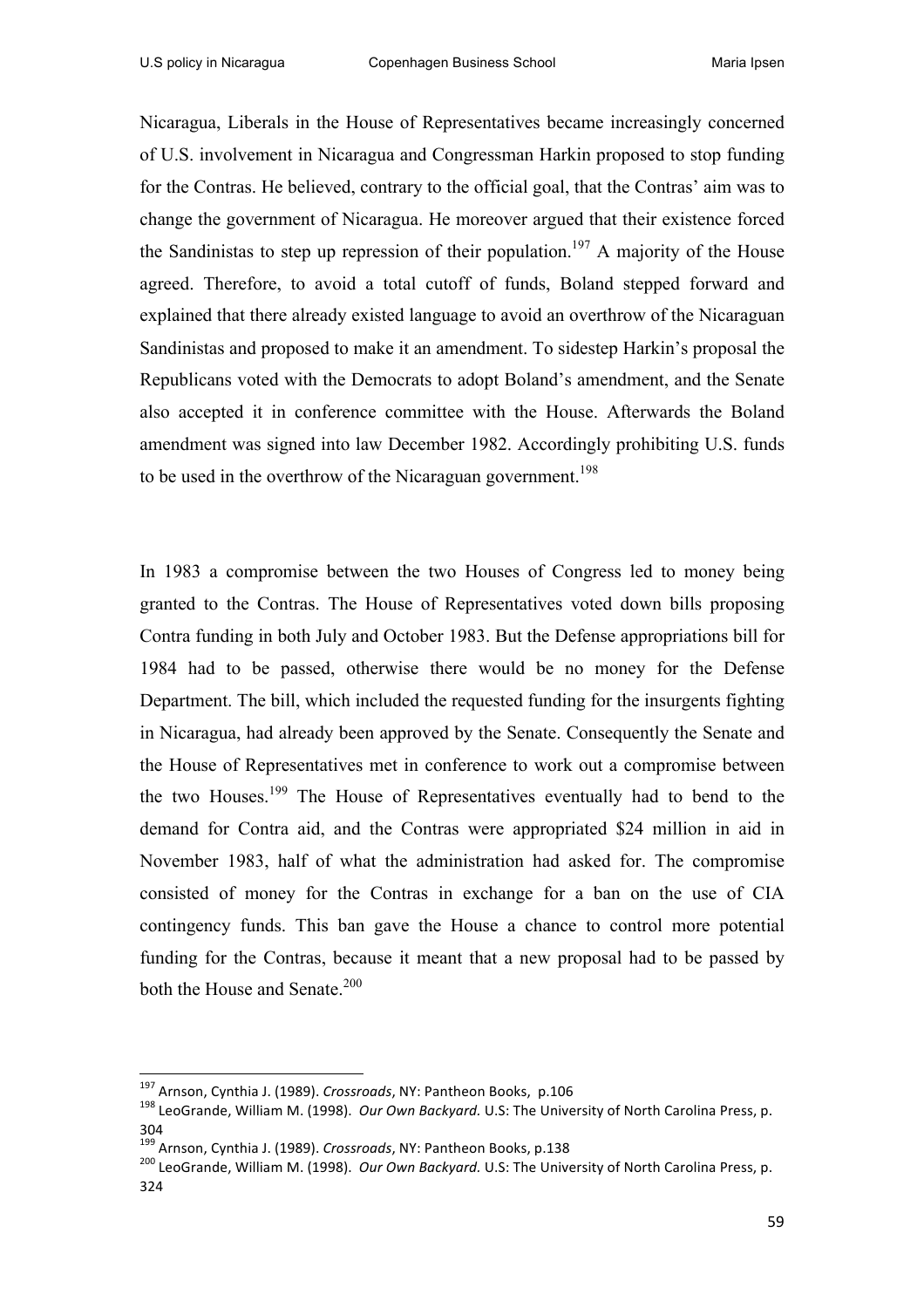Nicaragua, Liberals in the House of Representatives became increasingly concerned of U.S. involvement in Nicaragua and Congressman Harkin proposed to stop funding for the Contras. He believed, contrary to the official goal, that the Contras' aim was to change the government of Nicaragua. He moreover argued that their existence forced the Sandinistas to step up repression of their population.[197] A majority of the House agreed. Therefore, to avoid a total cutoff of funds, Boland stepped forward and explained that there already existed language to avoid an overthrow of the Nicaraguan Sandinistas and proposed to make it an amendment. To sidestep Harkin's proposal the Republicans voted with the Democrats to adopt Boland's amendment, and the Senate also accepted it in conference committee with the House. Afterwards the Boland amendment was signed into law December 1982. Accordingly prohibiting U.S. funds to be used in the overthrow of the Nicaraguan government.[198]

In 1983 a compromise between the two Houses of Congress led to money being granted to the Contras. The House of Representatives voted down bills proposing Contra funding in both July and October 1983. But the Defense appropriations bill for 1984 had to be passed, otherwise there would be no money for the Defense Department. The bill, which included the requested funding for the insurgents fighting in Nicaragua, had already been approved by the Senate. Consequently the Senate and the House of Representatives met in conference to work out a compromise between the two Houses.[199] The House of Representatives eventually had to bend to the demand for Contra aid, and the Contras were appropriated $24 million in aid in November 1983, half of what the administration had asked for. The compromise consisted of money for the Contras in exchange for a ban on the use of CIA contingency funds. This ban gave the House a chance to control more potential funding for the Contras, because it meant that a new proposal had to be passed by both the House and Senate.[200]

---

[197] Arnson, Cynthia J. (1989). *Crossroads*, NY: Pantheon Books, p.106

[198] LeoGrande, William M. (1998). *Our Own Backyard.* U.S: The University of North Carolina Press, p. 304

[199] Arnson, Cynthia J. (1989). *Crossroads*, NY: Pantheon Books, p.138

[200] LeoGrande, William M. (1998). *Our Own Backyard.* U.S: The University of North Carolina Press, p. 324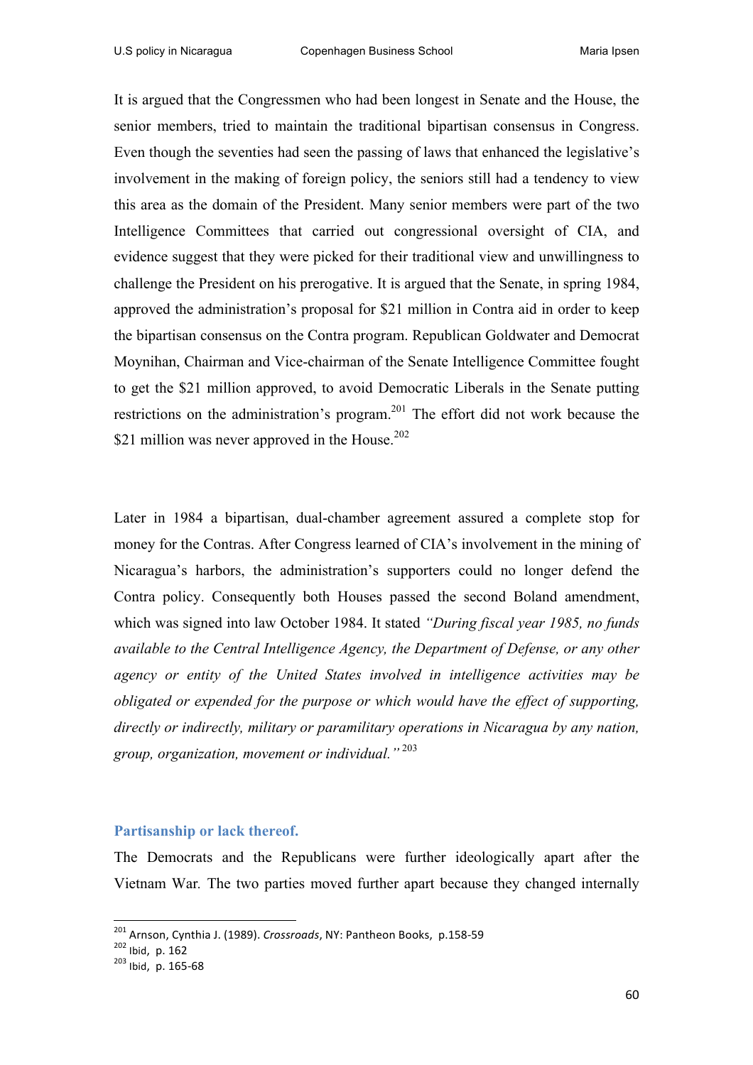It is argued that the Congressmen who had been longest in Senate and the House, the senior members, tried to maintain the traditional bipartisan consensus in Congress. Even though the seventies had seen the passing of laws that enhanced the legislative's involvement in the making of foreign policy, the seniors still had a tendency to view this area as the domain of the President. Many senior members were part of the two Intelligence Committees that carried out congressional oversight of CIA, and evidence suggest that they were picked for their traditional view and unwillingness to challenge the President on his prerogative. It is argued that the Senate, in spring 1984, approved the administration's proposal for $21 million in Contra aid in order to keep the bipartisan consensus on the Contra program. Republican Goldwater and Democrat Moynihan, Chairman and Vice-chairman of the Senate Intelligence Committee fought to get the $21 million approved, to avoid Democratic Liberals in the Senate putting restrictions on the administration's program.[201] The effort did not work because the $21 million was never approved in the House.[202]

Later in 1984 a bipartisan, dual-chamber agreement assured a complete stop for money for the Contras. After Congress learned of CIA's involvement in the mining of Nicaragua's harbors, the administration's supporters could no longer defend the Contra policy. Consequently both Houses passed the second Boland amendment, which was signed into law October 1984. It stated *"During fiscal year 1985, no funds available to the Central Intelligence Agency, the Department of Defense, or any other agency or entity of the United States involved in intelligence activities may be obligated or expended for the purpose or which would have the effect of supporting, directly or indirectly, military or paramilitary operations in Nicaragua by any nation, group, organization, movement or individual."*[203]

### Partisanship or lack thereof.

The Democrats and the Republicans were further ideologically apart after the Vietnam War. The two parties moved further apart because they changed internally

---

[201] Arnson, Cynthia J. (1989). *Crossroads*, NY: Pantheon Books, p.158-59

[202] Ibid, p. 162

[203] Ibid, p. 165-68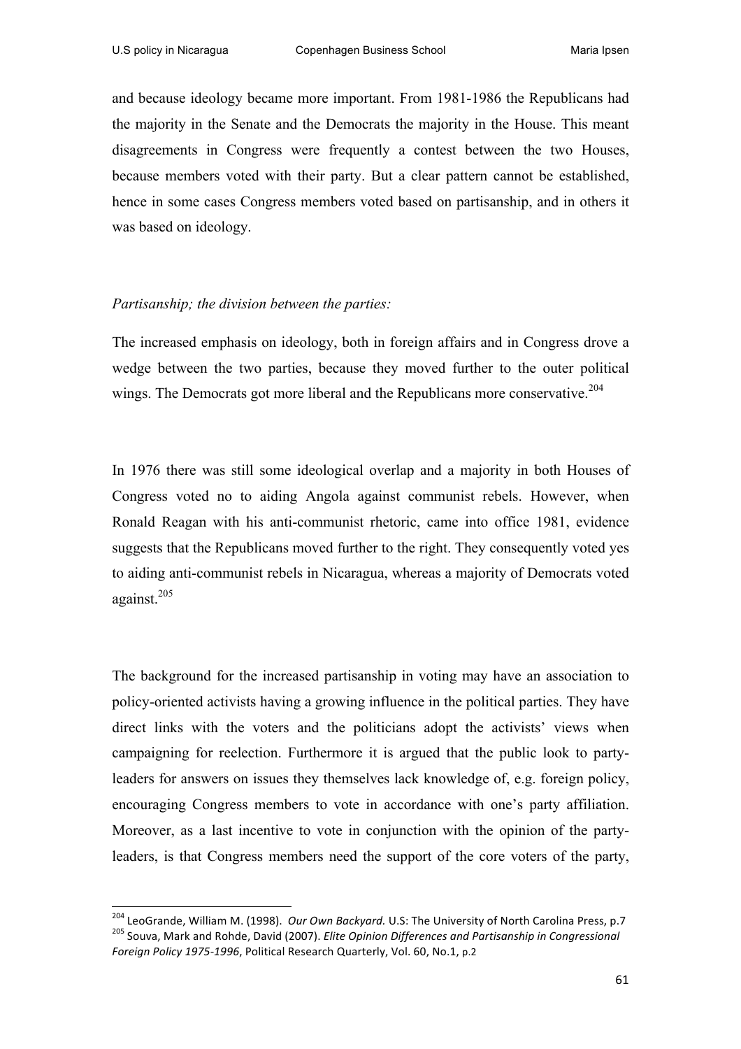and because ideology became more important. From 1981-1986 the Republicans had the majority in the Senate and the Democrats the majority in the House. This meant disagreements in Congress were frequently a contest between the two Houses, because members voted with their party. But a clear pattern cannot be established, hence in some cases Congress members voted based on partisanship, and in others it was based on ideology.

*Partisanship; the division between the parties:*

The increased emphasis on ideology, both in foreign affairs and in Congress drove a wedge between the two parties, because they moved further to the outer political wings. The Democrats got more liberal and the Republicans more conservative.[204]

In 1976 there was still some ideological overlap and a majority in both Houses of Congress voted no to aiding Angola against communist rebels. However, when Ronald Reagan with his anti-communist rhetoric, came into office 1981, evidence suggests that the Republicans moved further to the right. They consequently voted yes to aiding anti-communist rebels in Nicaragua, whereas a majority of Democrats voted against.[205]

The background for the increased partisanship in voting may have an association to policy-oriented activists having a growing influence in the political parties. They have direct links with the voters and the politicians adopt the activists' views when campaigning for reelection. Furthermore it is argued that the public look to party-leaders for answers on issues they themselves lack knowledge of, e.g. foreign policy, encouraging Congress members to vote in accordance with one's party affiliation. Moreover, as a last incentive to vote in conjunction with the opinion of the party-leaders, is that Congress members need the support of the core voters of the party,

---

[204] LeoGrande, William M. (1998). *Our Own Backyard.* U.S: The University of North Carolina Press, p.7

[205] Souva, Mark and Rohde, David (2007). *Elite Opinion Differences and Partisanship in Congressional Foreign Policy 1975-1996*, Political Research Quarterly, Vol. 60, No.1, p.2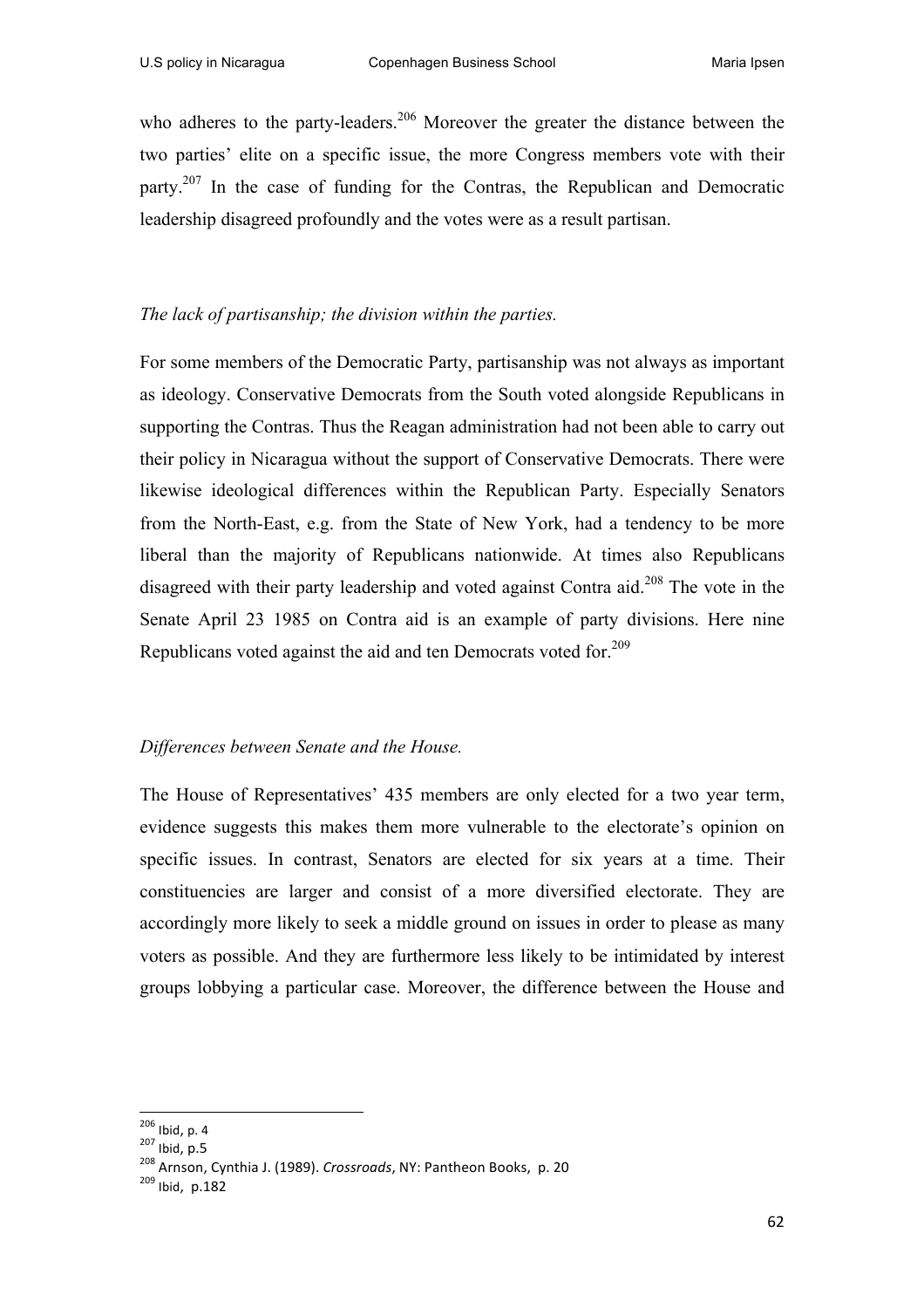who adheres to the party-leaders.[206] Moreover the greater the distance between the two parties' elite on a specific issue, the more Congress members vote with their party.[207] In the case of funding for the Contras, the Republican and Democratic leadership disagreed profoundly and the votes were as a result partisan.

*The lack of partisanship; the division within the parties.*

For some members of the Democratic Party, partisanship was not always as important as ideology. Conservative Democrats from the South voted alongside Republicans in supporting the Contras. Thus the Reagan administration had not been able to carry out their policy in Nicaragua without the support of Conservative Democrats. There were likewise ideological differences within the Republican Party. Especially Senators from the North-East, e.g. from the State of New York, had a tendency to be more liberal than the majority of Republicans nationwide. At times also Republicans disagreed with their party leadership and voted against Contra aid.[208] The vote in the Senate April 23 1985 on Contra aid is an example of party divisions. Here nine Republicans voted against the aid and ten Democrats voted for.[209]

*Differences between Senate and the House.*

The House of Representatives' 435 members are only elected for a two year term, evidence suggests this makes them more vulnerable to the electorate's opinion on specific issues. In contrast, Senators are elected for six years at a time. Their constituencies are larger and consist of a more diversified electorate. They are accordingly more likely to seek a middle ground on issues in order to please as many voters as possible. And they are furthermore less likely to be intimidated by interest groups lobbying a particular case. Moreover, the difference between the House and

[206] Ibid, p. 4

[207] Ibid, p.5

[208] Arnson, Cynthia J. (1989). *Crossroads*, NY: Pantheon Books, p. 20

[209] Ibid, p.182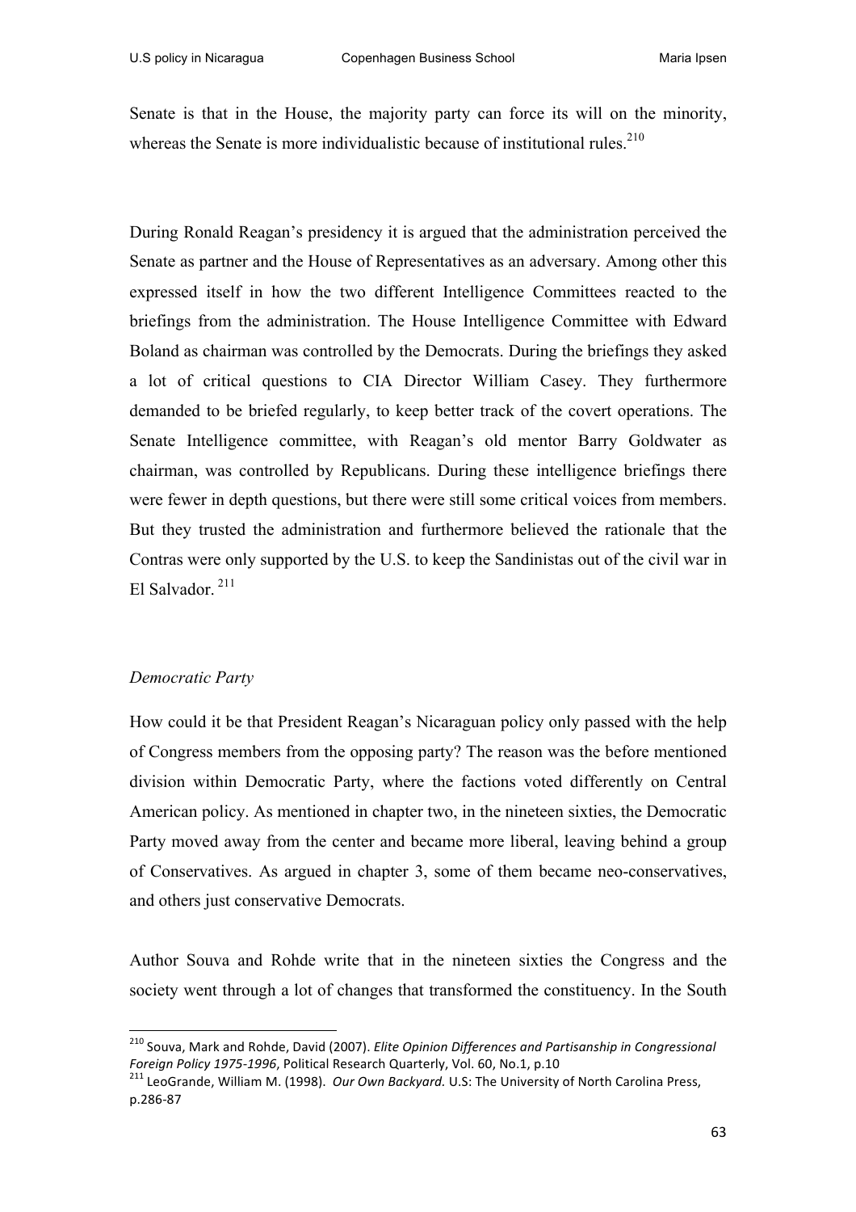Senate is that in the House, the majority party can force its will on the minority, whereas the Senate is more individualistic because of institutional rules.[210]

During Ronald Reagan's presidency it is argued that the administration perceived the Senate as partner and the House of Representatives as an adversary. Among other this expressed itself in how the two different Intelligence Committees reacted to the briefings from the administration. The House Intelligence Committee with Edward Boland as chairman was controlled by the Democrats. During the briefings they asked a lot of critical questions to CIA Director William Casey. They furthermore demanded to be briefed regularly, to keep better track of the covert operations. The Senate Intelligence committee, with Reagan's old mentor Barry Goldwater as chairman, was controlled by Republicans. During these intelligence briefings there were fewer in depth questions, but there were still some critical voices from members. But they trusted the administration and furthermore believed the rationale that the Contras were only supported by the U.S. to keep the Sandinistas out of the civil war in El Salvador.[211]

*Democratic Party*

How could it be that President Reagan's Nicaraguan policy only passed with the help of Congress members from the opposing party? The reason was the before mentioned division within Democratic Party, where the factions voted differently on Central American policy. As mentioned in chapter two, in the nineteen sixties, the Democratic Party moved away from the center and became more liberal, leaving behind a group of Conservatives. As argued in chapter 3, some of them became neo-conservatives, and others just conservative Democrats.

Author Souva and Rohde write that in the nineteen sixties the Congress and the society went through a lot of changes that transformed the constituency. In the South

---

[210] Souva, Mark and Rohde, David (2007). *Elite Opinion Differences and Partisanship in Congressional Foreign Policy 1975-1996*, Political Research Quarterly, Vol. 60, No.1, p.10

[211] LeoGrande, William M. (1998). *Our Own Backyard.* U.S: The University of North Carolina Press, p.286-87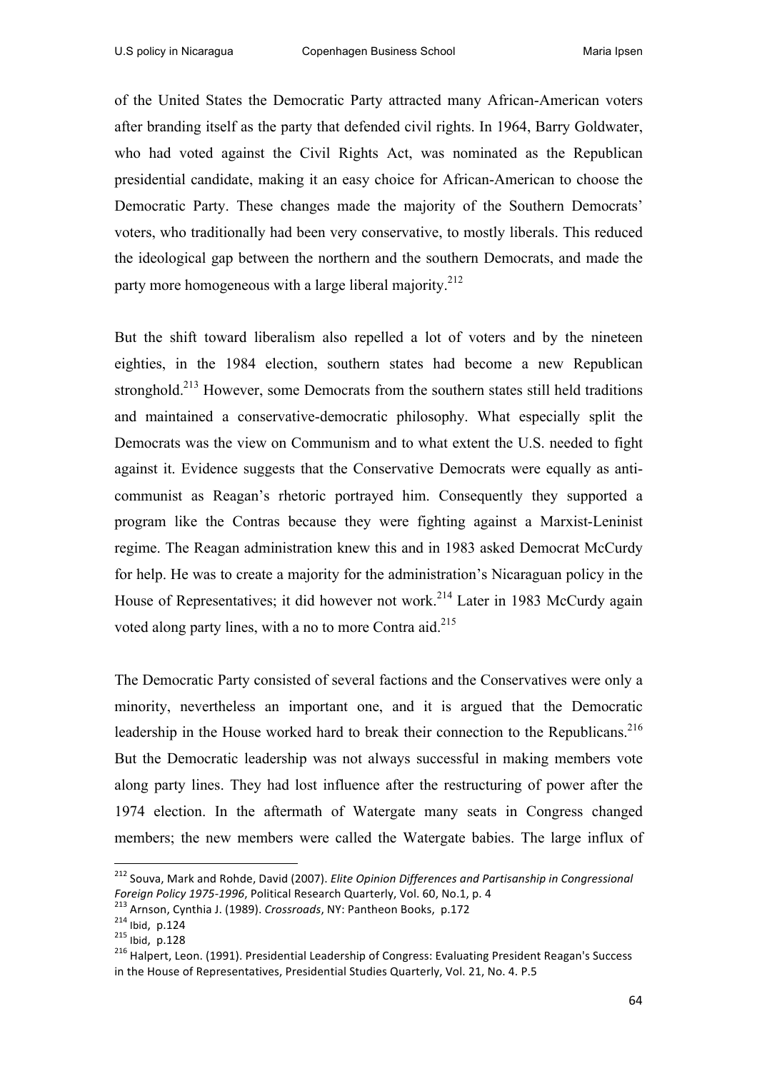of the United States the Democratic Party attracted many African-American voters after branding itself as the party that defended civil rights. In 1964, Barry Goldwater, who had voted against the Civil Rights Act, was nominated as the Republican presidential candidate, making it an easy choice for African-American to choose the Democratic Party. These changes made the majority of the Southern Democrats' voters, who traditionally had been very conservative, to mostly liberals. This reduced the ideological gap between the northern and the southern Democrats, and made the party more homogeneous with a large liberal majority.[212]

But the shift toward liberalism also repelled a lot of voters and by the nineteen eighties, in the 1984 election, southern states had become a new Republican stronghold.[213] However, some Democrats from the southern states still held traditions and maintained a conservative-democratic philosophy. What especially split the Democrats was the view on Communism and to what extent the U.S. needed to fight against it. Evidence suggests that the Conservative Democrats were equally as anti-communist as Reagan's rhetoric portrayed him. Consequently they supported a program like the Contras because they were fighting against a Marxist-Leninist regime. The Reagan administration knew this and in 1983 asked Democrat McCurdy for help. He was to create a majority for the administration's Nicaraguan policy in the House of Representatives; it did however not work.[214] Later in 1983 McCurdy again voted along party lines, with a no to more Contra aid.[215]

The Democratic Party consisted of several factions and the Conservatives were only a minority, nevertheless an important one, and it is argued that the Democratic leadership in the House worked hard to break their connection to the Republicans.[216] But the Democratic leadership was not always successful in making members vote along party lines. They had lost influence after the restructuring of power after the 1974 election. In the aftermath of Watergate many seats in Congress changed members; the new members were called the Watergate babies. The large influx of

---

[212] Souva, Mark and Rohde, David (2007). *Elite Opinion Differences and Partisanship in Congressional Foreign Policy 1975-1996*, Political Research Quarterly, Vol. 60, No.1, p. 4

[213] Arnson, Cynthia J. (1989). *Crossroads*, NY: Pantheon Books, p.172

[214] Ibid, p.124

[215] Ibid, p.128

[216] Halpert, Leon. (1991). Presidential Leadership of Congress: Evaluating President Reagan's Success in the House of Representatives, Presidential Studies Quarterly, Vol. 21, No. 4. P.5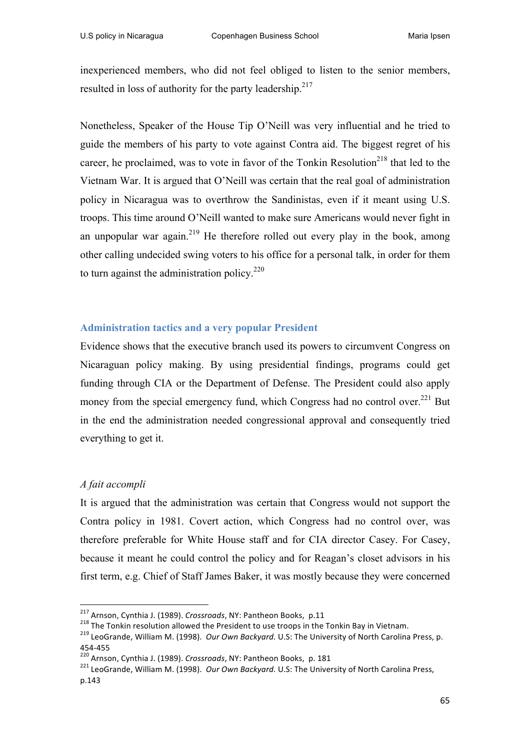inexperienced members, who did not feel obliged to listen to the senior members, resulted in loss of authority for the party leadership.[217]

Nonetheless, Speaker of the House Tip O'Neill was very influential and he tried to guide the members of his party to vote against Contra aid. The biggest regret of his career, he proclaimed, was to vote in favor of the Tonkin Resolution[218] that led to the Vietnam War. It is argued that O'Neill was certain that the real goal of administration policy in Nicaragua was to overthrow the Sandinistas, even if it meant using U.S. troops. This time around O'Neill wanted to make sure Americans would never fight in an unpopular war again.[219] He therefore rolled out every play in the book, among other calling undecided swing voters to his office for a personal talk, in order for them to turn against the administration policy.[220]

### Administration tactics and a very popular President

Evidence shows that the executive branch used its powers to circumvent Congress on Nicaraguan policy making. By using presidential findings, programs could get funding through CIA or the Department of Defense. The President could also apply money from the special emergency fund, which Congress had no control over.[221] But in the end the administration needed congressional approval and consequently tried everything to get it.

#### *A fait accompli*

It is argued that the administration was certain that Congress would not support the Contra policy in 1981. Covert action, which Congress had no control over, was therefore preferable for White House staff and for CIA director Casey. For Casey, because it meant he could control the policy and for Reagan's closet advisors in his first term, e.g. Chief of Staff James Baker, it was mostly because they were concerned

---

[217] Arnson, Cynthia J. (1989). *Crossroads*, NY: Pantheon Books, p.11

[218] The Tonkin resolution allowed the President to use troops in the Tonkin Bay in Vietnam.

[219] LeoGrande, William M. (1998). *Our Own Backyard.* U.S: The University of North Carolina Press, p. 454-455

[220] Arnson, Cynthia J. (1989). *Crossroads*, NY: Pantheon Books, p. 181

[221] LeoGrande, William M. (1998). *Our Own Backyard.* U.S: The University of North Carolina Press, p.143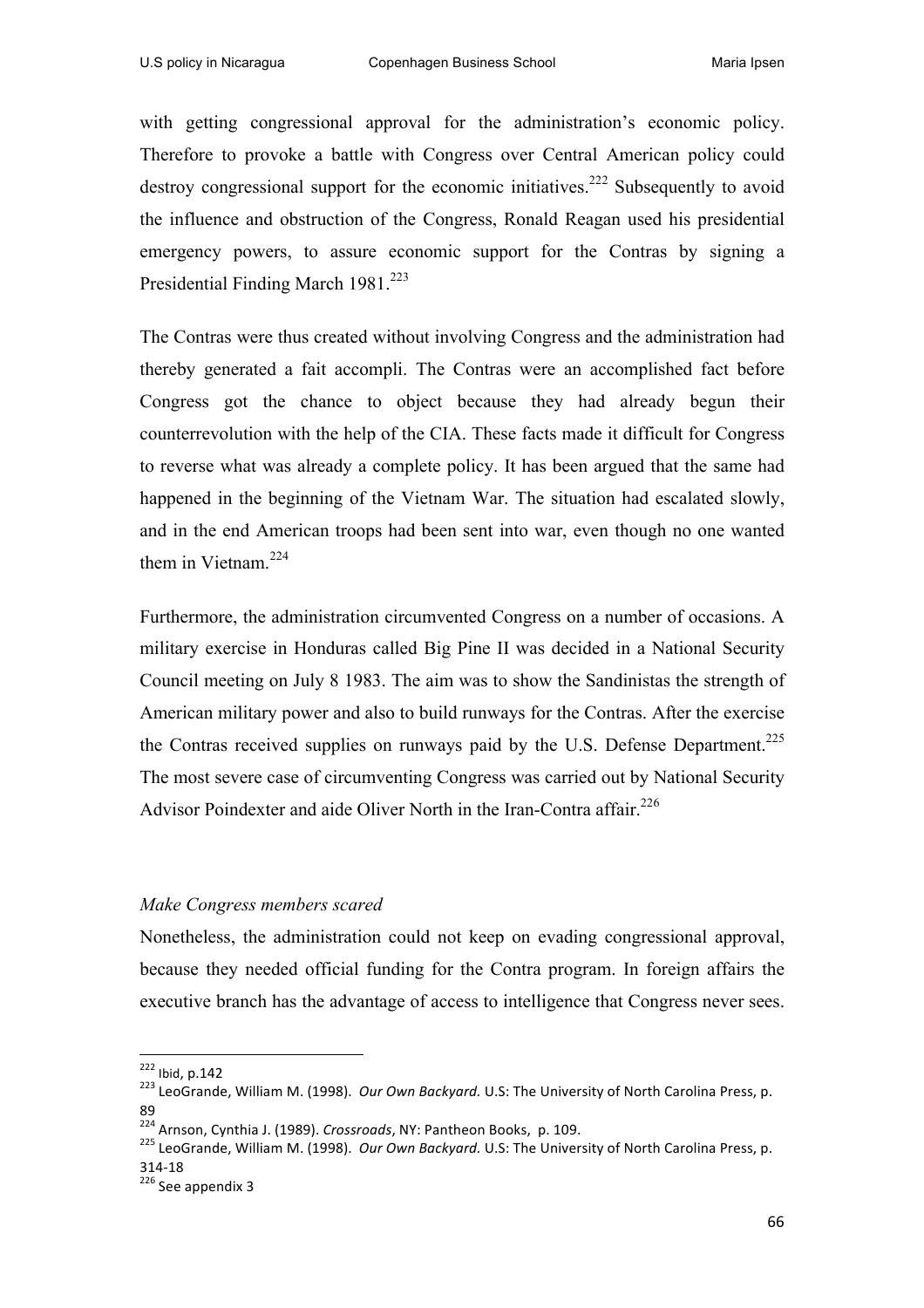with getting congressional approval for the administration's economic policy. Therefore to provoke a battle with Congress over Central American policy could destroy congressional support for the economic initiatives.[222] Subsequently to avoid the influence and obstruction of the Congress, Ronald Reagan used his presidential emergency powers, to assure economic support for the Contras by signing a Presidential Finding March 1981.[223]

The Contras were thus created without involving Congress and the administration had thereby generated a fait accompli. The Contras were an accomplished fact before Congress got the chance to object because they had already begun their counterrevolution with the help of the CIA. These facts made it difficult for Congress to reverse what was already a complete policy. It has been argued that the same had happened in the beginning of the Vietnam War. The situation had escalated slowly, and in the end American troops had been sent into war, even though no one wanted them in Vietnam.[224]

Furthermore, the administration circumvented Congress on a number of occasions. A military exercise in Honduras called Big Pine II was decided in a National Security Council meeting on July 8 1983. The aim was to show the Sandinistas the strength of American military power and also to build runways for the Contras. After the exercise the Contras received supplies on runways paid by the U.S. Defense Department.[225] The most severe case of circumventing Congress was carried out by National Security Advisor Poindexter and aide Oliver North in the Iran-Contra affair.[226]

*Make Congress members scared*

Nonetheless, the administration could not keep on evading congressional approval, because they needed official funding for the Contra program. In foreign affairs the executive branch has the advantage of access to intelligence that Congress never sees.

---

[222] Ibid, p.142

[223] LeoGrande, William M. (1998). *Our Own Backyard.* U.S: The University of North Carolina Press, p. 89

[224] Arnson, Cynthia J. (1989). *Crossroads*, NY: Pantheon Books, p. 109.

[225] LeoGrande, William M. (1998). *Our Own Backyard.* U.S: The University of North Carolina Press, p. 314-18

[226] See appendix 3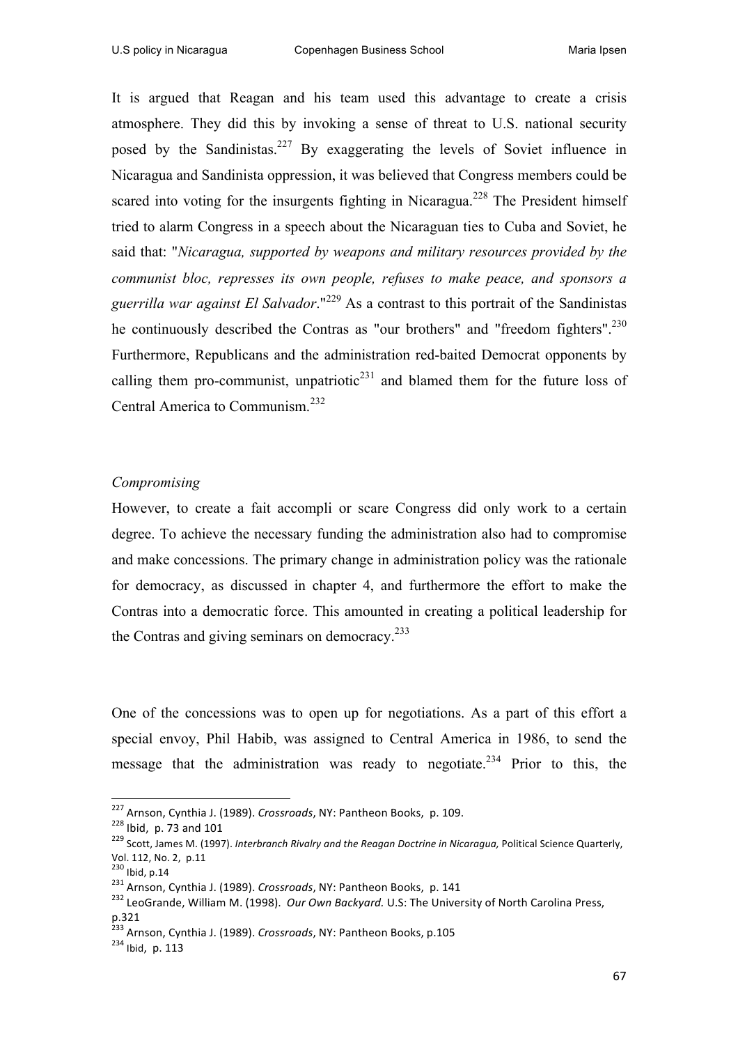It is argued that Reagan and his team used this advantage to create a crisis atmosphere. They did this by invoking a sense of threat to U.S. national security posed by the Sandinistas.[227] By exaggerating the levels of Soviet influence in Nicaragua and Sandinista oppression, it was believed that Congress members could be scared into voting for the insurgents fighting in Nicaragua.[228] The President himself tried to alarm Congress in a speech about the Nicaraguan ties to Cuba and Soviet, he said that: "*Nicaragua, supported by weapons and military resources provided by the communist bloc, represses its own people, refuses to make peace, and sponsors a guerrilla war against El Salvador*."[229] As a contrast to this portrait of the Sandinistas he continuously described the Contras as "our brothers" and "freedom fighters".[230] Furthermore, Republicans and the administration red-baited Democrat opponents by calling them pro-communist, unpatriotic[231] and blamed them for the future loss of Central America to Communism.[232]

*Compromising*

However, to create a fait accompli or scare Congress did only work to a certain degree. To achieve the necessary funding the administration also had to compromise and make concessions. The primary change in administration policy was the rationale for democracy, as discussed in chapter 4, and furthermore the effort to make the Contras into a democratic force. This amounted in creating a political leadership for the Contras and giving seminars on democracy.[233]

One of the concessions was to open up for negotiations. As a part of this effort a special envoy, Phil Habib, was assigned to Central America in 1986, to send the message that the administration was ready to negotiate.[234] Prior to this, the

---

[227] Arnson, Cynthia J. (1989). *Crossroads*, NY: Pantheon Books, p. 109.
[228] Ibid, p. 73 and 101
[229] Scott, James M. (1997). *Interbranch Rivalry and the Reagan Doctrine in Nicaragua,* Political Science Quarterly, Vol. 112, No. 2, p.11
[230] Ibid, p.14
[231] Arnson, Cynthia J. (1989). *Crossroads*, NY: Pantheon Books, p. 141
[232] LeoGrande, William M. (1998). *Our Own Backyard.* U.S: The University of North Carolina Press, p.321
[233] Arnson, Cynthia J. (1989). *Crossroads*, NY: Pantheon Books, p.105
[234] Ibid, p. 113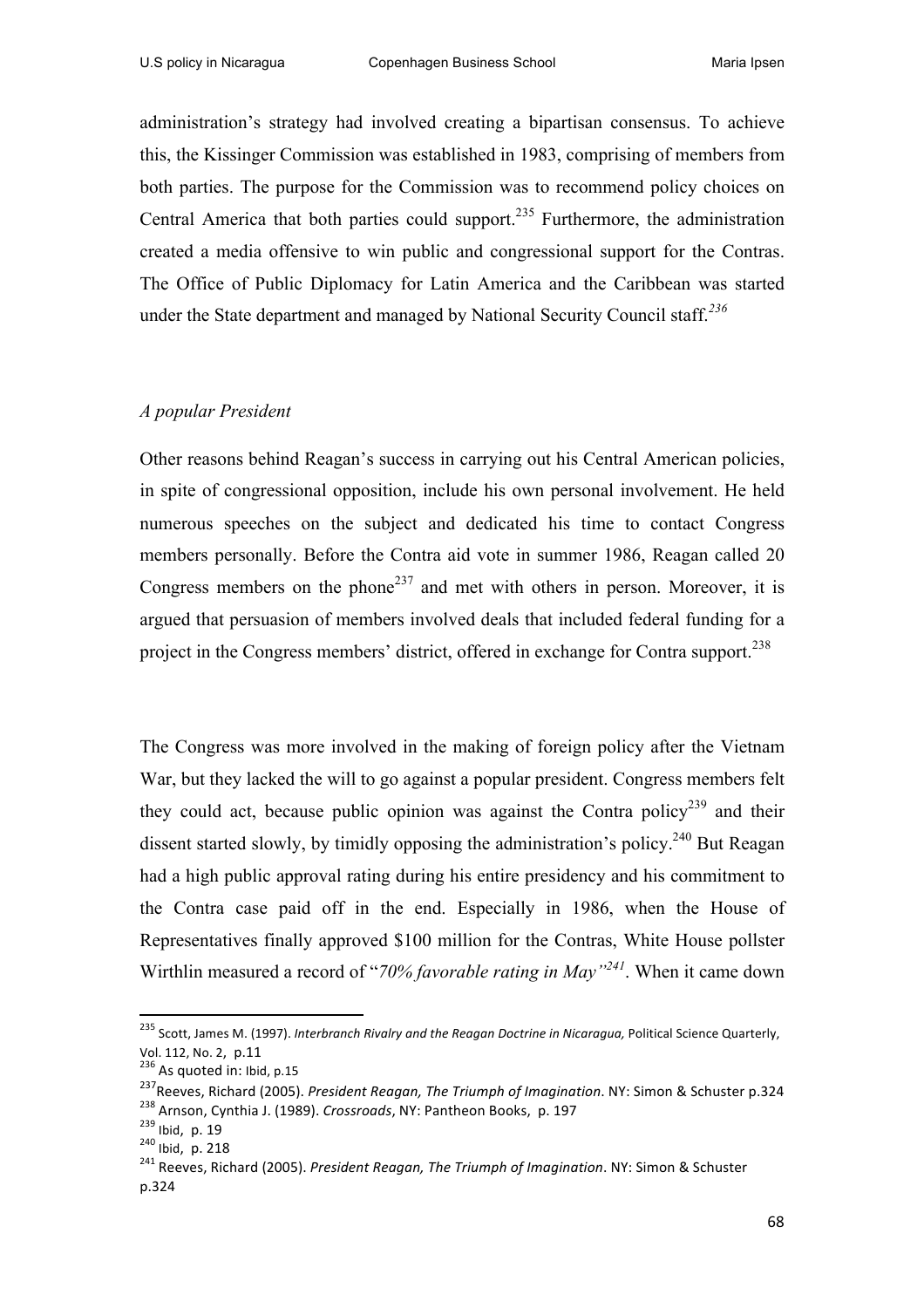administration's strategy had involved creating a bipartisan consensus. To achieve this, the Kissinger Commission was established in 1983, comprising of members from both parties. The purpose for the Commission was to recommend policy choices on Central America that both parties could support.[235] Furthermore, the administration created a media offensive to win public and congressional support for the Contras. The Office of Public Diplomacy for Latin America and the Caribbean was started under the State department and managed by National Security Council staff.[236]

*A popular President*

Other reasons behind Reagan's success in carrying out his Central American policies, in spite of congressional opposition, include his own personal involvement. He held numerous speeches on the subject and dedicated his time to contact Congress members personally. Before the Contra aid vote in summer 1986, Reagan called 20 Congress members on the phone[237] and met with others in person. Moreover, it is argued that persuasion of members involved deals that included federal funding for a project in the Congress members' district, offered in exchange for Contra support.[238]

The Congress was more involved in the making of foreign policy after the Vietnam War, but they lacked the will to go against a popular president. Congress members felt they could act, because public opinion was against the Contra policy[239] and their dissent started slowly, by timidly opposing the administration's policy.[240] But Reagan had a high public approval rating during his entire presidency and his commitment to the Contra case paid off in the end. Especially in 1986, when the House of Representatives finally approved $100 million for the Contras, White House pollster Wirthlin measured a record of "*70% favorable rating in May"*[241]. When it came down

---

[235] Scott, James M. (1997). *Interbranch Rivalry and the Reagan Doctrine in Nicaragua,* Political Science Quarterly, Vol. 112, No. 2, p.11

[236] As quoted in: Ibid, p.15

[237] Reeves, Richard (2005). *President Reagan, The Triumph of Imagination*. NY: Simon & Schuster p.324

[238] Arnson, Cynthia J. (1989). *Crossroads*, NY: Pantheon Books, p. 197

[239] Ibid, p. 19

[240] Ibid, p. 218

[241] Reeves, Richard (2005). *President Reagan, The Triumph of Imagination*. NY: Simon & Schuster p.324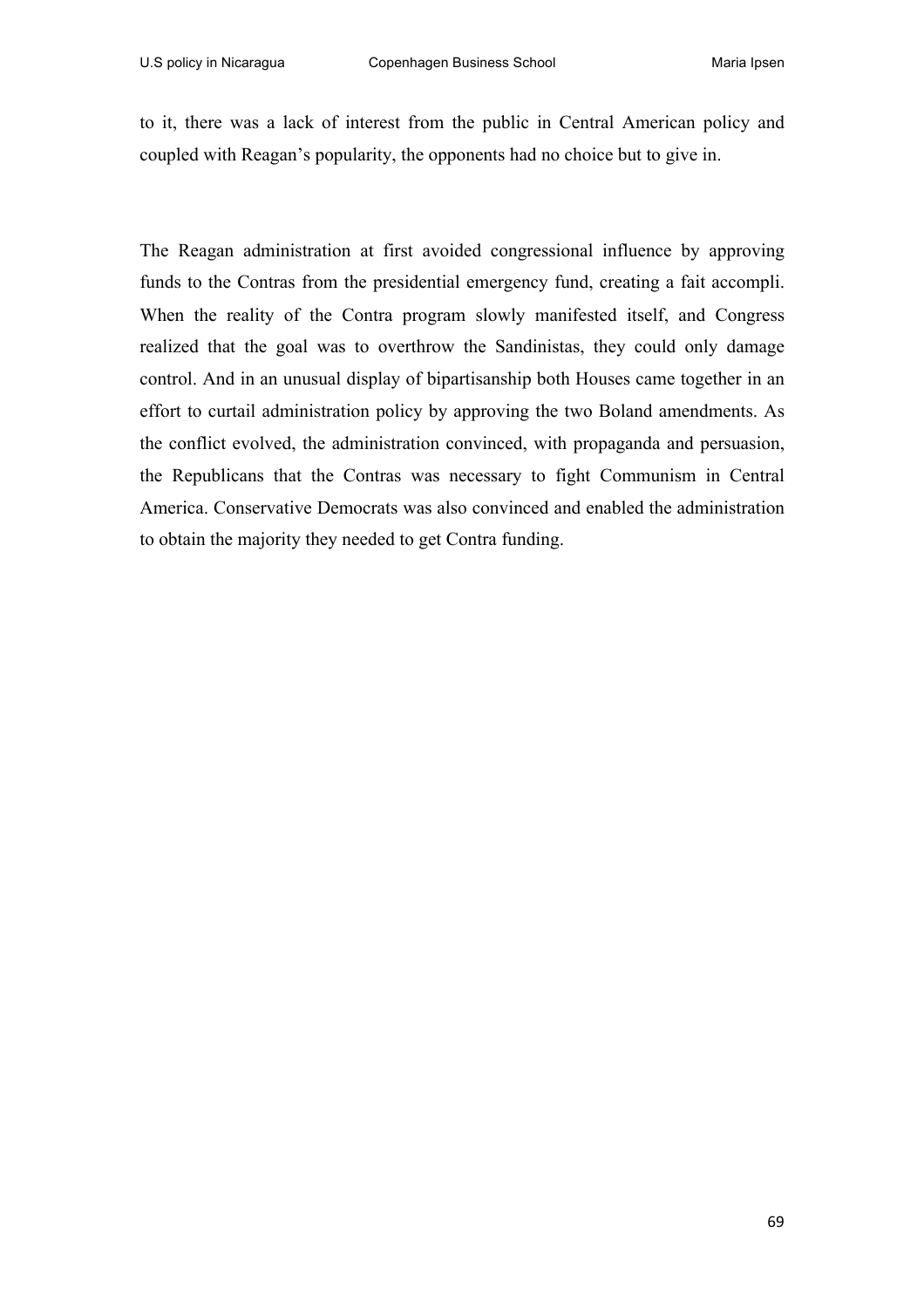to it, there was a lack of interest from the public in Central American policy and coupled with Reagan's popularity, the opponents had no choice but to give in.

The Reagan administration at first avoided congressional influence by approving funds to the Contras from the presidential emergency fund, creating a fait accompli. When the reality of the Contra program slowly manifested itself, and Congress realized that the goal was to overthrow the Sandinistas, they could only damage control. And in an unusual display of bipartisanship both Houses came together in an effort to curtail administration policy by approving the two Boland amendments. As the conflict evolved, the administration convinced, with propaganda and persuasion, the Republicans that the Contras was necessary to fight Communism in Central America. Conservative Democrats was also convinced and enabled the administration to obtain the majority they needed to get Contra funding.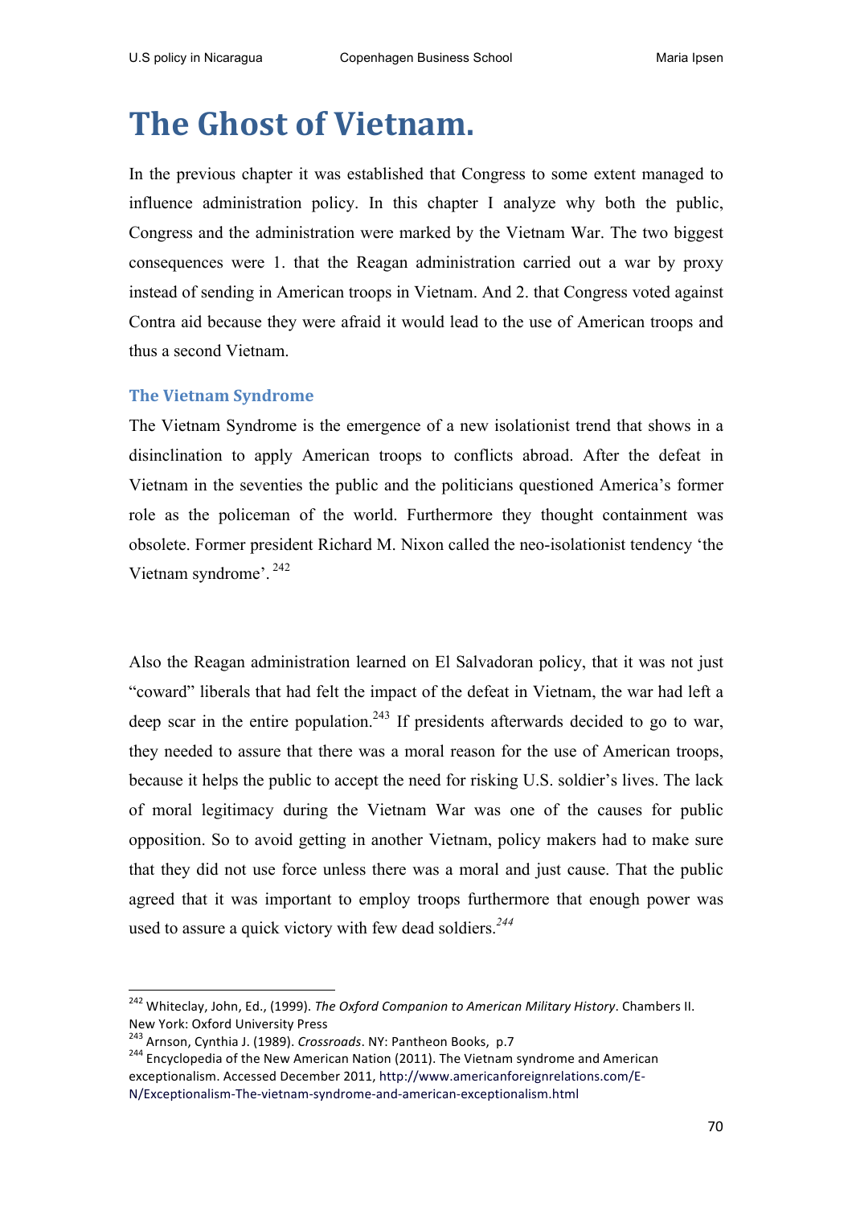# The Ghost of Vietnam.

In the previous chapter it was established that Congress to some extent managed to influence administration policy. In this chapter I analyze why both the public, Congress and the administration were marked by the Vietnam War. The two biggest consequences were 1. that the Reagan administration carried out a war by proxy instead of sending in American troops in Vietnam. And 2. that Congress voted against Contra aid because they were afraid it would lead to the use of American troops and thus a second Vietnam.

## The Vietnam Syndrome

The Vietnam Syndrome is the emergence of a new isolationist trend that shows in a disinclination to apply American troops to conflicts abroad. After the defeat in Vietnam in the seventies the public and the politicians questioned America's former role as the policeman of the world. Furthermore they thought containment was obsolete. Former president Richard M. Nixon called the neo-isolationist tendency 'the Vietnam syndrome'. [242]

Also the Reagan administration learned on El Salvadoran policy, that it was not just "coward" liberals that had felt the impact of the defeat in Vietnam, the war had left a deep scar in the entire population.[243] If presidents afterwards decided to go to war, they needed to assure that there was a moral reason for the use of American troops, because it helps the public to accept the need for risking U.S. soldier's lives. The lack of moral legitimacy during the Vietnam War was one of the causes for public opposition. So to avoid getting in another Vietnam, policy makers had to make sure that they did not use force unless there was a moral and just cause. That the public agreed that it was important to employ troops furthermore that enough power was used to assure a quick victory with few dead soldiers.[244]

---

[242] Whiteclay, John, Ed., (1999). *The Oxford Companion to American Military History*. Chambers II. New York: Oxford University Press

[243] Arnson, Cynthia J. (1989). *Crossroads*. NY: Pantheon Books, p.7

[244] Encyclopedia of the New American Nation (2011). The Vietnam syndrome and American exceptionalism. Accessed December 2011, http://www.americanforeignrelations.com/E-N/Exceptionalism-The-vietnam-syndrome-and-american-exceptionalism.html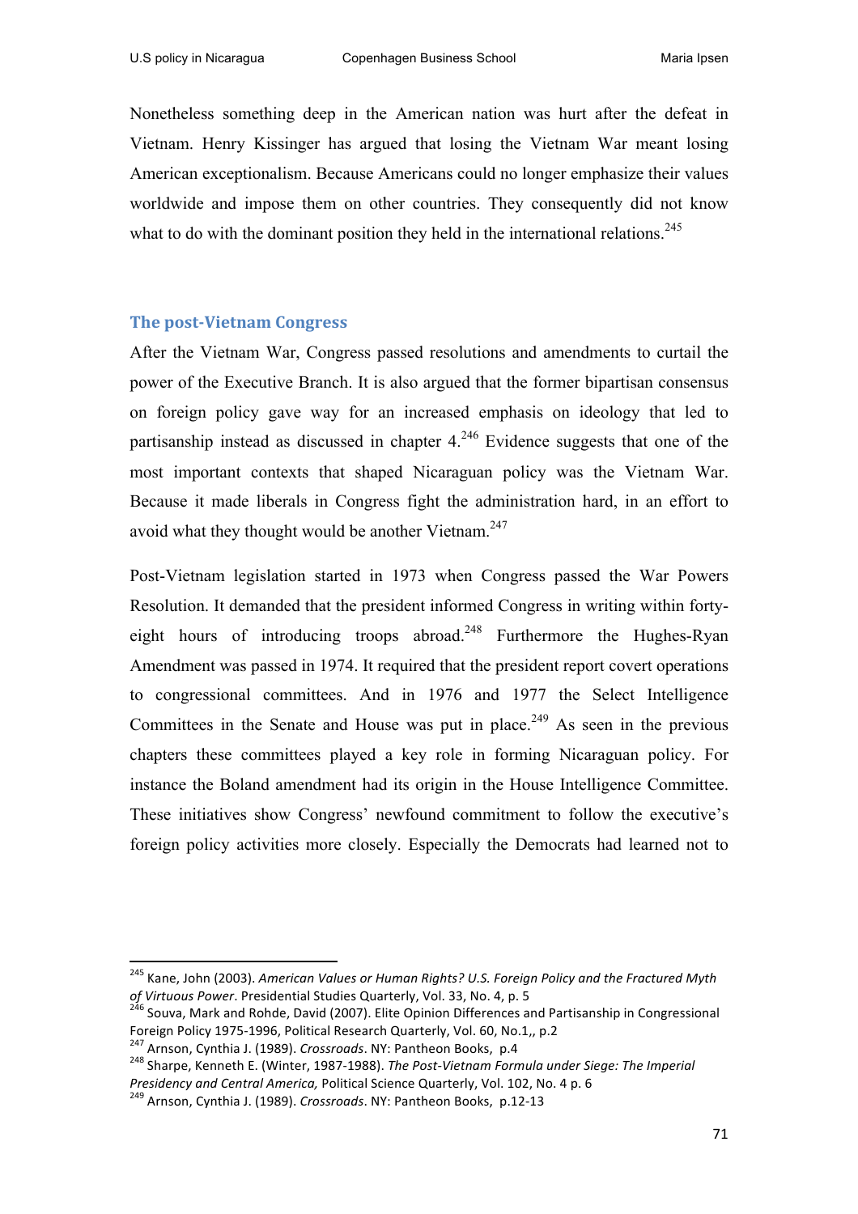Nonetheless something deep in the American nation was hurt after the defeat in Vietnam. Henry Kissinger has argued that losing the Vietnam War meant losing American exceptionalism. Because Americans could no longer emphasize their values worldwide and impose them on other countries. They consequently did not know what to do with the dominant position they held in the international relations.[245]

## The post-Vietnam Congress

After the Vietnam War, Congress passed resolutions and amendments to curtail the power of the Executive Branch. It is also argued that the former bipartisan consensus on foreign policy gave way for an increased emphasis on ideology that led to partisanship instead as discussed in chapter 4.[246] Evidence suggests that one of the most important contexts that shaped Nicaraguan policy was the Vietnam War. Because it made liberals in Congress fight the administration hard, in an effort to avoid what they thought would be another Vietnam.[247]

Post-Vietnam legislation started in 1973 when Congress passed the War Powers Resolution. It demanded that the president informed Congress in writing within forty-eight hours of introducing troops abroad.[248] Furthermore the Hughes-Ryan Amendment was passed in 1974. It required that the president report covert operations to congressional committees. And in 1976 and 1977 the Select Intelligence Committees in the Senate and House was put in place.[249] As seen in the previous chapters these committees played a key role in forming Nicaraguan policy. For instance the Boland amendment had its origin in the House Intelligence Committee. These initiatives show Congress' newfound commitment to follow the executive's foreign policy activities more closely. Especially the Democrats had learned not to

---

[245] Kane, John (2003). *American Values or Human Rights? U.S. Foreign Policy and the Fractured Myth of Virtuous Power*. Presidential Studies Quarterly, Vol. 33, No. 4, p. 5

[246] Souva, Mark and Rohde, David (2007). Elite Opinion Differences and Partisanship in Congressional Foreign Policy 1975-1996, Political Research Quarterly, Vol. 60, No.1,, p.2

[247] Arnson, Cynthia J. (1989). *Crossroads*. NY: Pantheon Books, p.4

[248] Sharpe, Kenneth E. (Winter, 1987-1988). *The Post-Vietnam Formula under Siege: The Imperial Presidency and Central America,* Political Science Quarterly, Vol. 102, No. 4 p. 6

[249] Arnson, Cynthia J. (1989). *Crossroads*. NY: Pantheon Books, p.12-13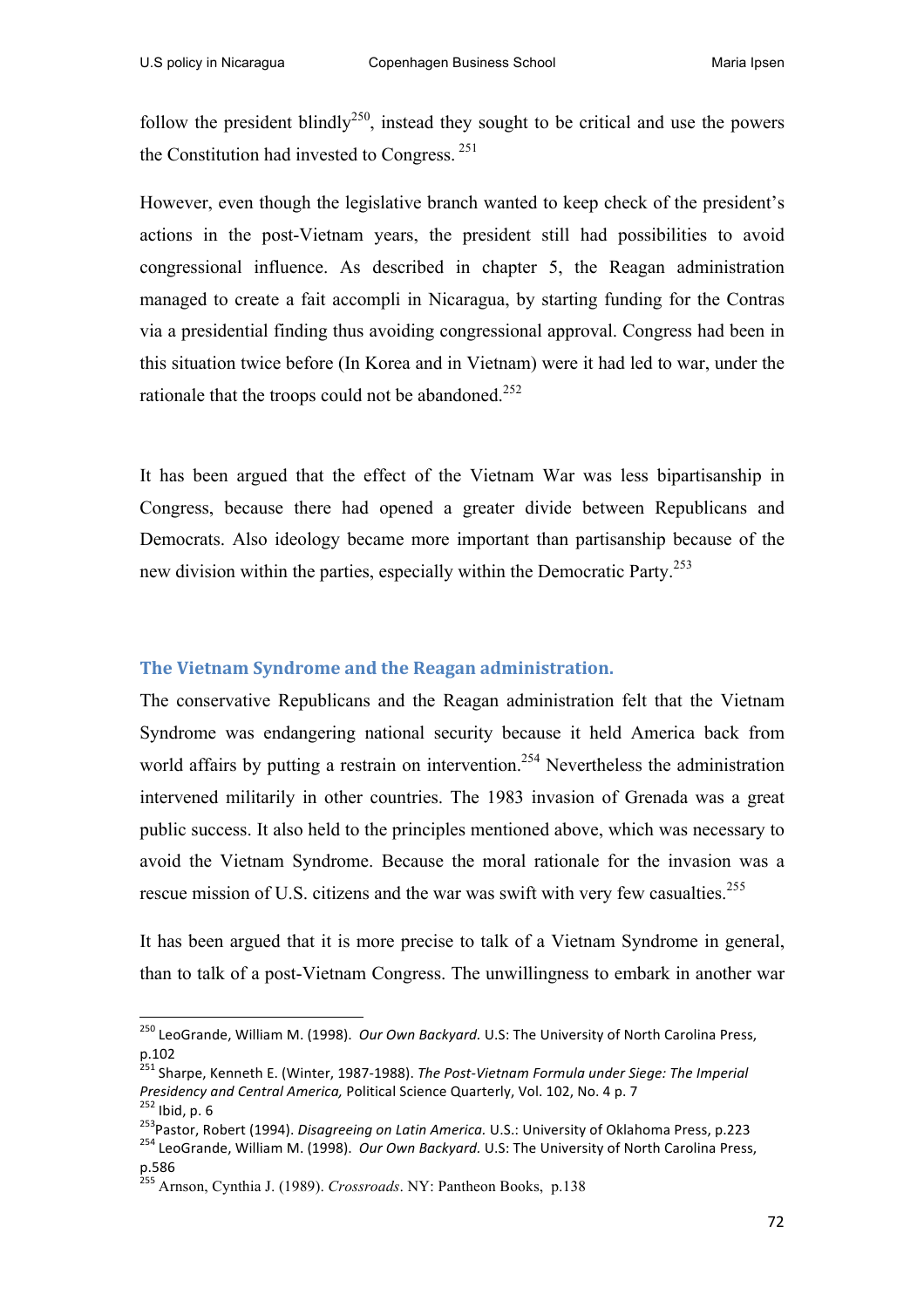follow the president blindly[250], instead they sought to be critical and use the powers the Constitution had invested to Congress. [251]

However, even though the legislative branch wanted to keep check of the president's actions in the post-Vietnam years, the president still had possibilities to avoid congressional influence. As described in chapter 5, the Reagan administration managed to create a fait accompli in Nicaragua, by starting funding for the Contras via a presidential finding thus avoiding congressional approval. Congress had been in this situation twice before (In Korea and in Vietnam) were it had led to war, under the rationale that the troops could not be abandoned.[252]

It has been argued that the effect of the Vietnam War was less bipartisanship in Congress, because there had opened a greater divide between Republicans and Democrats. Also ideology became more important than partisanship because of the new division within the parties, especially within the Democratic Party.[253]

### The Vietnam Syndrome and the Reagan administration.

The conservative Republicans and the Reagan administration felt that the Vietnam Syndrome was endangering national security because it held America back from world affairs by putting a restrain on intervention.[254] Nevertheless the administration intervened militarily in other countries. The 1983 invasion of Grenada was a great public success. It also held to the principles mentioned above, which was necessary to avoid the Vietnam Syndrome. Because the moral rationale for the invasion was a rescue mission of U.S. citizens and the war was swift with very few casualties.[255]

It has been argued that it is more precise to talk of a Vietnam Syndrome in general, than to talk of a post-Vietnam Congress. The unwillingness to embark in another war

---

[250] LeoGrande, William M. (1998). *Our Own Backyard.* U.S: The University of North Carolina Press, p.102

[251] Sharpe, Kenneth E. (Winter, 1987-1988). *The Post-Vietnam Formula under Siege: The Imperial Presidency and Central America,* Political Science Quarterly, Vol. 102, No. 4 p. 7

[252] Ibid, p. 6

[253] Pastor, Robert (1994). *Disagreeing on Latin America.* U.S.: University of Oklahoma Press, p.223

[254] LeoGrande, William M. (1998). *Our Own Backyard.* U.S: The University of North Carolina Press, p.586

[255] Arnson, Cynthia J. (1989). *Crossroads*. NY: Pantheon Books, p.138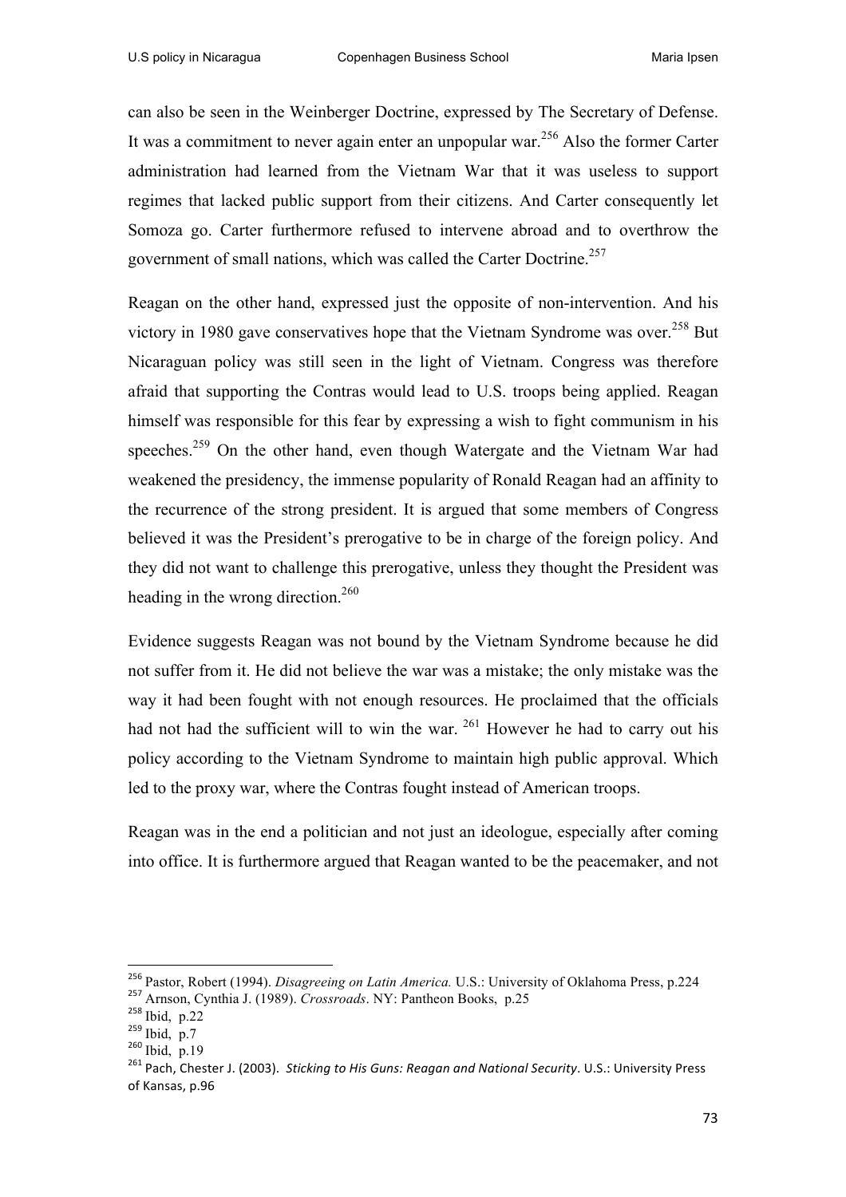can also be seen in the Weinberger Doctrine, expressed by The Secretary of Defense. It was a commitment to never again enter an unpopular war.[256] Also the former Carter administration had learned from the Vietnam War that it was useless to support regimes that lacked public support from their citizens. And Carter consequently let Somoza go. Carter furthermore refused to intervene abroad and to overthrow the government of small nations, which was called the Carter Doctrine.[257]

Reagan on the other hand, expressed just the opposite of non-intervention. And his victory in 1980 gave conservatives hope that the Vietnam Syndrome was over.[258] But Nicaraguan policy was still seen in the light of Vietnam. Congress was therefore afraid that supporting the Contras would lead to U.S. troops being applied. Reagan himself was responsible for this fear by expressing a wish to fight communism in his speeches.[259] On the other hand, even though Watergate and the Vietnam War had weakened the presidency, the immense popularity of Ronald Reagan had an affinity to the recurrence of the strong president. It is argued that some members of Congress believed it was the President's prerogative to be in charge of the foreign policy. And they did not want to challenge this prerogative, unless they thought the President was heading in the wrong direction.[260]

Evidence suggests Reagan was not bound by the Vietnam Syndrome because he did not suffer from it. He did not believe the war was a mistake; the only mistake was the way it had been fought with not enough resources. He proclaimed that the officials had not had the sufficient will to win the war. [261] However he had to carry out his policy according to the Vietnam Syndrome to maintain high public approval. Which led to the proxy war, where the Contras fought instead of American troops.

Reagan was in the end a politician and not just an ideologue, especially after coming into office. It is furthermore argued that Reagan wanted to be the peacemaker, and not

---

[256] Pastor, Robert (1994). *Disagreeing on Latin America.* U.S.: University of Oklahoma Press, p.224

[257] Arnson, Cynthia J. (1989). *Crossroads*. NY: Pantheon Books, p.25

[258] Ibid, p.22

[259] Ibid, p.7

[260] Ibid, p.19

[261] Pach, Chester J. (2003). *Sticking to His Guns: Reagan and National Security*. U.S.: University Press of Kansas, p.96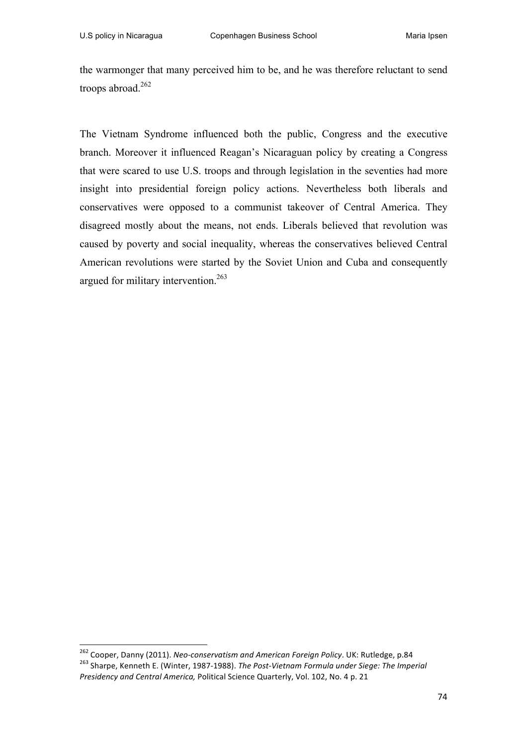the warmonger that many perceived him to be, and he was therefore reluctant to send troops abroad.[262]

The Vietnam Syndrome influenced both the public, Congress and the executive branch. Moreover it influenced Reagan's Nicaraguan policy by creating a Congress that were scared to use U.S. troops and through legislation in the seventies had more insight into presidential foreign policy actions. Nevertheless both liberals and conservatives were opposed to a communist takeover of Central America. They disagreed mostly about the means, not ends. Liberals believed that revolution was caused by poverty and social inequality, whereas the conservatives believed Central American revolutions were started by the Soviet Union and Cuba and consequently argued for military intervention.[263]

---

[262] Cooper, Danny (2011). *Neo-conservatism and American Foreign Policy*. UK: Rutledge, p.84

[263] Sharpe, Kenneth E. (Winter, 1987-1988). *The Post-Vietnam Formula under Siege: The Imperial Presidency and Central America,* Political Science Quarterly, Vol. 102, No. 4 p. 21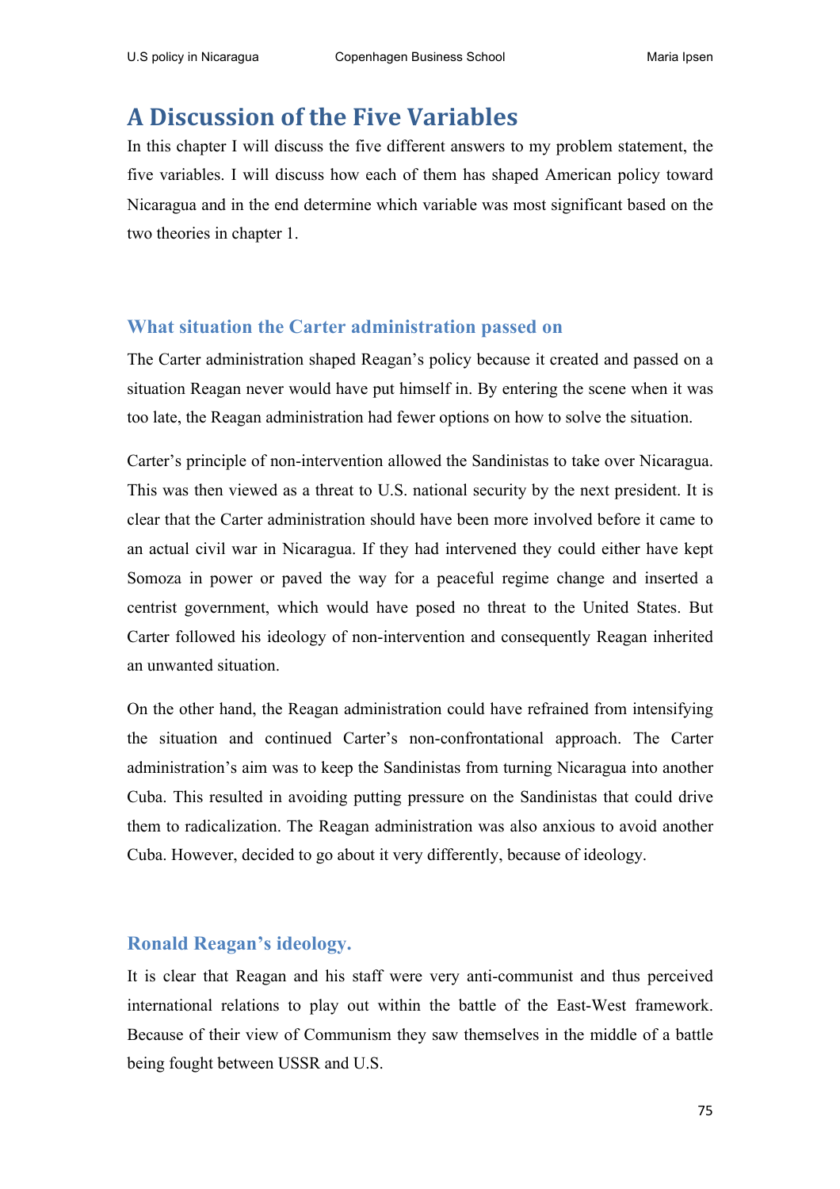# A Discussion of the Five Variables

In this chapter I will discuss the five different answers to my problem statement, the five variables. I will discuss how each of them has shaped American policy toward Nicaragua and in the end determine which variable was most significant based on the two theories in chapter 1.

## What situation the Carter administration passed on

The Carter administration shaped Reagan's policy because it created and passed on a situation Reagan never would have put himself in. By entering the scene when it was too late, the Reagan administration had fewer options on how to solve the situation.

Carter's principle of non-intervention allowed the Sandinistas to take over Nicaragua. This was then viewed as a threat to U.S. national security by the next president. It is clear that the Carter administration should have been more involved before it came to an actual civil war in Nicaragua. If they had intervened they could either have kept Somoza in power or paved the way for a peaceful regime change and inserted a centrist government, which would have posed no threat to the United States. But Carter followed his ideology of non-intervention and consequently Reagan inherited an unwanted situation.

On the other hand, the Reagan administration could have refrained from intensifying the situation and continued Carter's non-confrontational approach. The Carter administration's aim was to keep the Sandinistas from turning Nicaragua into another Cuba. This resulted in avoiding putting pressure on the Sandinistas that could drive them to radicalization. The Reagan administration was also anxious to avoid another Cuba. However, decided to go about it very differently, because of ideology.

## Ronald Reagan's ideology.

It is clear that Reagan and his staff were very anti-communist and thus perceived international relations to play out within the battle of the East-West framework. Because of their view of Communism they saw themselves in the middle of a battle being fought between USSR and U.S.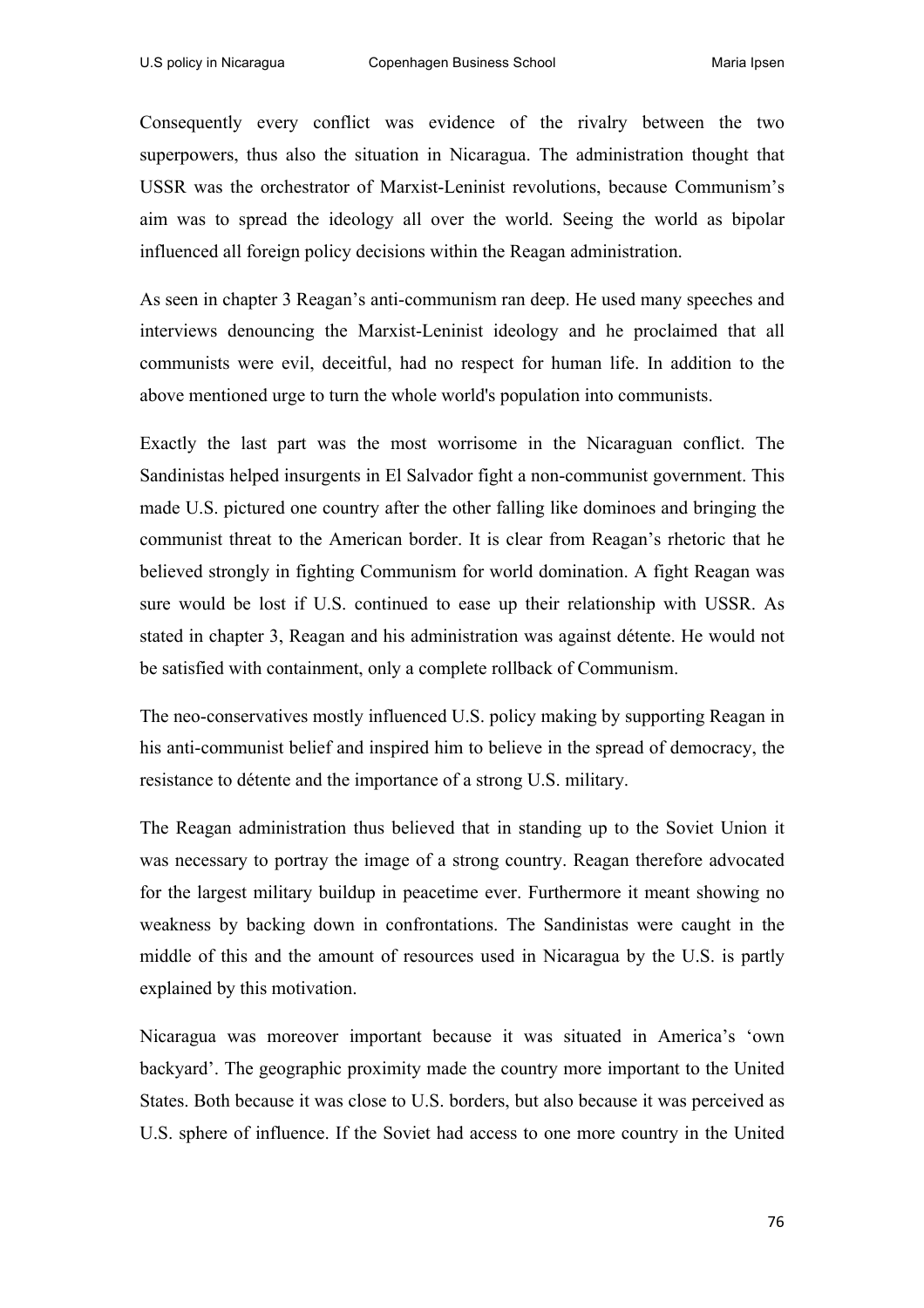Consequently every conflict was evidence of the rivalry between the two superpowers, thus also the situation in Nicaragua. The administration thought that USSR was the orchestrator of Marxist-Leninist revolutions, because Communism's aim was to spread the ideology all over the world. Seeing the world as bipolar influenced all foreign policy decisions within the Reagan administration.

As seen in chapter 3 Reagan's anti-communism ran deep. He used many speeches and interviews denouncing the Marxist-Leninist ideology and he proclaimed that all communists were evil, deceitful, had no respect for human life. In addition to the above mentioned urge to turn the whole world's population into communists.

Exactly the last part was the most worrisome in the Nicaraguan conflict. The Sandinistas helped insurgents in El Salvador fight a non-communist government. This made U.S. pictured one country after the other falling like dominoes and bringing the communist threat to the American border. It is clear from Reagan's rhetoric that he believed strongly in fighting Communism for world domination. A fight Reagan was sure would be lost if U.S. continued to ease up their relationship with USSR. As stated in chapter 3, Reagan and his administration was against détente. He would not be satisfied with containment, only a complete rollback of Communism.

The neo-conservatives mostly influenced U.S. policy making by supporting Reagan in his anti-communist belief and inspired him to believe in the spread of democracy, the resistance to détente and the importance of a strong U.S. military.

The Reagan administration thus believed that in standing up to the Soviet Union it was necessary to portray the image of a strong country. Reagan therefore advocated for the largest military buildup in peacetime ever. Furthermore it meant showing no weakness by backing down in confrontations. The Sandinistas were caught in the middle of this and the amount of resources used in Nicaragua by the U.S. is partly explained by this motivation.

Nicaragua was moreover important because it was situated in America's 'own backyard'. The geographic proximity made the country more important to the United States. Both because it was close to U.S. borders, but also because it was perceived as U.S. sphere of influence. If the Soviet had access to one more country in the United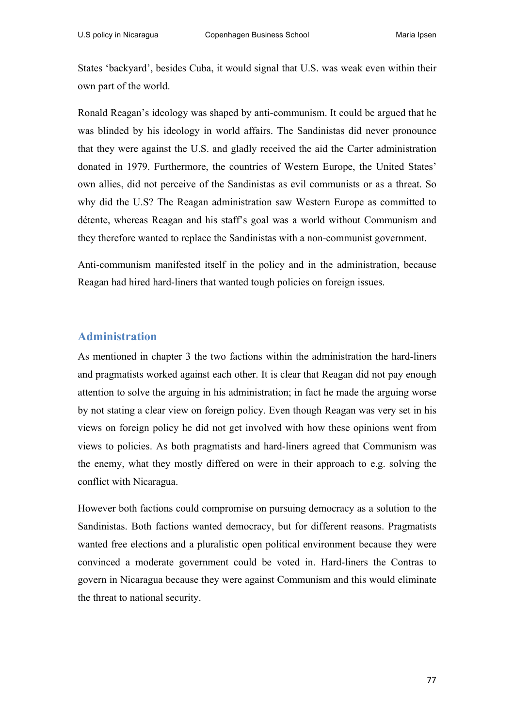States 'backyard', besides Cuba, it would signal that U.S. was weak even within their own part of the world.

Ronald Reagan's ideology was shaped by anti-communism. It could be argued that he was blinded by his ideology in world affairs. The Sandinistas did never pronounce that they were against the U.S. and gladly received the aid the Carter administration donated in 1979. Furthermore, the countries of Western Europe, the United States' own allies, did not perceive of the Sandinistas as evil communists or as a threat. So why did the U.S? The Reagan administration saw Western Europe as committed to détente, whereas Reagan and his staff's goal was a world without Communism and they therefore wanted to replace the Sandinistas with a non-communist government.

Anti-communism manifested itself in the policy and in the administration, because Reagan had hired hard-liners that wanted tough policies on foreign issues.

## Administration

As mentioned in chapter 3 the two factions within the administration the hard-liners and pragmatists worked against each other. It is clear that Reagan did not pay enough attention to solve the arguing in his administration; in fact he made the arguing worse by not stating a clear view on foreign policy. Even though Reagan was very set in his views on foreign policy he did not get involved with how these opinions went from views to policies. As both pragmatists and hard-liners agreed that Communism was the enemy, what they mostly differed on were in their approach to e.g. solving the conflict with Nicaragua.

However both factions could compromise on pursuing democracy as a solution to the Sandinistas. Both factions wanted democracy, but for different reasons. Pragmatists wanted free elections and a pluralistic open political environment because they were convinced a moderate government could be voted in. Hard-liners the Contras to govern in Nicaragua because they were against Communism and this would eliminate the threat to national security.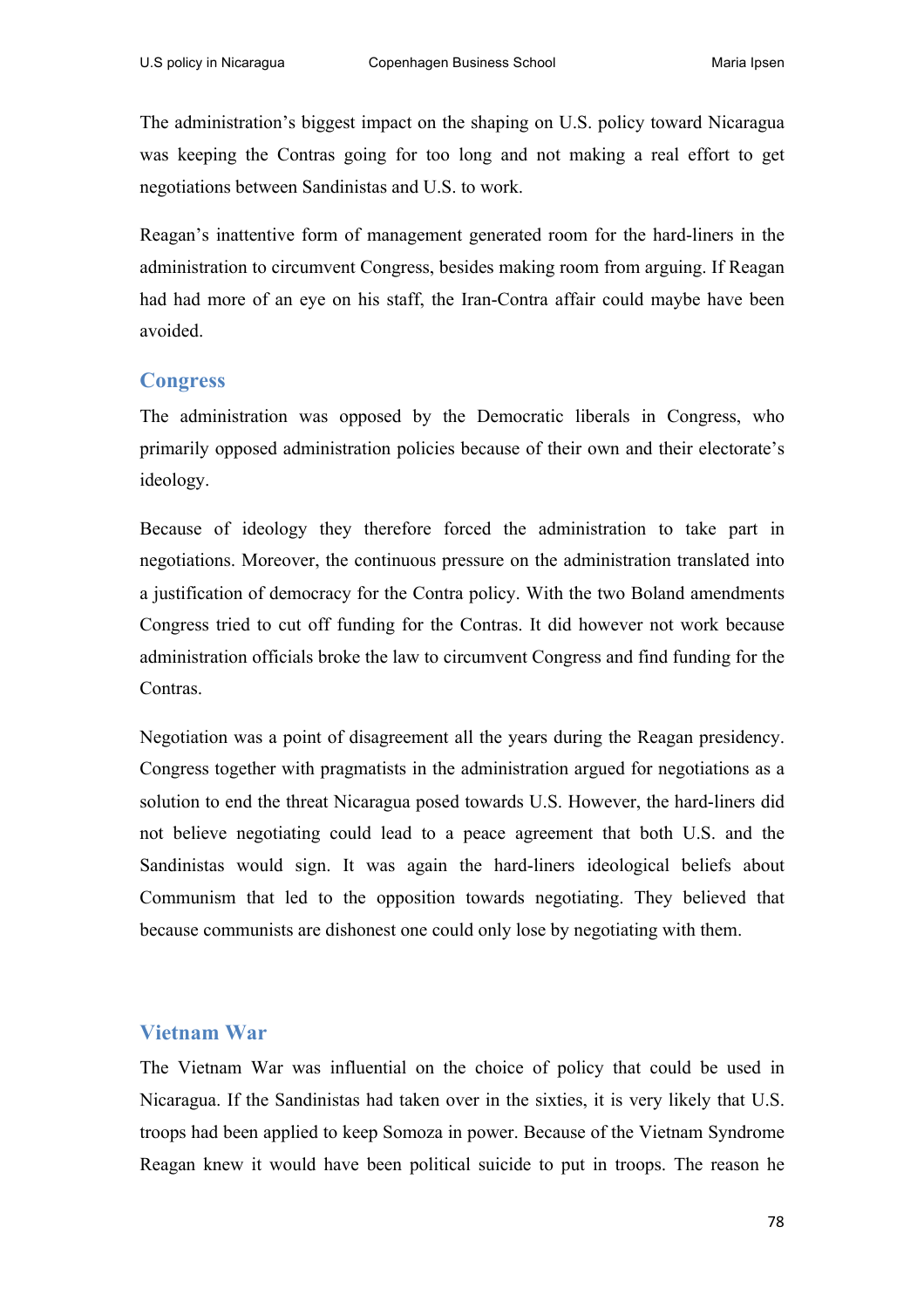The administration's biggest impact on the shaping on U.S. policy toward Nicaragua was keeping the Contras going for too long and not making a real effort to get negotiations between Sandinistas and U.S. to work.

Reagan's inattentive form of management generated room for the hard-liners in the administration to circumvent Congress, besides making room from arguing. If Reagan had had more of an eye on his staff, the Iran-Contra affair could maybe have been avoided.

## Congress

The administration was opposed by the Democratic liberals in Congress, who primarily opposed administration policies because of their own and their electorate's ideology.

Because of ideology they therefore forced the administration to take part in negotiations. Moreover, the continuous pressure on the administration translated into a justification of democracy for the Contra policy. With the two Boland amendments Congress tried to cut off funding for the Contras. It did however not work because administration officials broke the law to circumvent Congress and find funding for the Contras.

Negotiation was a point of disagreement all the years during the Reagan presidency. Congress together with pragmatists in the administration argued for negotiations as a solution to end the threat Nicaragua posed towards U.S. However, the hard-liners did not believe negotiating could lead to a peace agreement that both U.S. and the Sandinistas would sign. It was again the hard-liners ideological beliefs about Communism that led to the opposition towards negotiating. They believed that because communists are dishonest one could only lose by negotiating with them.

## Vietnam War

The Vietnam War was influential on the choice of policy that could be used in Nicaragua. If the Sandinistas had taken over in the sixties, it is very likely that U.S. troops had been applied to keep Somoza in power. Because of the Vietnam Syndrome Reagan knew it would have been political suicide to put in troops. The reason he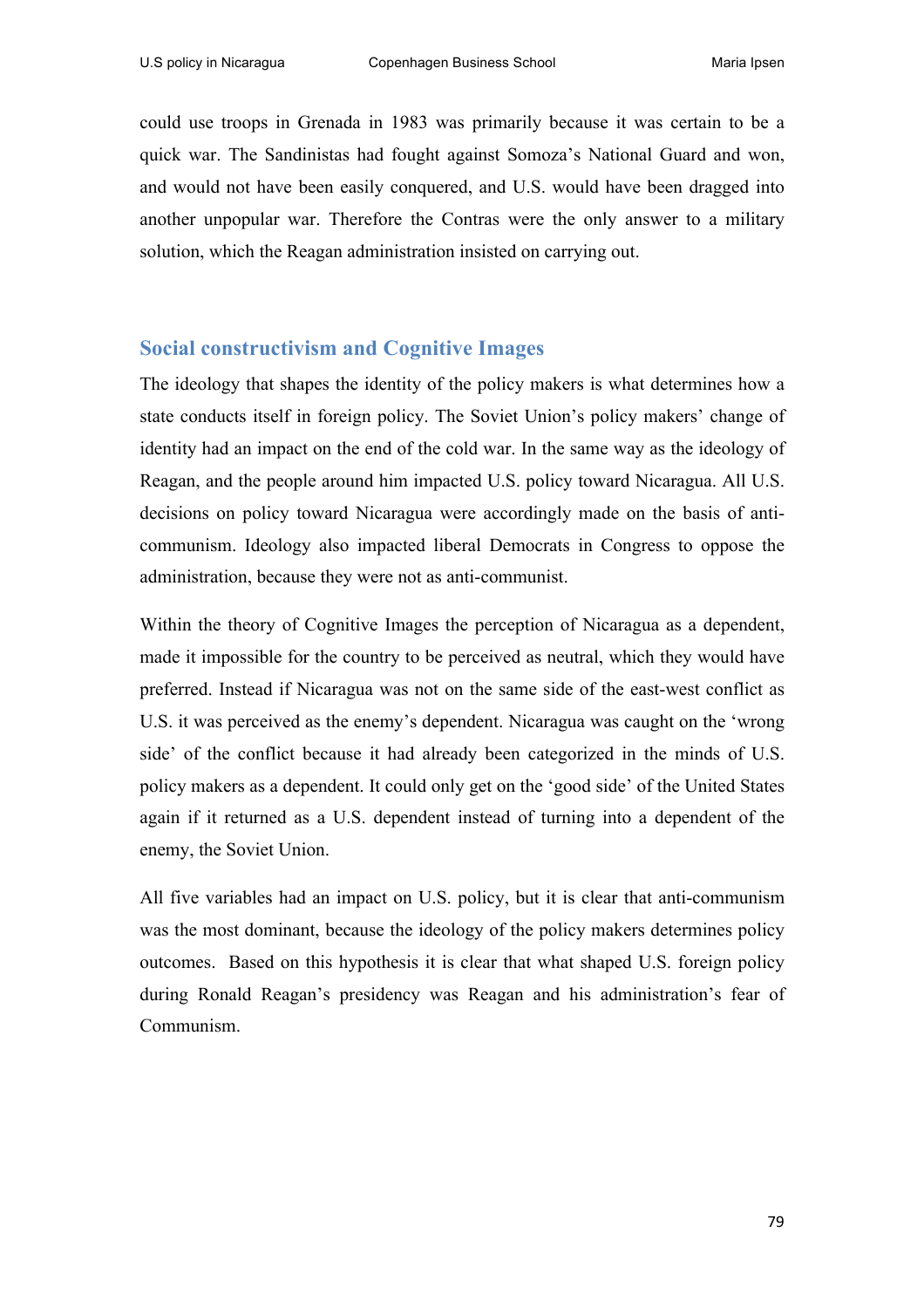could use troops in Grenada in 1983 was primarily because it was certain to be a quick war. The Sandinistas had fought against Somoza's National Guard and won, and would not have been easily conquered, and U.S. would have been dragged into another unpopular war. Therefore the Contras were the only answer to a military solution, which the Reagan administration insisted on carrying out.

## Social constructivism and Cognitive Images

The ideology that shapes the identity of the policy makers is what determines how a state conducts itself in foreign policy. The Soviet Union's policy makers' change of identity had an impact on the end of the cold war. In the same way as the ideology of Reagan, and the people around him impacted U.S. policy toward Nicaragua. All U.S. decisions on policy toward Nicaragua were accordingly made on the basis of anti-communism. Ideology also impacted liberal Democrats in Congress to oppose the administration, because they were not as anti-communist.

Within the theory of Cognitive Images the perception of Nicaragua as a dependent, made it impossible for the country to be perceived as neutral, which they would have preferred. Instead if Nicaragua was not on the same side of the east-west conflict as U.S. it was perceived as the enemy's dependent. Nicaragua was caught on the 'wrong side' of the conflict because it had already been categorized in the minds of U.S. policy makers as a dependent. It could only get on the 'good side' of the United States again if it returned as a U.S. dependent instead of turning into a dependent of the enemy, the Soviet Union.

All five variables had an impact on U.S. policy, but it is clear that anti-communism was the most dominant, because the ideology of the policy makers determines policy outcomes. Based on this hypothesis it is clear that what shaped U.S. foreign policy during Ronald Reagan's presidency was Reagan and his administration's fear of Communism.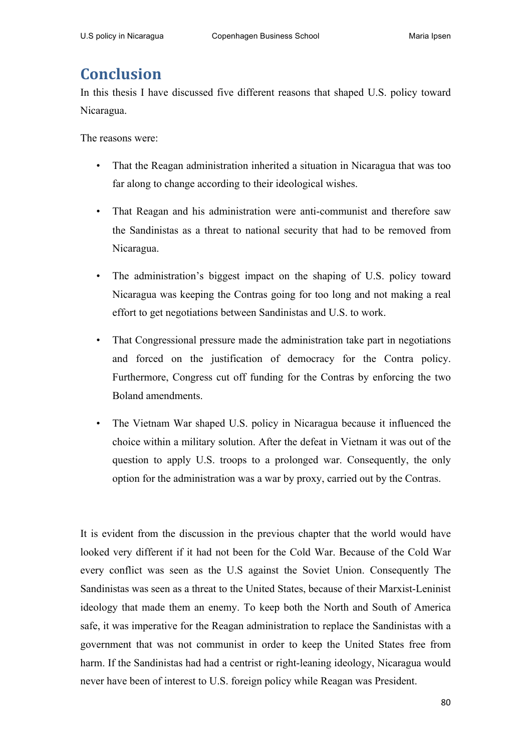# Conclusion

In this thesis I have discussed five different reasons that shaped U.S. policy toward Nicaragua.

The reasons were:

- That the Reagan administration inherited a situation in Nicaragua that was too far along to change according to their ideological wishes.
- That Reagan and his administration were anti-communist and therefore saw the Sandinistas as a threat to national security that had to be removed from Nicaragua.
- The administration's biggest impact on the shaping of U.S. policy toward Nicaragua was keeping the Contras going for too long and not making a real effort to get negotiations between Sandinistas and U.S. to work.
- That Congressional pressure made the administration take part in negotiations and forced on the justification of democracy for the Contra policy. Furthermore, Congress cut off funding for the Contras by enforcing the two Boland amendments.
- The Vietnam War shaped U.S. policy in Nicaragua because it influenced the choice within a military solution. After the defeat in Vietnam it was out of the question to apply U.S. troops to a prolonged war. Consequently, the only option for the administration was a war by proxy, carried out by the Contras.

It is evident from the discussion in the previous chapter that the world would have looked very different if it had not been for the Cold War. Because of the Cold War every conflict was seen as the U.S against the Soviet Union. Consequently The Sandinistas was seen as a threat to the United States, because of their Marxist-Leninist ideology that made them an enemy. To keep both the North and South of America safe, it was imperative for the Reagan administration to replace the Sandinistas with a government that was not communist in order to keep the United States free from harm. If the Sandinistas had had a centrist or right-leaning ideology, Nicaragua would never have been of interest to U.S. foreign policy while Reagan was President.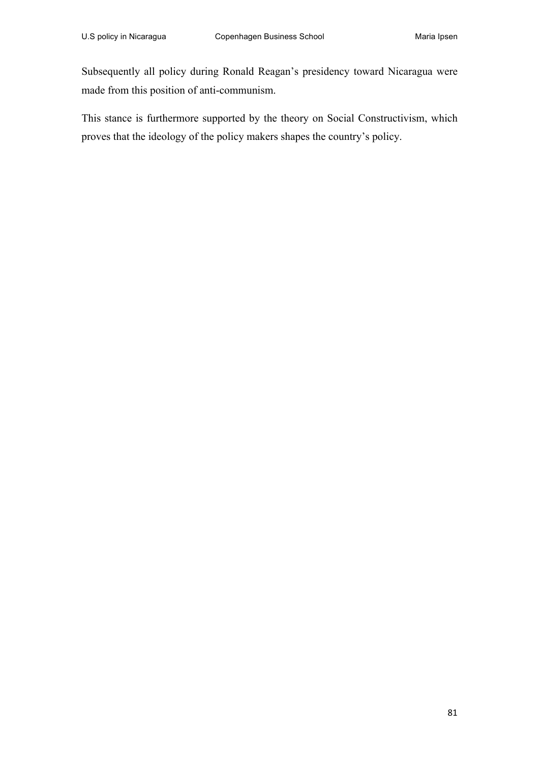Subsequently all policy during Ronald Reagan's presidency toward Nicaragua were made from this position of anti-communism.

This stance is furthermore supported by the theory on Social Constructivism, which proves that the ideology of the policy makers shapes the country's policy.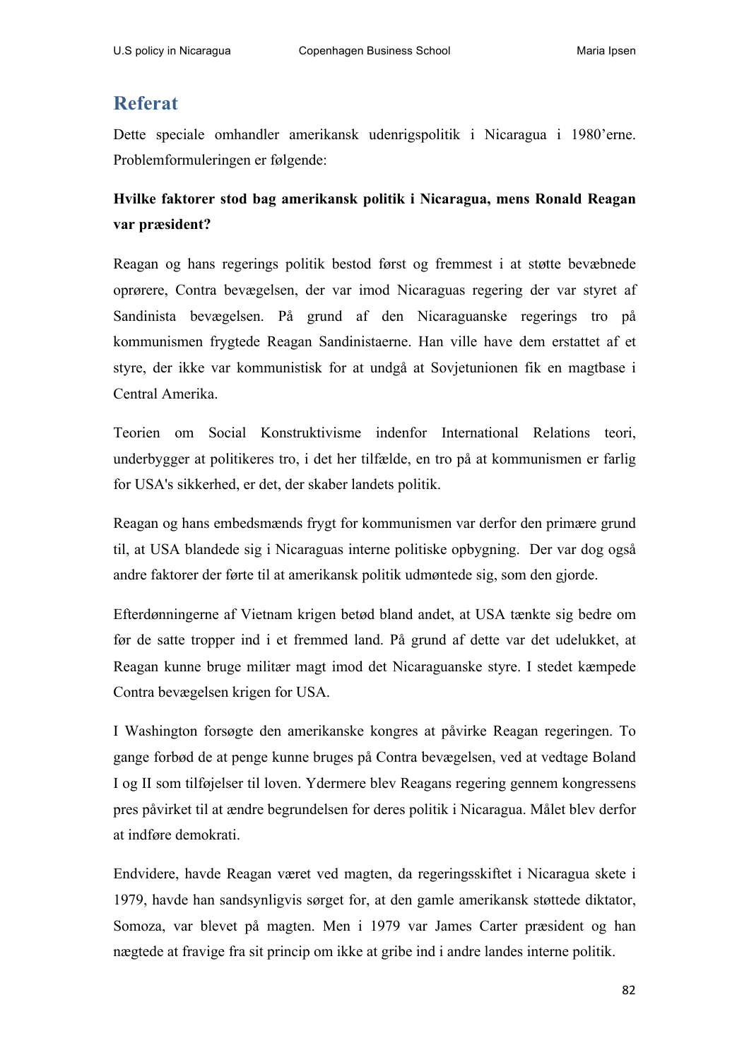## Referat

Dette speciale omhandler amerikansk udenrigspolitik i Nicaragua i 1980'erne. Problemformuleringen er følgende:

**Hvilke faktorer stod bag amerikansk politik i Nicaragua, mens Ronald Reagan var præsident?**

Reagan og hans regerings politik bestod først og fremmest i at støtte bevæbnede oprørere, Contra bevægelsen, der var imod Nicaraguas regering der var styret af Sandinista bevægelsen. På grund af den Nicaraguanske regerings tro på kommunismen frygtede Reagan Sandinistaerne. Han ville have dem erstattet af et styre, der ikke var kommunistisk for at undgå at Sovjetunionen fik en magtbase i Central Amerika.

Teorien om Social Konstruktivisme indenfor International Relations teori, underbygger at politikeres tro, i det her tilfælde, en tro på at kommunismen er farlig for USA's sikkerhed, er det, der skaber landets politik.

Reagan og hans embedsmænds frygt for kommunismen var derfor den primære grund til, at USA blandede sig i Nicaraguas interne politiske opbygning. Der var dog også andre faktorer der førte til at amerikansk politik udmøntede sig, som den gjorde.

Efterdønningerne af Vietnam krigen betød bland andet, at USA tænkte sig bedre om før de satte tropper ind i et fremmed land. På grund af dette var det udelukket, at Reagan kunne bruge militær magt imod det Nicaraguanske styre. I stedet kæmpede Contra bevægelsen krigen for USA.

I Washington forsøgte den amerikanske kongres at påvirke Reagan regeringen. To gange forbød de at penge kunne bruges på Contra bevægelsen, ved at vedtage Boland I og II som tilføjelser til loven. Ydermere blev Reagans regering gennem kongressens pres påvirket til at ændre begrundelsen for deres politik i Nicaragua. Målet blev derfor at indføre demokrati.

Endvidere, havde Reagan været ved magten, da regeringsskiftet i Nicaragua skete i 1979, havde han sandsynligvis sørget for, at den gamle amerikansk støttede diktator, Somoza, var blevet på magten. Men i 1979 var James Carter præsident og han nægtede at fravige fra sit princip om ikke at gribe ind i andre landes interne politik.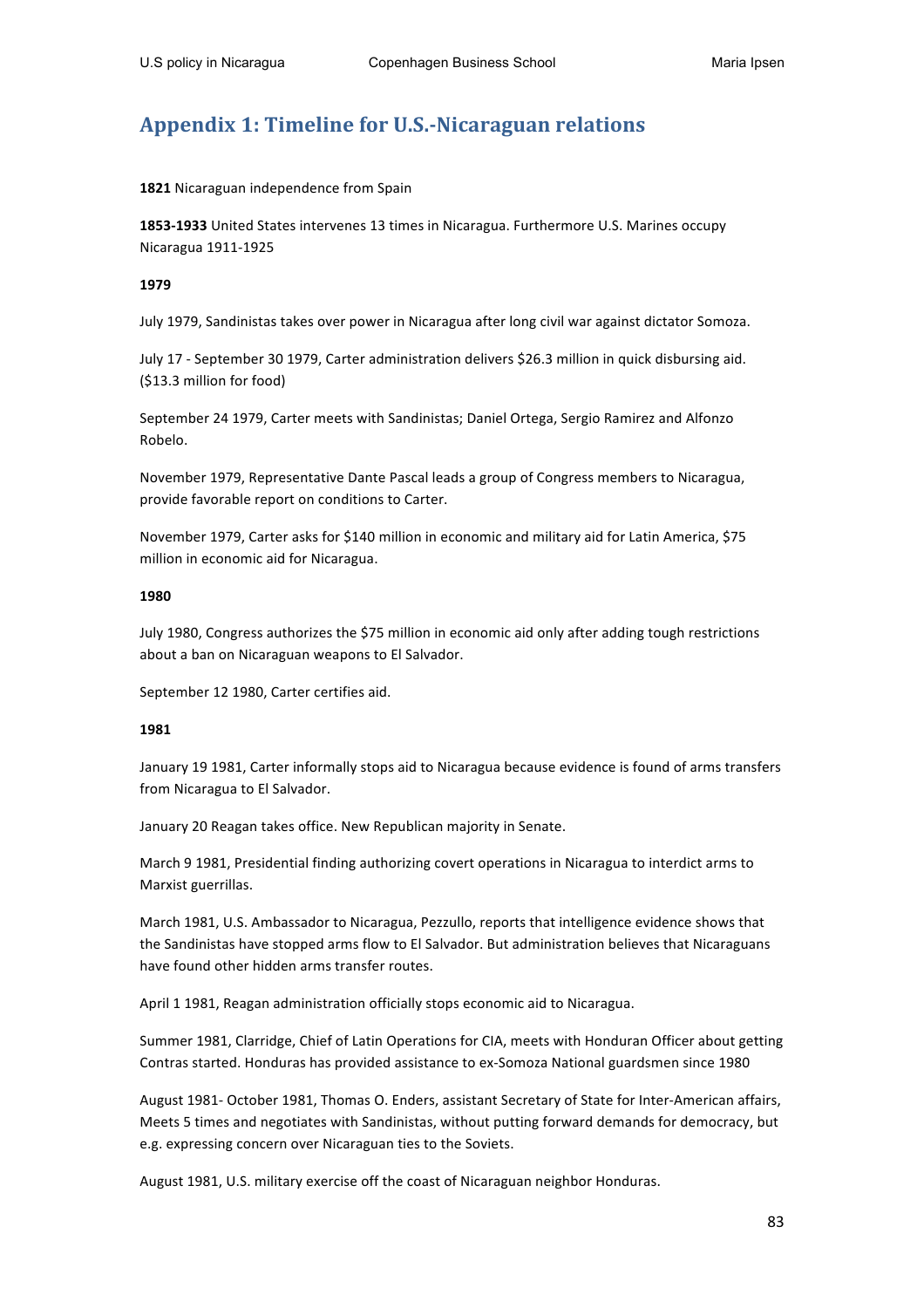# Appendix 1: Timeline for U.S.-Nicaraguan relations

**1821** Nicaraguan independence from Spain

**1853-1933** United States intervenes 13 times in Nicaragua. Furthermore U.S. Marines occupy Nicaragua 1911-1925

**1979**

July 1979, Sandinistas takes over power in Nicaragua after long civil war against dictator Somoza.

July 17 - September 30 1979, Carter administration delivers $26.3 million in quick disbursing aid. ($13.3 million for food)

September 24 1979, Carter meets with Sandinistas; Daniel Ortega, Sergio Ramirez and Alfonzo Robelo.

November 1979, Representative Dante Pascal leads a group of Congress members to Nicaragua, provide favorable report on conditions to Carter.

November 1979, Carter asks for $140 million in economic and military aid for Latin America, $75 million in economic aid for Nicaragua.

**1980**

July 1980, Congress authorizes the $75 million in economic aid only after adding tough restrictions about a ban on Nicaraguan weapons to El Salvador.

September 12 1980, Carter certifies aid.

**1981**

January 19 1981, Carter informally stops aid to Nicaragua because evidence is found of arms transfers from Nicaragua to El Salvador.

January 20 Reagan takes office. New Republican majority in Senate.

March 9 1981, Presidential finding authorizing covert operations in Nicaragua to interdict arms to Marxist guerrillas.

March 1981, U.S. Ambassador to Nicaragua, Pezzullo, reports that intelligence evidence shows that the Sandinistas have stopped arms flow to El Salvador. But administration believes that Nicaraguans have found other hidden arms transfer routes.

April 1 1981, Reagan administration officially stops economic aid to Nicaragua.

Summer 1981, Clarridge, Chief of Latin Operations for CIA, meets with Honduran Officer about getting Contras started. Honduras has provided assistance to ex-Somoza National guardsmen since 1980

August 1981- October 1981, Thomas O. Enders, assistant Secretary of State for Inter-American affairs, Meets 5 times and negotiates with Sandinistas, without putting forward demands for democracy, but e.g. expressing concern over Nicaraguan ties to the Soviets.

August 1981, U.S. military exercise off the coast of Nicaraguan neighbor Honduras.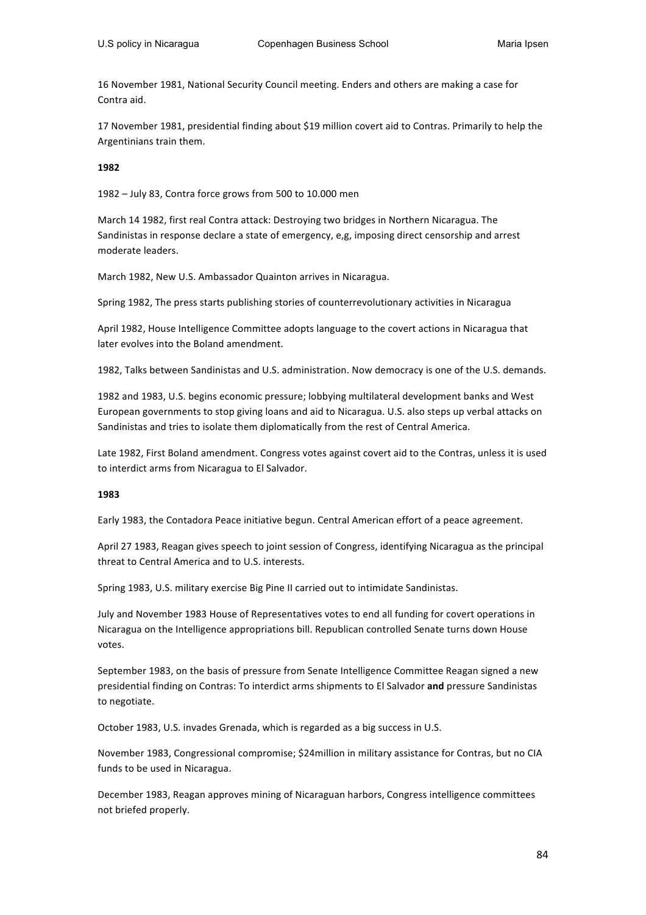16 November 1981, National Security Council meeting. Enders and others are making a case for Contra aid.

17 November 1981, presidential finding about $19 million covert aid to Contras. Primarily to help the Argentinians train them.

**1982**

1982 – July 83, Contra force grows from 500 to 10.000 men

March 14 1982, first real Contra attack: Destroying two bridges in Northern Nicaragua. The Sandinistas in response declare a state of emergency, e,g, imposing direct censorship and arrest moderate leaders.

March 1982, New U.S. Ambassador Quainton arrives in Nicaragua.

Spring 1982, The press starts publishing stories of counterrevolutionary activities in Nicaragua

April 1982, House Intelligence Committee adopts language to the covert actions in Nicaragua that later evolves into the Boland amendment.

1982, Talks between Sandinistas and U.S. administration. Now democracy is one of the U.S. demands.

1982 and 1983, U.S. begins economic pressure; lobbying multilateral development banks and West European governments to stop giving loans and aid to Nicaragua. U.S. also steps up verbal attacks on Sandinistas and tries to isolate them diplomatically from the rest of Central America.

Late 1982, First Boland amendment. Congress votes against covert aid to the Contras, unless it is used to interdict arms from Nicaragua to El Salvador.

**1983**

Early 1983, the Contadora Peace initiative begun. Central American effort of a peace agreement.

April 27 1983, Reagan gives speech to joint session of Congress, identifying Nicaragua as the principal threat to Central America and to U.S. interests.

Spring 1983, U.S. military exercise Big Pine II carried out to intimidate Sandinistas.

July and November 1983 House of Representatives votes to end all funding for covert operations in Nicaragua on the Intelligence appropriations bill. Republican controlled Senate turns down House votes.

September 1983, on the basis of pressure from Senate Intelligence Committee Reagan signed a new presidential finding on Contras: To interdict arms shipments to El Salvador **and** pressure Sandinistas to negotiate.

October 1983, U.S. invades Grenada, which is regarded as a big success in U.S.

November 1983, Congressional compromise; $24million in military assistance for Contras, but no CIA funds to be used in Nicaragua.

December 1983, Reagan approves mining of Nicaraguan harbors, Congress intelligence committees not briefed properly.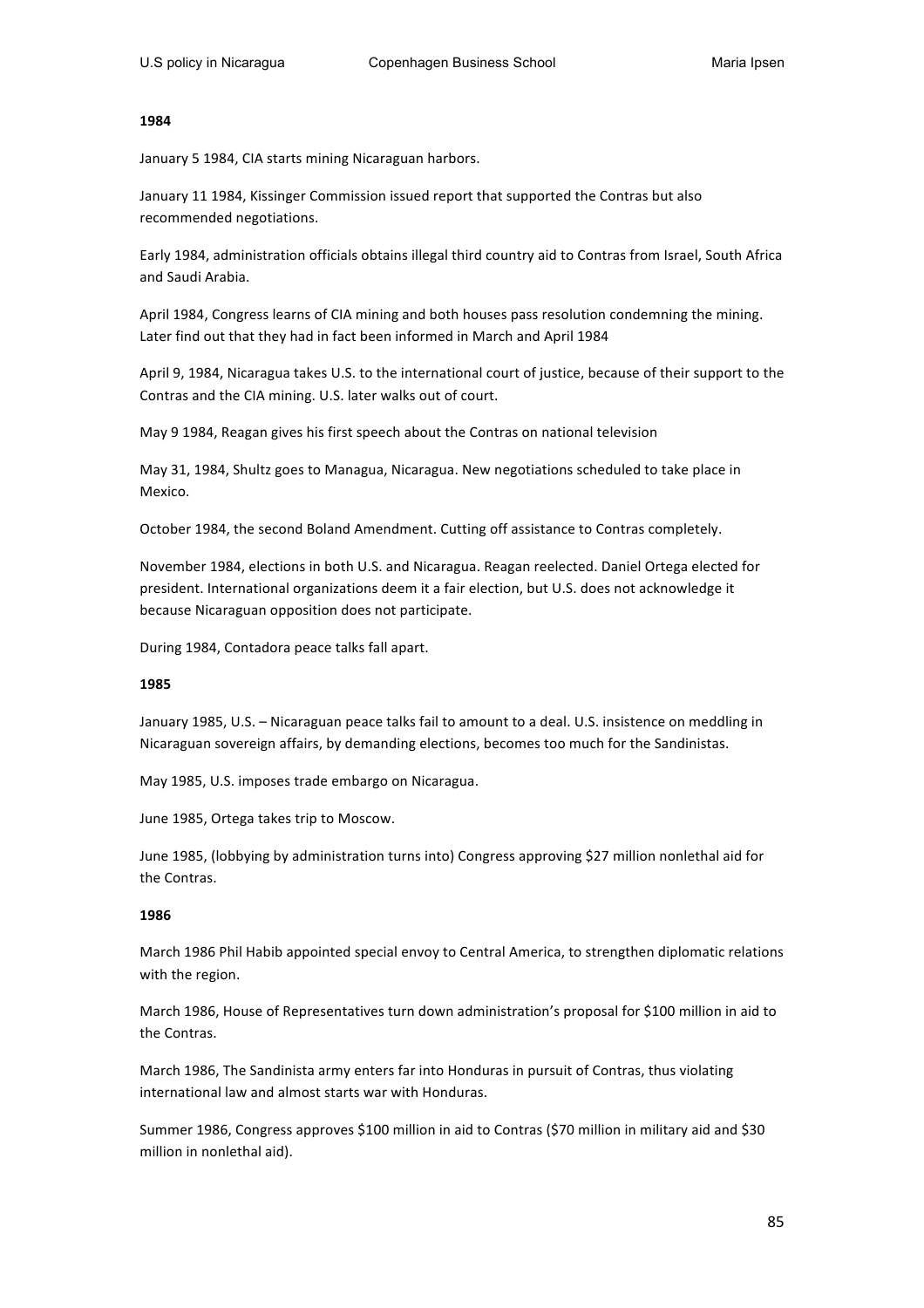**1984**

January 5 1984, CIA starts mining Nicaraguan harbors.

January 11 1984, Kissinger Commission issued report that supported the Contras but also recommended negotiations.

Early 1984, administration officials obtains illegal third country aid to Contras from Israel, South Africa and Saudi Arabia.

April 1984, Congress learns of CIA mining and both houses pass resolution condemning the mining. Later find out that they had in fact been informed in March and April 1984

April 9, 1984, Nicaragua takes U.S. to the international court of justice, because of their support to the Contras and the CIA mining. U.S. later walks out of court.

May 9 1984, Reagan gives his first speech about the Contras on national television

May 31, 1984, Shultz goes to Managua, Nicaragua. New negotiations scheduled to take place in Mexico.

October 1984, the second Boland Amendment. Cutting off assistance to Contras completely.

November 1984, elections in both U.S. and Nicaragua. Reagan reelected. Daniel Ortega elected for president. International organizations deem it a fair election, but U.S. does not acknowledge it because Nicaraguan opposition does not participate.

During 1984, Contadora peace talks fall apart.

**1985**

January 1985, U.S. – Nicaraguan peace talks fail to amount to a deal. U.S. insistence on meddling in Nicaraguan sovereign affairs, by demanding elections, becomes too much for the Sandinistas.

May 1985, U.S. imposes trade embargo on Nicaragua.

June 1985, Ortega takes trip to Moscow.

June 1985, (lobbying by administration turns into) Congress approving $27 million nonlethal aid for the Contras.

**1986**

March 1986 Phil Habib appointed special envoy to Central America, to strengthen diplomatic relations with the region.

March 1986, House of Representatives turn down administration's proposal for $100 million in aid to the Contras.

March 1986, The Sandinista army enters far into Honduras in pursuit of Contras, thus violating international law and almost starts war with Honduras.

Summer 1986, Congress approves $100 million in aid to Contras ($70 million in military aid and $30 million in nonlethal aid).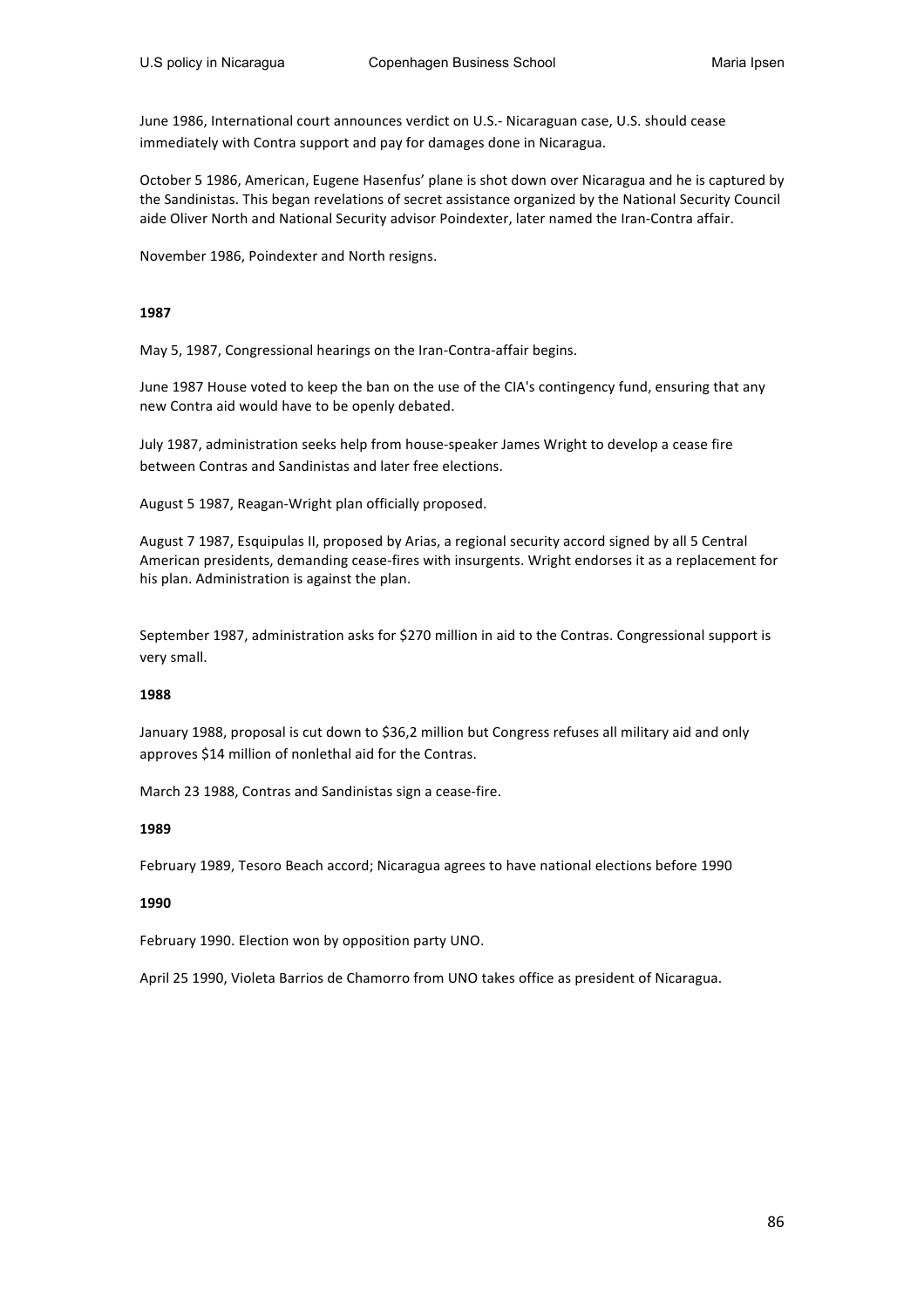June 1986, International court announces verdict on U.S.- Nicaraguan case, U.S. should cease immediately with Contra support and pay for damages done in Nicaragua.

October 5 1986, American, Eugene Hasenfus' plane is shot down over Nicaragua and he is captured by the Sandinistas. This began revelations of secret assistance organized by the National Security Council aide Oliver North and National Security advisor Poindexter, later named the Iran-Contra affair.

November 1986, Poindexter and North resigns.

**1987**

May 5, 1987, Congressional hearings on the Iran-Contra-affair begins.

June 1987 House voted to keep the ban on the use of the CIA's contingency fund, ensuring that any new Contra aid would have to be openly debated.

July 1987, administration seeks help from house-speaker James Wright to develop a cease fire between Contras and Sandinistas and later free elections.

August 5 1987, Reagan-Wright plan officially proposed.

August 7 1987, Esquipulas II, proposed by Arias, a regional security accord signed by all 5 Central American presidents, demanding cease-fires with insurgents. Wright endorses it as a replacement for his plan. Administration is against the plan.

September 1987, administration asks for $270 million in aid to the Contras. Congressional support is very small.

**1988**

January 1988, proposal is cut down to $36,2 million but Congress refuses all military aid and only approves $14 million of nonlethal aid for the Contras.

March 23 1988, Contras and Sandinistas sign a cease-fire.

**1989**

February 1989, Tesoro Beach accord; Nicaragua agrees to have national elections before 1990

**1990**

February 1990. Election won by opposition party UNO.

April 25 1990, Violeta Barrios de Chamorro from UNO takes office as president of Nicaragua.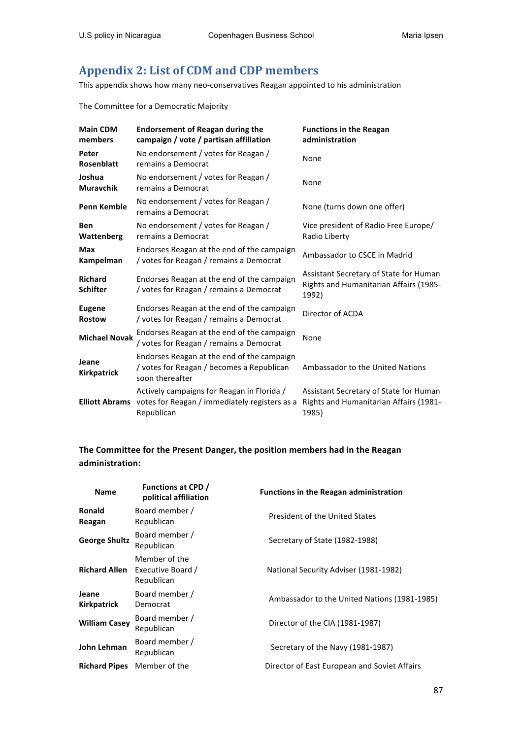## Appendix 2: List of CDM and CDP members

This appendix shows how many neo-conservatives Reagan appointed to his administration

The Committee for a Democratic Majority

| Main CDM members | Endorsement of Reagan during the campaign / vote / partisan affiliation | Functions in the Reagan administration |
|---|---|---|
| Peter Rosenblatt | No endorsement / votes for Reagan / remains a Democrat | None |
| Joshua Muravchik | No endorsement / votes for Reagan / remains a Democrat | None |
| Penn Kemble | No endorsement / votes for Reagan / remains a Democrat | None (turns down one offer) |
| Ben Wattenberg | No endorsement / votes for Reagan / remains a Democrat | Vice president of Radio Free Europe/ Radio Liberty |
| Max Kampelman | Endorses Reagan at the end of the campaign / votes for Reagan / remains a Democrat | Ambassador to CSCE in Madrid |
| Richard Schifter | Endorses Reagan at the end of the campaign / votes for Reagan / remains a Democrat | Assistant Secretary of State for Human Rights and Humanitarian Affairs (1985-1992) |
| Eugene Rostow | Endorses Reagan at the end of the campaign / votes for Reagan / remains a Democrat | Director of ACDA |
| Michael Novak | Endorses Reagan at the end of the campaign / votes for Reagan / remains a Democrat | None |
| Jeane Kirkpatrick | Endorses Reagan at the end of the campaign / votes for Reagan / becomes a Republican soon thereafter | Ambassador to the United Nations |
| Elliott Abrams | Actively campaigns for Reagan in Florida / votes for Reagan / immediately registers as a Republican | Assistant Secretary of State for Human Rights and Humanitarian Affairs (1981-1985) |

**The Committee for the Present Danger, the position members had in the Reagan administration:**

| Name | Functions at CPD / political affiliation | Functions in the Reagan administration |
|---|---|---|
| Ronald Reagan | Board member / Republican | President of the United States |
| George Shultz | Board member / Republican | Secretary of State (1982-1988) |
| Richard Allen | Member of the Executive Board / Republican | National Security Adviser (1981-1982) |
| Jeane Kirkpatrick | Board member / Democrat | Ambassador to the United Nations (1981-1985) |
| William Casey | Board member / Republican | Director of the CIA (1981-1987) |
| John Lehman | Board member / Republican | Secretary of the Navy (1981-1987) |
| Richard Pipes | Member of the | Director of East European and Soviet Affairs |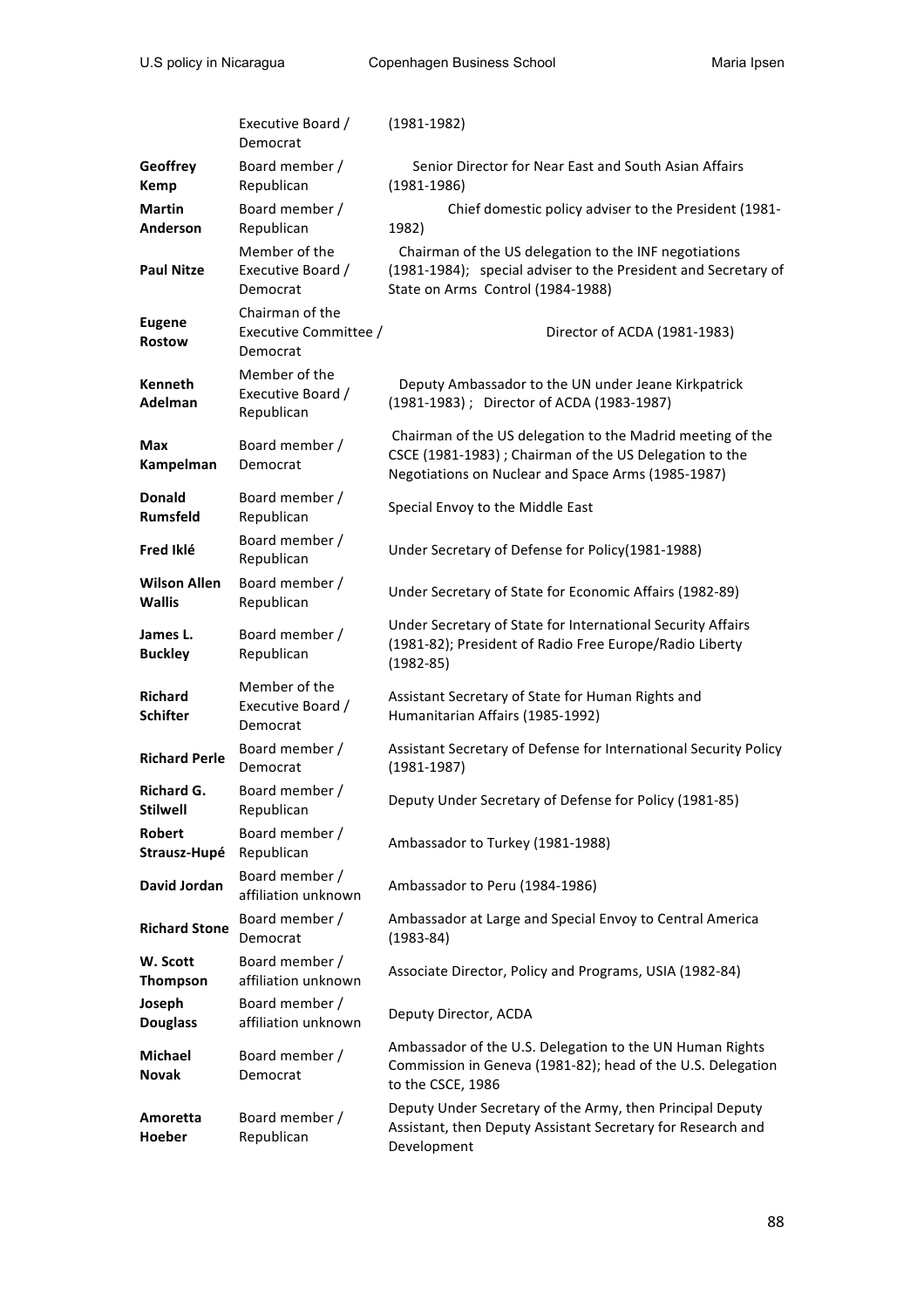| | | |
|---|---|---|
| | Executive Board / Democrat | (1981-1982) |
| **Geoffrey Kemp** | Board member / Republican | Senior Director for Near East and South Asian Affairs (1981-1986) |
| **Martin Anderson** | Board member / Republican | Chief domestic policy adviser to the President (1981-1982) |
| **Paul Nitze** | Member of the Executive Board / Democrat | Chairman of the US delegation to the INF negotiations (1981-1984); special adviser to the President and Secretary of State on Arms Control (1984-1988) |
| **Eugene Rostow** | Chairman of the Executive Committee / Democrat | Director of ACDA (1981-1983) |
| **Kenneth Adelman** | Member of the Executive Board / Republican | Deputy Ambassador to the UN under Jeane Kirkpatrick (1981-1983) ; Director of ACDA (1983-1987) |
| **Max Kampelman** | Board member / Democrat | Chairman of the US delegation to the Madrid meeting of the CSCE (1981-1983) ; Chairman of the US Delegation to the Negotiations on Nuclear and Space Arms (1985-1987) |
| **Donald Rumsfeld** | Board member / Republican | Special Envoy to the Middle East |
| **Fred Iklé** | Board member / Republican | Under Secretary of Defense for Policy(1981-1988) |
| **Wilson Allen Wallis** | Board member / Republican | Under Secretary of State for Economic Affairs (1982-89) |
| **James L. Buckley** | Board member / Republican | Under Secretary of State for International Security Affairs (1981-82); President of Radio Free Europe/Radio Liberty (1982-85) |
| **Richard Schifter** | Member of the Executive Board / Democrat | Assistant Secretary of State for Human Rights and Humanitarian Affairs (1985-1992) |
| **Richard Perle** | Board member / Democrat | Assistant Secretary of Defense for International Security Policy (1981-1987) |
| **Richard G. Stilwell** | Board member / Republican | Deputy Under Secretary of Defense for Policy (1981-85) |
| **Robert Strausz-Hupé** | Board member / Republican | Ambassador to Turkey (1981-1988) |
| **David Jordan** | Board member / affiliation unknown | Ambassador to Peru (1984-1986) |
| **Richard Stone** | Board member / Democrat | Ambassador at Large and Special Envoy to Central America (1983-84) |
| **W. Scott Thompson** | Board member / affiliation unknown | Associate Director, Policy and Programs, USIA (1982-84) |
| **Joseph Douglass** | Board member / affiliation unknown | Deputy Director, ACDA |
| **Michael Novak** | Board member / Democrat | Ambassador of the U.S. Delegation to the UN Human Rights Commission in Geneva (1981-82); head of the U.S. Delegation to the CSCE, 1986 |
| **Amoretta Hoeber** | Board member / Republican | Deputy Under Secretary of the Army, then Principal Deputy Assistant, then Deputy Assistant Secretary for Research and Development |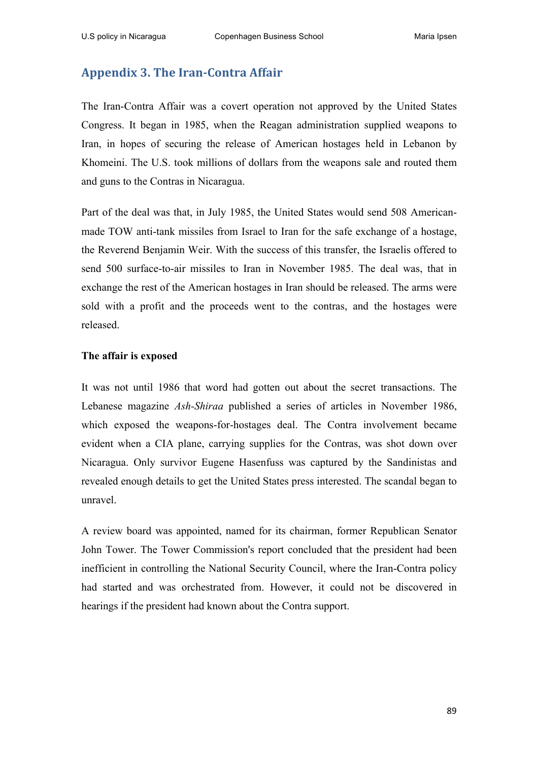## Appendix 3. The Iran-Contra Affair

The Iran-Contra Affair was a covert operation not approved by the United States Congress. It began in 1985, when the Reagan administration supplied weapons to Iran, in hopes of securing the release of American hostages held in Lebanon by Khomeini. The U.S. took millions of dollars from the weapons sale and routed them and guns to the Contras in Nicaragua.

Part of the deal was that, in July 1985, the United States would send 508 American-made TOW anti-tank missiles from Israel to Iran for the safe exchange of a hostage, the Reverend Benjamin Weir. With the success of this transfer, the Israelis offered to send 500 surface-to-air missiles to Iran in November 1985. The deal was, that in exchange the rest of the American hostages in Iran should be released. The arms were sold with a profit and the proceeds went to the contras, and the hostages were released.

**The affair is exposed**

It was not until 1986 that word had gotten out about the secret transactions. The Lebanese magazine *Ash-Shiraa* published a series of articles in November 1986, which exposed the weapons-for-hostages deal. The Contra involvement became evident when a CIA plane, carrying supplies for the Contras, was shot down over Nicaragua. Only survivor Eugene Hasenfuss was captured by the Sandinistas and revealed enough details to get the United States press interested. The scandal began to unravel.

A review board was appointed, named for its chairman, former Republican Senator John Tower. The Tower Commission's report concluded that the president had been inefficient in controlling the National Security Council, where the Iran-Contra policy had started and was orchestrated from. However, it could not be discovered in hearings if the president had known about the Contra support.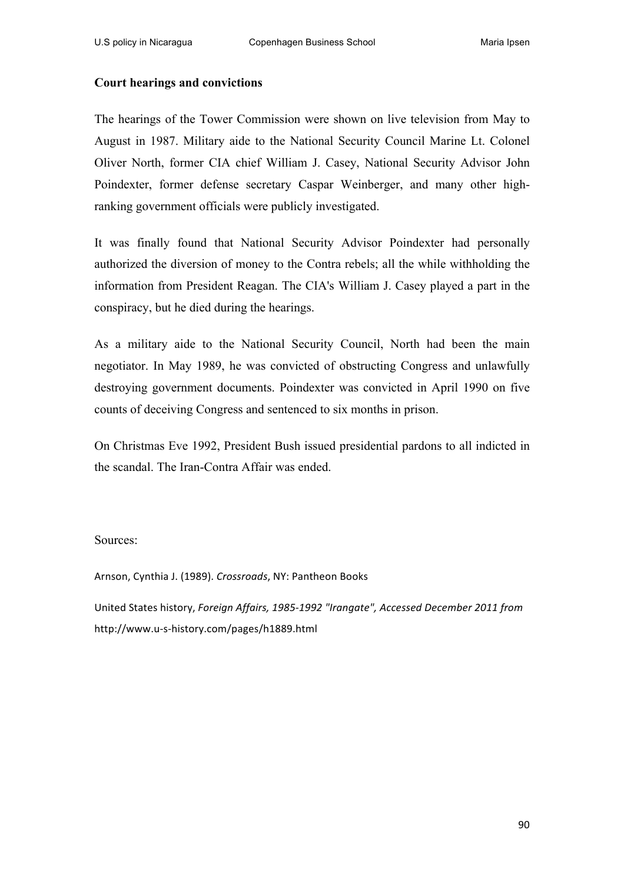**Court hearings and convictions**

The hearings of the Tower Commission were shown on live television from May to August in 1987. Military aide to the National Security Council Marine Lt. Colonel Oliver North, former CIA chief William J. Casey, National Security Advisor John Poindexter, former defense secretary Caspar Weinberger, and many other high-ranking government officials were publicly investigated.

It was finally found that National Security Advisor Poindexter had personally authorized the diversion of money to the Contra rebels; all the while withholding the information from President Reagan. The CIA's William J. Casey played a part in the conspiracy, but he died during the hearings.

As a military aide to the National Security Council, North had been the main negotiator. In May 1989, he was convicted of obstructing Congress and unlawfully destroying government documents. Poindexter was convicted in April 1990 on five counts of deceiving Congress and sentenced to six months in prison.

On Christmas Eve 1992, President Bush issued presidential pardons to all indicted in the scandal. The Iran-Contra Affair was ended.

Sources:

Arnson, Cynthia J. (1989). *Crossroads*, NY: Pantheon Books

United States history, *Foreign Affairs, 1985-1992 "Irangate", Accessed December 2011 from* http://www.u-s-history.com/pages/h1889.html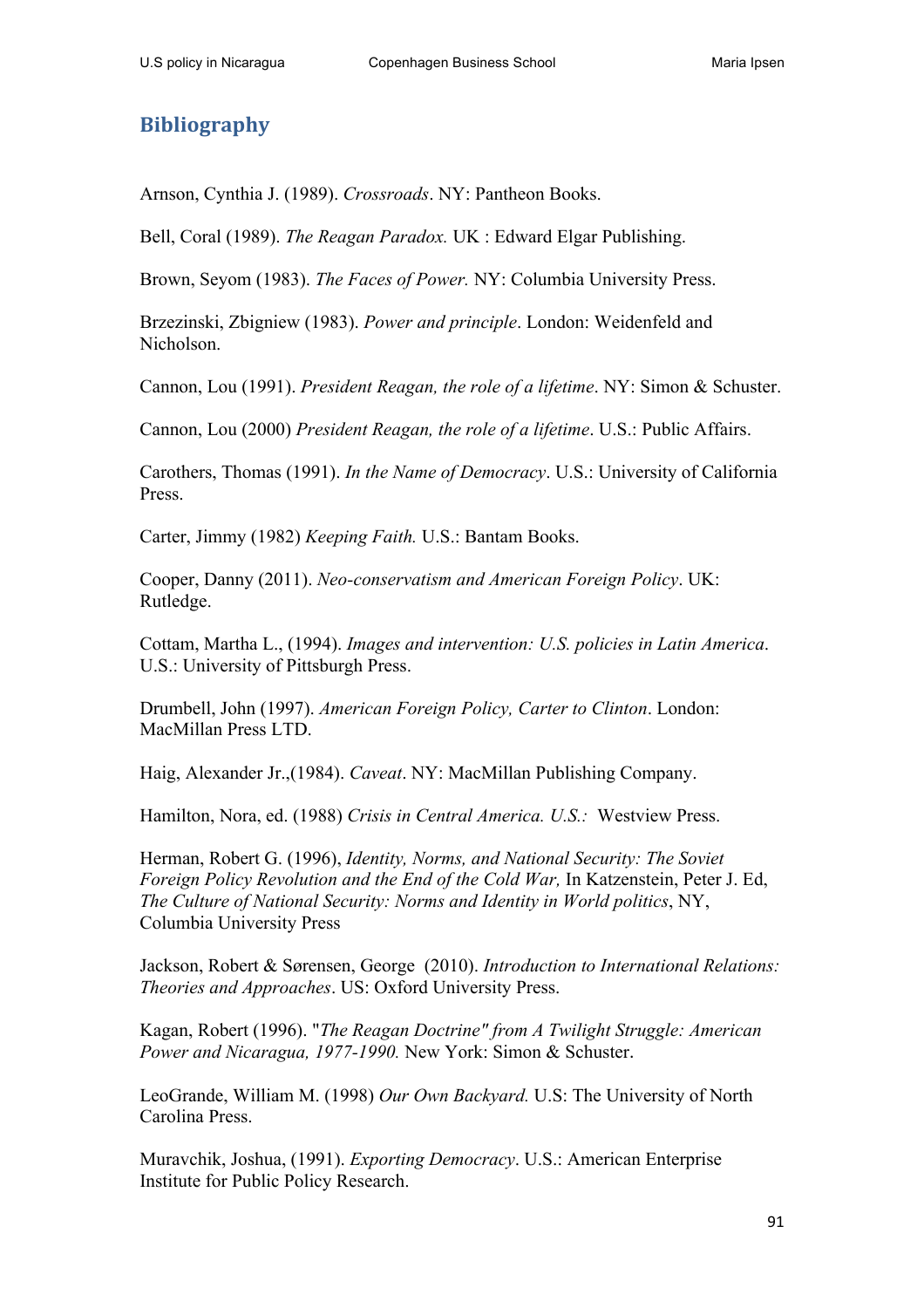## Bibliography

Arnson, Cynthia J. (1989). *Crossroads*. NY: Pantheon Books.

Bell, Coral (1989). *The Reagan Paradox.* UK : Edward Elgar Publishing.

Brown, Seyom (1983). *The Faces of Power.* NY: Columbia University Press.

Brzezinski, Zbigniew (1983). *Power and principle*. London: Weidenfeld and Nicholson.

Cannon, Lou (1991). *President Reagan, the role of a lifetime*. NY: Simon & Schuster.

Cannon, Lou (2000) *President Reagan, the role of a lifetime*. U.S.: Public Affairs.

Carothers, Thomas (1991). *In the Name of Democracy*. U.S.: University of California Press.

Carter, Jimmy (1982) *Keeping Faith.* U.S.: Bantam Books.

Cooper, Danny (2011). *Neo-conservatism and American Foreign Policy*. UK: Rutledge.

Cottam, Martha L., (1994). *Images and intervention: U.S. policies in Latin America*. U.S.: University of Pittsburgh Press.

Drumbell, John (1997). *American Foreign Policy, Carter to Clinton*. London: MacMillan Press LTD.

Haig, Alexander Jr.,(1984). *Caveat*. NY: MacMillan Publishing Company.

Hamilton, Nora, ed. (1988) *Crisis in Central America. U.S.:* Westview Press.

Herman, Robert G. (1996), *Identity, Norms, and National Security: The Soviet Foreign Policy Revolution and the End of the Cold War,* In Katzenstein, Peter J. Ed, *The Culture of National Security: Norms and Identity in World politics*, NY, Columbia University Press

Jackson, Robert & Sørensen, George (2010). *Introduction to International Relations: Theories and Approaches*. US: Oxford University Press.

Kagan, Robert (1996). "*The Reagan Doctrine" from A Twilight Struggle: American Power and Nicaragua, 1977-1990.* New York: Simon & Schuster.

LeoGrande, William M. (1998) *Our Own Backyard.* U.S: The University of North Carolina Press.

Muravchik, Joshua, (1991). *Exporting Democracy*. U.S.: American Enterprise Institute for Public Policy Research.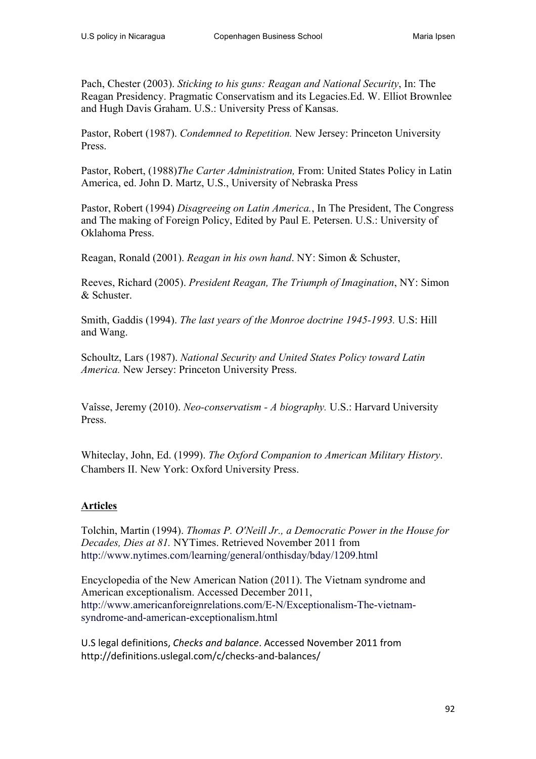Pach, Chester (2003). *Sticking to his guns: Reagan and National Security*, In: The Reagan Presidency. Pragmatic Conservatism and its Legacies.Ed. W. Elliot Brownlee and Hugh Davis Graham. U.S.: University Press of Kansas.

Pastor, Robert (1987). *Condemned to Repetition.* New Jersey: Princeton University Press.

Pastor, Robert, (1988)*The Carter Administration,* From: United States Policy in Latin America, ed. John D. Martz, U.S., University of Nebraska Press

Pastor, Robert (1994) *Disagreeing on Latin America.*, In The President, The Congress and The making of Foreign Policy, Edited by Paul E. Petersen. U.S.: University of Oklahoma Press.

Reagan, Ronald (2001). *Reagan in his own hand*. NY: Simon & Schuster,

Reeves, Richard (2005). *President Reagan, The Triumph of Imagination*, NY: Simon & Schuster.

Smith, Gaddis (1994). *The last years of the Monroe doctrine 1945-1993.* U.S: Hill and Wang.

Schoultz, Lars (1987). *National Security and United States Policy toward Latin America.* New Jersey: Princeton University Press.

Vaîsse, Jeremy (2010). *Neo-conservatism - A biography.* U.S.: Harvard University Press.

Whiteclay, John, Ed. (1999). *The Oxford Companion to American Military History*. Chambers II. New York: Oxford University Press.

**Articles**

Tolchin, Martin (1994). *Thomas P. O'Neill Jr., a Democratic Power in the House for Decades, Dies at 81.* NYTimes. Retrieved November 2011 from http://www.nytimes.com/learning/general/onthisday/bday/1209.html

Encyclopedia of the New American Nation (2011). The Vietnam syndrome and American exceptionalism. Accessed December 2011, http://www.americanforeignrelations.com/E-N/Exceptionalism-The-vietnam-syndrome-and-american-exceptionalism.html

U.S legal definitions, *Checks and balance*. Accessed November 2011 from http://definitions.uslegal.com/c/checks-and-balances/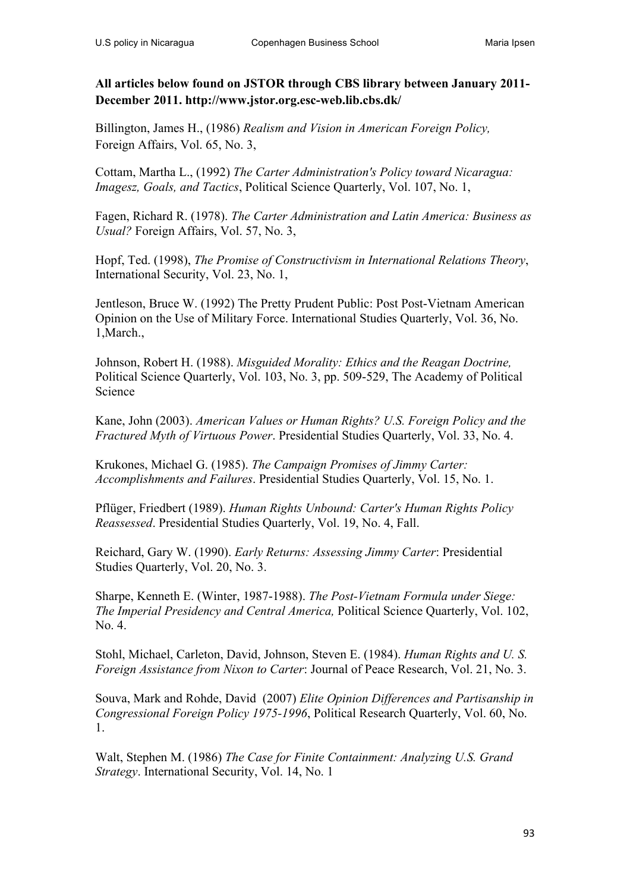**All articles below found on JSTOR through CBS library between January 2011-December 2011. http://www.jstor.org.esc-web.lib.cbs.dk/**

Billington, James H., (1986) *Realism and Vision in American Foreign Policy,* Foreign Affairs, Vol. 65, No. 3,

Cottam, Martha L., (1992) *The Carter Administration's Policy toward Nicaragua: Imagesz, Goals, and Tactics*, Political Science Quarterly, Vol. 107, No. 1,

Fagen, Richard R. (1978). *The Carter Administration and Latin America: Business as Usual?* Foreign Affairs, Vol. 57, No. 3,

Hopf, Ted. (1998), *The Promise of Constructivism in International Relations Theory*, International Security, Vol. 23, No. 1,

Jentleson, Bruce W. (1992) The Pretty Prudent Public: Post Post-Vietnam American Opinion on the Use of Military Force. International Studies Quarterly, Vol. 36, No. 1,March.,

Johnson, Robert H. (1988). *Misguided Morality: Ethics and the Reagan Doctrine,* Political Science Quarterly, Vol. 103, No. 3, pp. 509-529, The Academy of Political Science

Kane, John (2003). *American Values or Human Rights? U.S. Foreign Policy and the Fractured Myth of Virtuous Power*. Presidential Studies Quarterly, Vol. 33, No. 4.

Krukones, Michael G. (1985). *The Campaign Promises of Jimmy Carter: Accomplishments and Failures*. Presidential Studies Quarterly, Vol. 15, No. 1.

Pflüger, Friedbert (1989). *Human Rights Unbound: Carter's Human Rights Policy Reassessed*. Presidential Studies Quarterly, Vol. 19, No. 4, Fall.

Reichard, Gary W. (1990). *Early Returns: Assessing Jimmy Carter*: Presidential Studies Quarterly, Vol. 20, No. 3.

Sharpe, Kenneth E. (Winter, 1987-1988). *The Post-Vietnam Formula under Siege: The Imperial Presidency and Central America,* Political Science Quarterly, Vol. 102, No. 4.

Stohl, Michael, Carleton, David, Johnson, Steven E. (1984). *Human Rights and U. S. Foreign Assistance from Nixon to Carter*: Journal of Peace Research, Vol. 21, No. 3.

Souva, Mark and Rohde, David (2007) *Elite Opinion Differences and Partisanship in Congressional Foreign Policy 1975-1996*, Political Research Quarterly, Vol. 60, No. 1.

Walt, Stephen M. (1986) *The Case for Finite Containment: Analyzing U.S. Grand Strategy*. International Security, Vol. 14, No. 1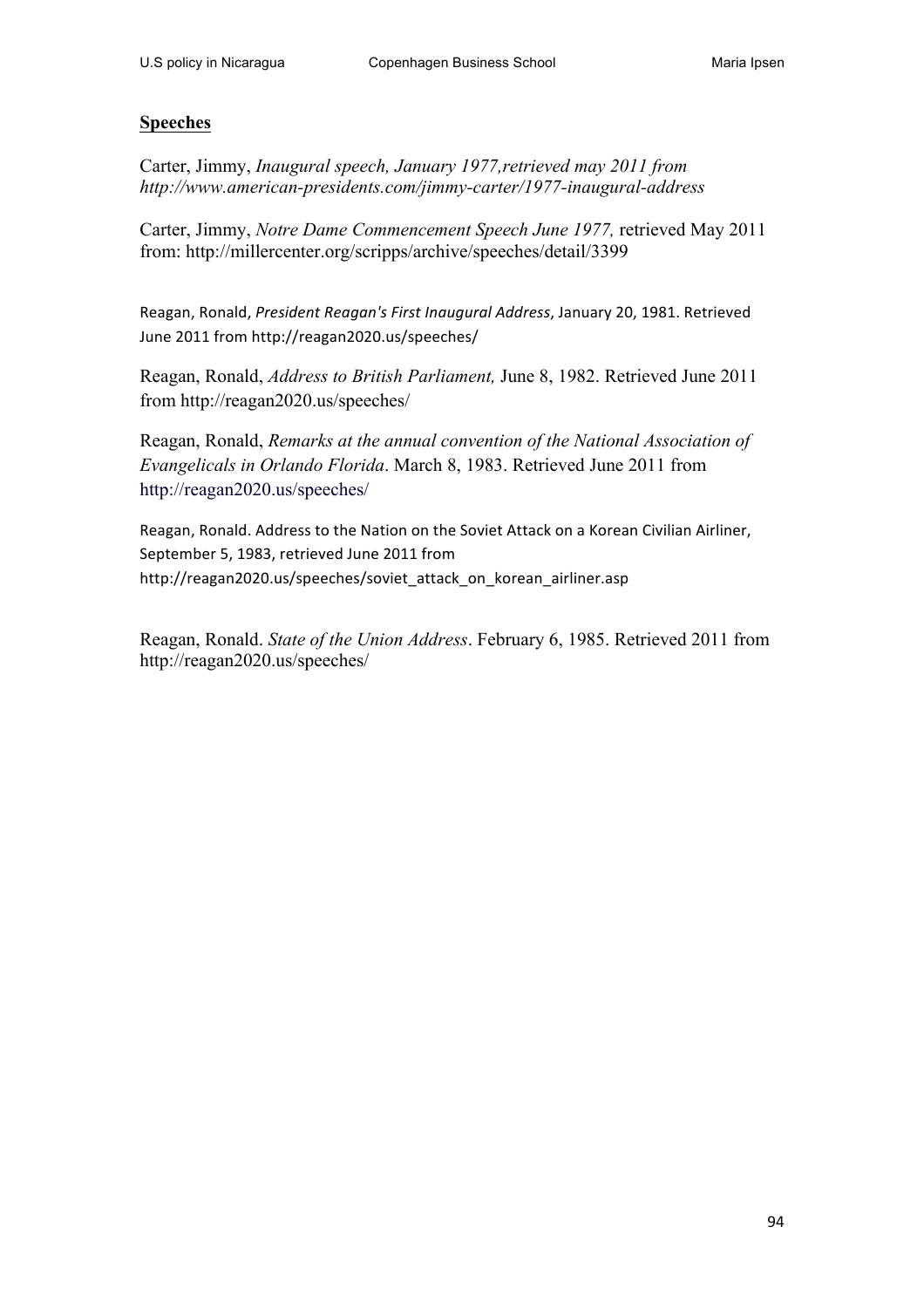## **Speeches**

Carter, Jimmy, *Inaugural speech, January 1977,retrieved may 2011 from http://www.american-presidents.com/jimmy-carter/1977-inaugural-address*

Carter, Jimmy, *Notre Dame Commencement Speech June 1977,* retrieved May 2011 from: http://millercenter.org/scripps/archive/speeches/detail/3399

Reagan, Ronald, *President Reagan's First Inaugural Address*, January 20, 1981. Retrieved June 2011 from http://reagan2020.us/speeches/

Reagan, Ronald, *Address to British Parliament,* June 8, 1982. Retrieved June 2011 from http://reagan2020.us/speeches/

Reagan, Ronald, *Remarks at the annual convention of the National Association of Evangelicals in Orlando Florida*. March 8, 1983. Retrieved June 2011 from http://reagan2020.us/speeches/

Reagan, Ronald. Address to the Nation on the Soviet Attack on a Korean Civilian Airliner, September 5, 1983, retrieved June 2011 from http://reagan2020.us/speeches/soviet_attack_on_korean_airliner.asp

Reagan, Ronald. *State of the Union Address*. February 6, 1985. Retrieved 2011 from http://reagan2020.us/speeches/